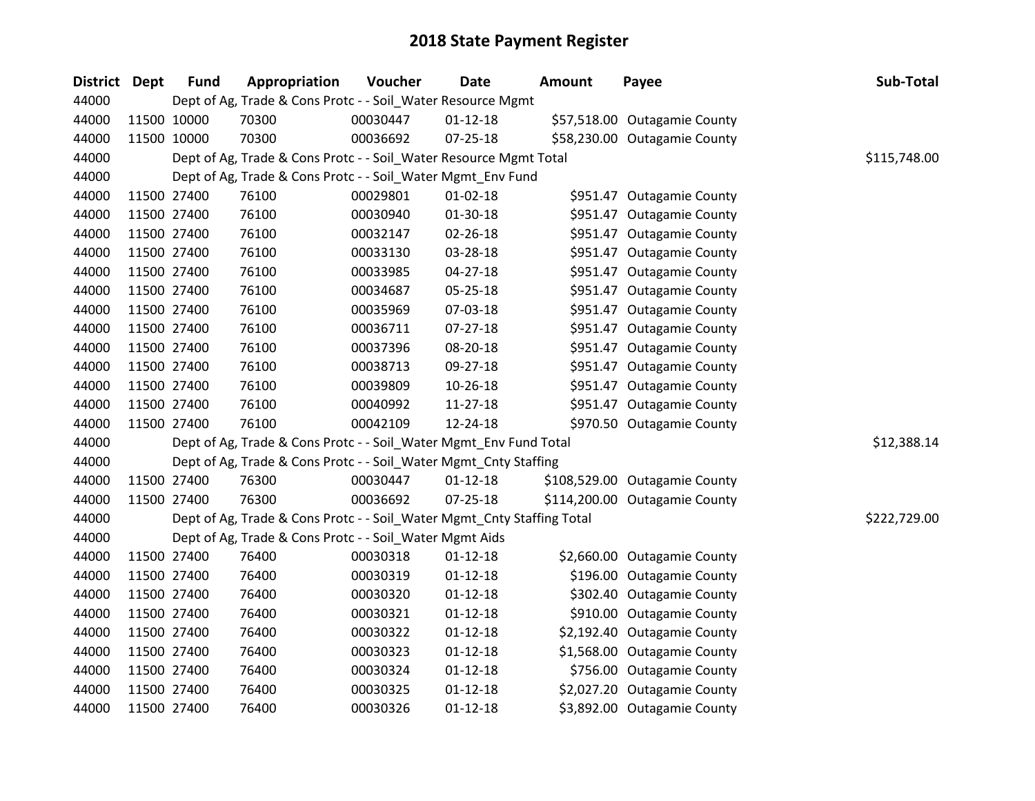# 2018 State Payment Register

| District | Dept | Fund | Appropriation | Voucher | Date | Amount | Payee | Sub-Total |
|---|---|---|---|---|---|---|---|---|
| 44000 | | Dept of Ag, Trade & Cons Protc - - Soil_Water Resource Mgmt | | | | | | |
| 44000 | 11500 | 10000 | 70300 | 00030447 | 01-12-18 | $57,518.00 | Outagamie County | |
| 44000 | 11500 | 10000 | 70300 | 00036692 | 07-25-18 | $58,230.00 | Outagamie County | |
| 44000 | | Dept of Ag, Trade & Cons Protc - - Soil_Water Resource Mgmt Total | | | | | | $115,748.00 |
| 44000 | | Dept of Ag, Trade & Cons Protc - - Soil_Water Mgmt_Env Fund | | | | | | |
| 44000 | 11500 | 27400 | 76100 | 00029801 | 01-02-18 | $951.47 | Outagamie County | |
| 44000 | 11500 | 27400 | 76100 | 00030940 | 01-30-18 | $951.47 | Outagamie County | |
| 44000 | 11500 | 27400 | 76100 | 00032147 | 02-26-18 | $951.47 | Outagamie County | |
| 44000 | 11500 | 27400 | 76100 | 00033130 | 03-28-18 | $951.47 | Outagamie County | |
| 44000 | 11500 | 27400 | 76100 | 00033985 | 04-27-18 | $951.47 | Outagamie County | |
| 44000 | 11500 | 27400 | 76100 | 00034687 | 05-25-18 | $951.47 | Outagamie County | |
| 44000 | 11500 | 27400 | 76100 | 00035969 | 07-03-18 | $951.47 | Outagamie County | |
| 44000 | 11500 | 27400 | 76100 | 00036711 | 07-27-18 | $951.47 | Outagamie County | |
| 44000 | 11500 | 27400 | 76100 | 00037396 | 08-20-18 | $951.47 | Outagamie County | |
| 44000 | 11500 | 27400 | 76100 | 00038713 | 09-27-18 | $951.47 | Outagamie County | |
| 44000 | 11500 | 27400 | 76100 | 00039809 | 10-26-18 | $951.47 | Outagamie County | |
| 44000 | 11500 | 27400 | 76100 | 00040992 | 11-27-18 | $951.47 | Outagamie County | |
| 44000 | 11500 | 27400 | 76100 | 00042109 | 12-24-18 | $970.50 | Outagamie County | |
| 44000 | | Dept of Ag, Trade & Cons Protc - - Soil_Water Mgmt_Env Fund Total | | | | | | $12,388.14 |
| 44000 | | Dept of Ag, Trade & Cons Protc - - Soil_Water Mgmt_Cnty Staffing | | | | | | |
| 44000 | 11500 | 27400 | 76300 | 00030447 | 01-12-18 | $108,529.00 | Outagamie County | |
| 44000 | 11500 | 27400 | 76300 | 00036692 | 07-25-18 | $114,200.00 | Outagamie County | |
| 44000 | | Dept of Ag, Trade & Cons Protc - - Soil_Water Mgmt_Cnty Staffing Total | | | | | | $222,729.00 |
| 44000 | | Dept of Ag, Trade & Cons Protc - - Soil_Water Mgmt Aids | | | | | | |
| 44000 | 11500 | 27400 | 76400 | 00030318 | 01-12-18 | $2,660.00 | Outagamie County | |
| 44000 | 11500 | 27400 | 76400 | 00030319 | 01-12-18 | $196.00 | Outagamie County | |
| 44000 | 11500 | 27400 | 76400 | 00030320 | 01-12-18 | $302.40 | Outagamie County | |
| 44000 | 11500 | 27400 | 76400 | 00030321 | 01-12-18 | $910.00 | Outagamie County | |
| 44000 | 11500 | 27400 | 76400 | 00030322 | 01-12-18 | $2,192.40 | Outagamie County | |
| 44000 | 11500 | 27400 | 76400 | 00030323 | 01-12-18 | $1,568.00 | Outagamie County | |
| 44000 | 11500 | 27400 | 76400 | 00030324 | 01-12-18 | $756.00 | Outagamie County | |
| 44000 | 11500 | 27400 | 76400 | 00030325 | 01-12-18 | $2,027.20 | Outagamie County | |
| 44000 | 11500 | 27400 | 76400 | 00030326 | 01-12-18 | $3,892.00 | Outagamie County | |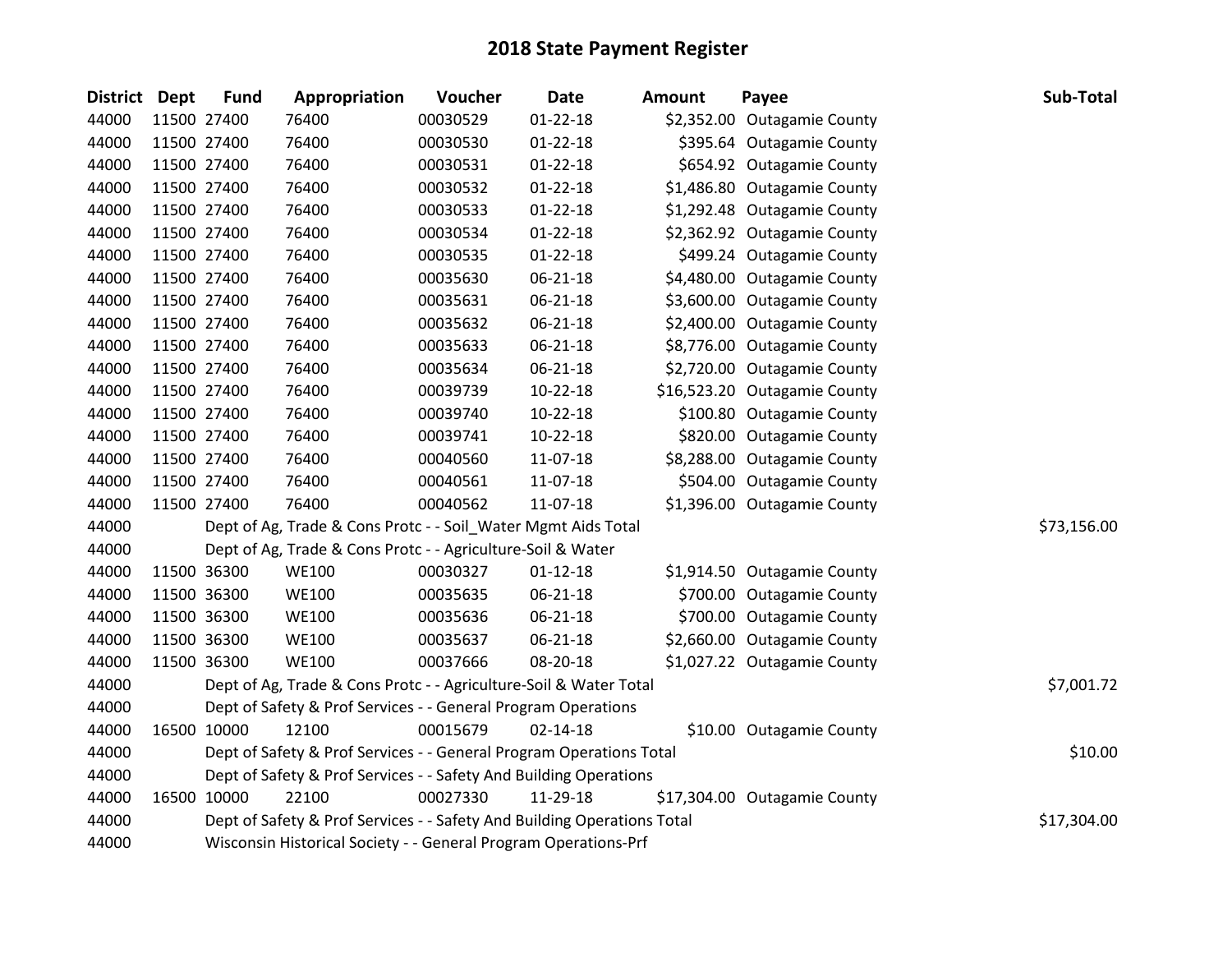# 2018 State Payment Register

| District | Dept | Fund | Appropriation | Voucher | Date | Amount | Payee | Sub-Total |
|---|---|---|---|---|---|---|---|---|
| 44000 | 11500 | 27400 | 76400 | 00030529 | 01-22-18 | $2,352.00 | Outagamie County | |
| 44000 | 11500 | 27400 | 76400 | 00030530 | 01-22-18 | $395.64 | Outagamie County | |
| 44000 | 11500 | 27400 | 76400 | 00030531 | 01-22-18 | $654.92 | Outagamie County | |
| 44000 | 11500 | 27400 | 76400 | 00030532 | 01-22-18 | $1,486.80 | Outagamie County | |
| 44000 | 11500 | 27400 | 76400 | 00030533 | 01-22-18 | $1,292.48 | Outagamie County | |
| 44000 | 11500 | 27400 | 76400 | 00030534 | 01-22-18 | $2,362.92 | Outagamie County | |
| 44000 | 11500 | 27400 | 76400 | 00030535 | 01-22-18 | $499.24 | Outagamie County | |
| 44000 | 11500 | 27400 | 76400 | 00035630 | 06-21-18 | $4,480.00 | Outagamie County | |
| 44000 | 11500 | 27400 | 76400 | 00035631 | 06-21-18 | $3,600.00 | Outagamie County | |
| 44000 | 11500 | 27400 | 76400 | 00035632 | 06-21-18 | $2,400.00 | Outagamie County | |
| 44000 | 11500 | 27400 | 76400 | 00035633 | 06-21-18 | $8,776.00 | Outagamie County | |
| 44000 | 11500 | 27400 | 76400 | 00035634 | 06-21-18 | $2,720.00 | Outagamie County | |
| 44000 | 11500 | 27400 | 76400 | 00039739 | 10-22-18 | $16,523.20 | Outagamie County | |
| 44000 | 11500 | 27400 | 76400 | 00039740 | 10-22-18 | $100.80 | Outagamie County | |
| 44000 | 11500 | 27400 | 76400 | 00039741 | 10-22-18 | $820.00 | Outagamie County | |
| 44000 | 11500 | 27400 | 76400 | 00040560 | 11-07-18 | $8,288.00 | Outagamie County | |
| 44000 | 11500 | 27400 | 76400 | 00040561 | 11-07-18 | $504.00 | Outagamie County | |
| 44000 | 11500 | 27400 | 76400 | 00040562 | 11-07-18 | $1,396.00 | Outagamie County | |
| 44000 | | Dept of Ag, Trade & Cons Protc - - Soil_Water Mgmt Aids Total | | | | | | $73,156.00 |
| 44000 | | Dept of Ag, Trade & Cons Protc - - Agriculture-Soil & Water | | | | | | |
| 44000 | 11500 | 36300 | WE100 | 00030327 | 01-12-18 | $1,914.50 | Outagamie County | |
| 44000 | 11500 | 36300 | WE100 | 00035635 | 06-21-18 | $700.00 | Outagamie County | |
| 44000 | 11500 | 36300 | WE100 | 00035636 | 06-21-18 | $700.00 | Outagamie County | |
| 44000 | 11500 | 36300 | WE100 | 00035637 | 06-21-18 | $2,660.00 | Outagamie County | |
| 44000 | 11500 | 36300 | WE100 | 00037666 | 08-20-18 | $1,027.22 | Outagamie County | |
| 44000 | | Dept of Ag, Trade & Cons Protc - - Agriculture-Soil & Water Total | | | | | | $7,001.72 |
| 44000 | | Dept of Safety & Prof Services - - General Program Operations | | | | | | |
| 44000 | 16500 | 10000 | 12100 | 00015679 | 02-14-18 | $10.00 | Outagamie County | |
| 44000 | | Dept of Safety & Prof Services - - General Program Operations Total | | | | | | $10.00 |
| 44000 | | Dept of Safety & Prof Services - - Safety And Building Operations | | | | | | |
| 44000 | 16500 | 10000 | 22100 | 00027330 | 11-29-18 | $17,304.00 | Outagamie County | |
| 44000 | | Dept of Safety & Prof Services - - Safety And Building Operations Total | | | | | | $17,304.00 |
| 44000 | | Wisconsin Historical Society - - General Program Operations-Prf | | | | | | |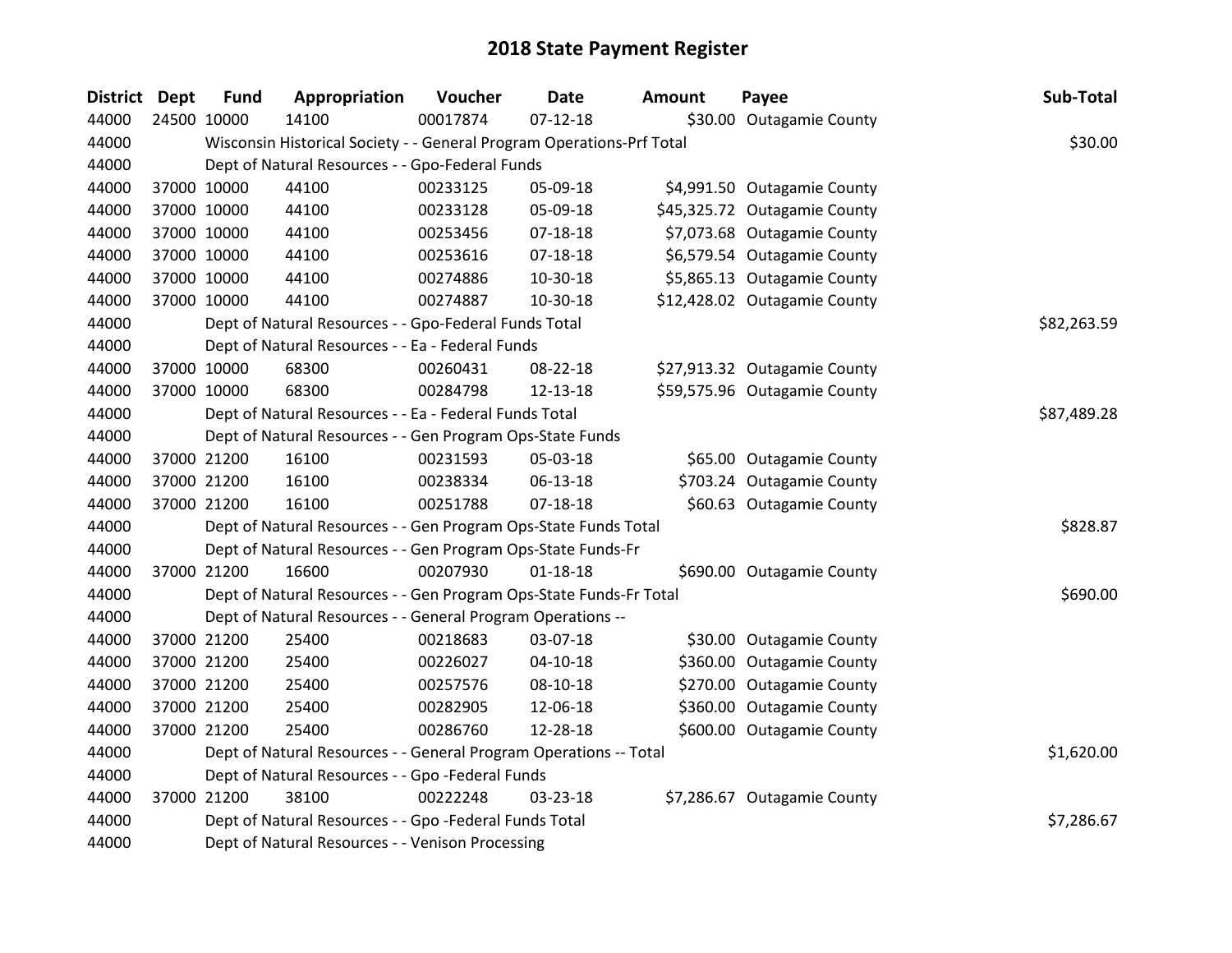# 2018 State Payment Register

| District | Dept | Fund | Appropriation | Voucher | Date | Amount | Payee | Sub-Total |
|---|---|---|---|---|---|---|---|---|
| 44000 | 24500 | 10000 | 14100 | 00017874 | 07-12-18 | $30.00 | Outagamie County | |
| 44000 | | Wisconsin Historical Society - - General Program Operations-Prf Total | | | | | | $30.00 |
| 44000 | | Dept of Natural Resources - - Gpo-Federal Funds | | | | | | |
| 44000 | 37000 | 10000 | 44100 | 00233125 | 05-09-18 | $4,991.50 | Outagamie County | |
| 44000 | 37000 | 10000 | 44100 | 00233128 | 05-09-18 | $45,325.72 | Outagamie County | |
| 44000 | 37000 | 10000 | 44100 | 00253456 | 07-18-18 | $7,073.68 | Outagamie County | |
| 44000 | 37000 | 10000 | 44100 | 00253616 | 07-18-18 | $6,579.54 | Outagamie County | |
| 44000 | 37000 | 10000 | 44100 | 00274886 | 10-30-18 | $5,865.13 | Outagamie County | |
| 44000 | 37000 | 10000 | 44100 | 00274887 | 10-30-18 | $12,428.02 | Outagamie County | |
| 44000 | | Dept of Natural Resources - - Gpo-Federal Funds Total | | | | | | $82,263.59 |
| 44000 | | Dept of Natural Resources - - Ea - Federal Funds | | | | | | |
| 44000 | 37000 | 10000 | 68300 | 00260431 | 08-22-18 | $27,913.32 | Outagamie County | |
| 44000 | 37000 | 10000 | 68300 | 00284798 | 12-13-18 | $59,575.96 | Outagamie County | |
| 44000 | | Dept of Natural Resources - - Ea - Federal Funds Total | | | | | | $87,489.28 |
| 44000 | | Dept of Natural Resources - - Gen Program Ops-State Funds | | | | | | |
| 44000 | 37000 | 21200 | 16100 | 00231593 | 05-03-18 | $65.00 | Outagamie County | |
| 44000 | 37000 | 21200 | 16100 | 00238334 | 06-13-18 | $703.24 | Outagamie County | |
| 44000 | 37000 | 21200 | 16100 | 00251788 | 07-18-18 | $60.63 | Outagamie County | |
| 44000 | | Dept of Natural Resources - - Gen Program Ops-State Funds Total | | | | | | $828.87 |
| 44000 | | Dept of Natural Resources - - Gen Program Ops-State Funds-Fr | | | | | | |
| 44000 | 37000 | 21200 | 16600 | 00207930 | 01-18-18 | $690.00 | Outagamie County | |
| 44000 | | Dept of Natural Resources - - Gen Program Ops-State Funds-Fr Total | | | | | | $690.00 |
| 44000 | | Dept of Natural Resources - - General Program Operations -- | | | | | | |
| 44000 | 37000 | 21200 | 25400 | 00218683 | 03-07-18 | $30.00 | Outagamie County | |
| 44000 | 37000 | 21200 | 25400 | 00226027 | 04-10-18 | $360.00 | Outagamie County | |
| 44000 | 37000 | 21200 | 25400 | 00257576 | 08-10-18 | $270.00 | Outagamie County | |
| 44000 | 37000 | 21200 | 25400 | 00282905 | 12-06-18 | $360.00 | Outagamie County | |
| 44000 | 37000 | 21200 | 25400 | 00286760 | 12-28-18 | $600.00 | Outagamie County | |
| 44000 | | Dept of Natural Resources - - General Program Operations -- Total | | | | | | $1,620.00 |
| 44000 | | Dept of Natural Resources - - Gpo -Federal Funds | | | | | | |
| 44000 | 37000 | 21200 | 38100 | 00222248 | 03-23-18 | $7,286.67 | Outagamie County | |
| 44000 | | Dept of Natural Resources - - Gpo -Federal Funds Total | | | | | | $7,286.67 |
| 44000 | | Dept of Natural Resources - - Venison Processing | | | | | | |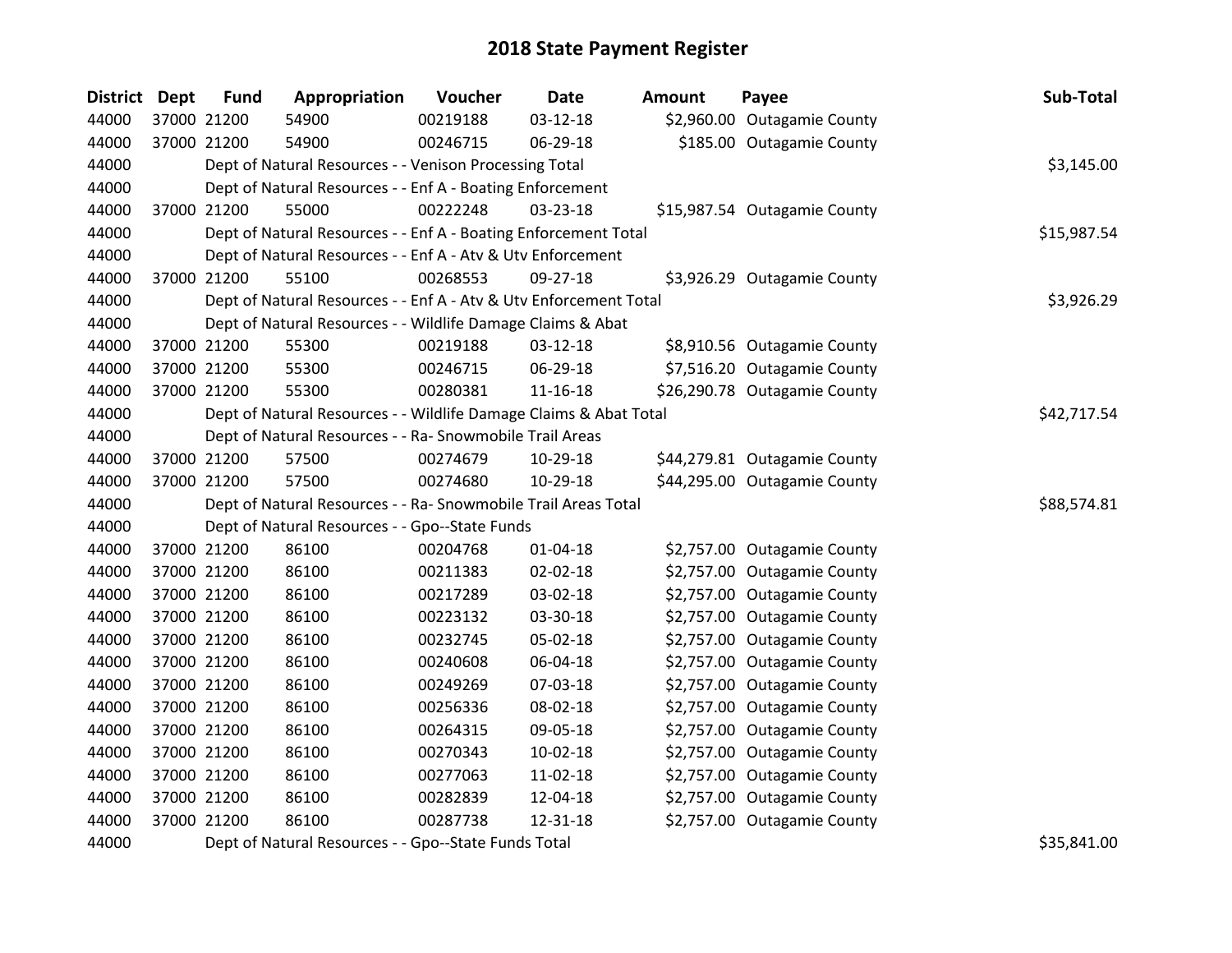# 2018 State Payment Register

| District | Dept | Fund | Appropriation | Voucher | Date | Amount | Payee | Sub-Total |
|---|---|---|---|---|---|---|---|---|
| 44000 | 37000 | 21200 | 54900 | 00219188 | 03-12-18 | $2,960.00 | Outagamie County | |
| 44000 | 37000 | 21200 | 54900 | 00246715 | 06-29-18 | $185.00 | Outagamie County | |
| 44000 | | Dept of Natural Resources - - Venison Processing Total | | | | | | $3,145.00 |
| 44000 | | Dept of Natural Resources - - Enf A - Boating Enforcement | | | | | | |
| 44000 | 37000 | 21200 | 55000 | 00222248 | 03-23-18 | $15,987.54 | Outagamie County | |
| 44000 | | Dept of Natural Resources - - Enf A - Boating Enforcement Total | | | | | | $15,987.54 |
| 44000 | | Dept of Natural Resources - - Enf A - Atv & Utv Enforcement | | | | | | |
| 44000 | 37000 | 21200 | 55100 | 00268553 | 09-27-18 | $3,926.29 | Outagamie County | |
| 44000 | | Dept of Natural Resources - - Enf A - Atv & Utv Enforcement Total | | | | | | $3,926.29 |
| 44000 | | Dept of Natural Resources - - Wildlife Damage Claims & Abat | | | | | | |
| 44000 | 37000 | 21200 | 55300 | 00219188 | 03-12-18 | $8,910.56 | Outagamie County | |
| 44000 | 37000 | 21200 | 55300 | 00246715 | 06-29-18 | $7,516.20 | Outagamie County | |
| 44000 | 37000 | 21200 | 55300 | 00280381 | 11-16-18 | $26,290.78 | Outagamie County | |
| 44000 | | Dept of Natural Resources - - Wildlife Damage Claims & Abat Total | | | | | | $42,717.54 |
| 44000 | | Dept of Natural Resources - - Ra- Snowmobile Trail Areas | | | | | | |
| 44000 | 37000 | 21200 | 57500 | 00274679 | 10-29-18 | $44,279.81 | Outagamie County | |
| 44000 | 37000 | 21200 | 57500 | 00274680 | 10-29-18 | $44,295.00 | Outagamie County | |
| 44000 | | Dept of Natural Resources - - Ra- Snowmobile Trail Areas Total | | | | | | $88,574.81 |
| 44000 | | Dept of Natural Resources - - Gpo--State Funds | | | | | | |
| 44000 | 37000 | 21200 | 86100 | 00204768 | 01-04-18 | $2,757.00 | Outagamie County | |
| 44000 | 37000 | 21200 | 86100 | 00211383 | 02-02-18 | $2,757.00 | Outagamie County | |
| 44000 | 37000 | 21200 | 86100 | 00217289 | 03-02-18 | $2,757.00 | Outagamie County | |
| 44000 | 37000 | 21200 | 86100 | 00223132 | 03-30-18 | $2,757.00 | Outagamie County | |
| 44000 | 37000 | 21200 | 86100 | 00232745 | 05-02-18 | $2,757.00 | Outagamie County | |
| 44000 | 37000 | 21200 | 86100 | 00240608 | 06-04-18 | $2,757.00 | Outagamie County | |
| 44000 | 37000 | 21200 | 86100 | 00249269 | 07-03-18 | $2,757.00 | Outagamie County | |
| 44000 | 37000 | 21200 | 86100 | 00256336 | 08-02-18 | $2,757.00 | Outagamie County | |
| 44000 | 37000 | 21200 | 86100 | 00264315 | 09-05-18 | $2,757.00 | Outagamie County | |
| 44000 | 37000 | 21200 | 86100 | 00270343 | 10-02-18 | $2,757.00 | Outagamie County | |
| 44000 | 37000 | 21200 | 86100 | 00277063 | 11-02-18 | $2,757.00 | Outagamie County | |
| 44000 | 37000 | 21200 | 86100 | 00282839 | 12-04-18 | $2,757.00 | Outagamie County | |
| 44000 | 37000 | 21200 | 86100 | 00287738 | 12-31-18 | $2,757.00 | Outagamie County | |
| 44000 | | Dept of Natural Resources - - Gpo--State Funds Total | | | | | | $35,841.00 |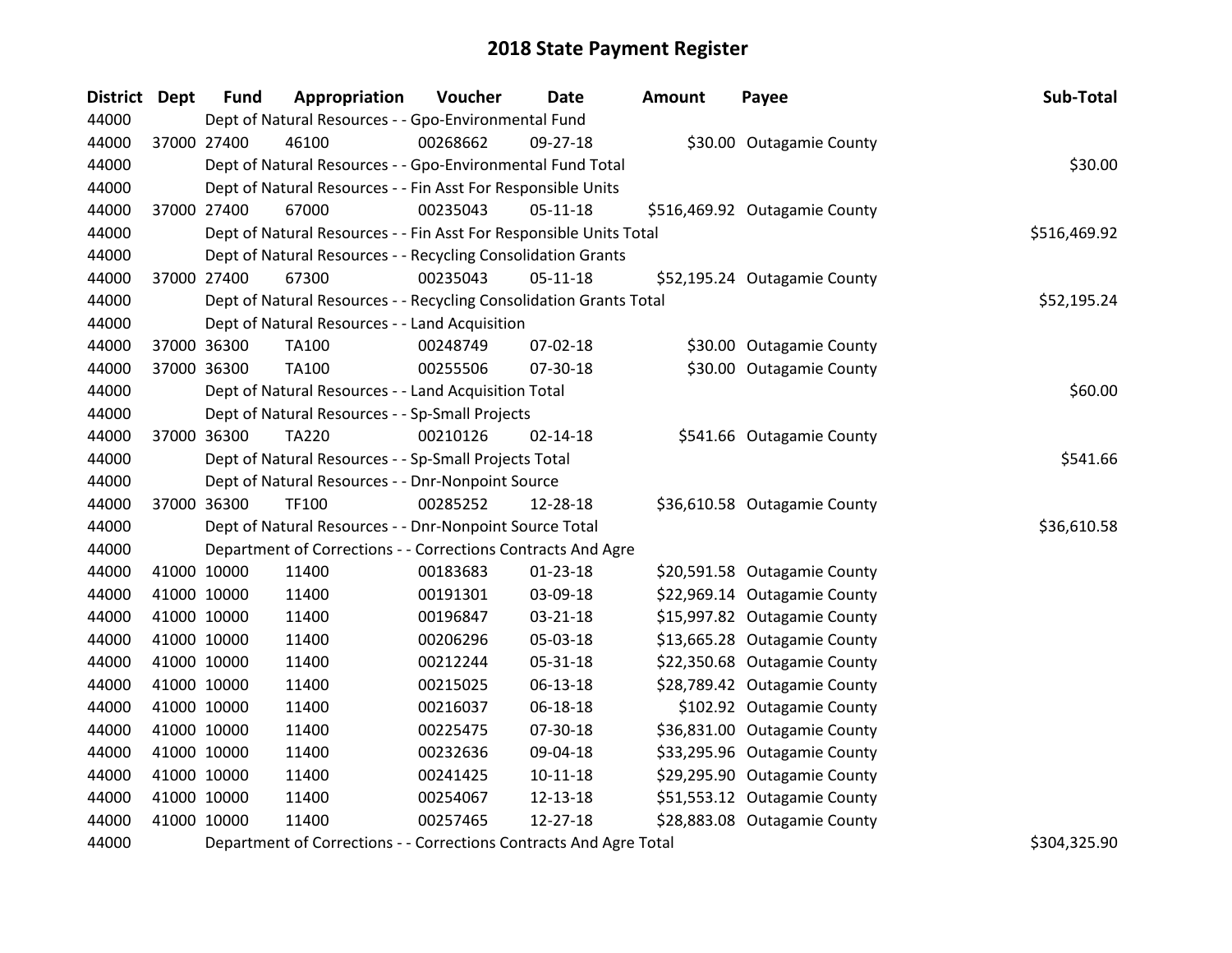# 2018 State Payment Register

| District | Dept | Fund | Appropriation | Voucher | Date | Amount | Payee | Sub-Total |
|---|---|---|---|---|---|---|---|---|
| 44000 | | Dept of Natural Resources - - Gpo-Environmental Fund | | | | | | |
| 44000 | 37000 | 27400 | 46100 | 00268662 | 09-27-18 | $30.00 | Outagamie County | |
| 44000 | | Dept of Natural Resources - - Gpo-Environmental Fund Total | | | | | | $30.00 |
| 44000 | | Dept of Natural Resources - - Fin Asst For Responsible Units | | | | | | |
| 44000 | 37000 | 27400 | 67000 | 00235043 | 05-11-18 | $516,469.92 | Outagamie County | |
| 44000 | | Dept of Natural Resources - - Fin Asst For Responsible Units Total | | | | | | $516,469.92 |
| 44000 | | Dept of Natural Resources - - Recycling Consolidation Grants | | | | | | |
| 44000 | 37000 | 27400 | 67300 | 00235043 | 05-11-18 | $52,195.24 | Outagamie County | |
| 44000 | | Dept of Natural Resources - - Recycling Consolidation Grants Total | | | | | | $52,195.24 |
| 44000 | | Dept of Natural Resources - - Land Acquisition | | | | | | |
| 44000 | 37000 | 36300 | TA100 | 00248749 | 07-02-18 | $30.00 | Outagamie County | |
| 44000 | 37000 | 36300 | TA100 | 00255506 | 07-30-18 | $30.00 | Outagamie County | |
| 44000 | | Dept of Natural Resources - - Land Acquisition Total | | | | | | $60.00 |
| 44000 | | Dept of Natural Resources - - Sp-Small Projects | | | | | | |
| 44000 | 37000 | 36300 | TA220 | 00210126 | 02-14-18 | $541.66 | Outagamie County | |
| 44000 | | Dept of Natural Resources - - Sp-Small Projects Total | | | | | | $541.66 |
| 44000 | | Dept of Natural Resources - - Dnr-Nonpoint Source | | | | | | |
| 44000 | 37000 | 36300 | TF100 | 00285252 | 12-28-18 | $36,610.58 | Outagamie County | |
| 44000 | | Dept of Natural Resources - - Dnr-Nonpoint Source Total | | | | | | $36,610.58 |
| 44000 | | Department of Corrections - - Corrections Contracts And Agre | | | | | | |
| 44000 | 41000 | 10000 | 11400 | 00183683 | 01-23-18 | $20,591.58 | Outagamie County | |
| 44000 | 41000 | 10000 | 11400 | 00191301 | 03-09-18 | $22,969.14 | Outagamie County | |
| 44000 | 41000 | 10000 | 11400 | 00196847 | 03-21-18 | $15,997.82 | Outagamie County | |
| 44000 | 41000 | 10000 | 11400 | 00206296 | 05-03-18 | $13,665.28 | Outagamie County | |
| 44000 | 41000 | 10000 | 11400 | 00212244 | 05-31-18 | $22,350.68 | Outagamie County | |
| 44000 | 41000 | 10000 | 11400 | 00215025 | 06-13-18 | $28,789.42 | Outagamie County | |
| 44000 | 41000 | 10000 | 11400 | 00216037 | 06-18-18 | $102.92 | Outagamie County | |
| 44000 | 41000 | 10000 | 11400 | 00225475 | 07-30-18 | $36,831.00 | Outagamie County | |
| 44000 | 41000 | 10000 | 11400 | 00232636 | 09-04-18 | $33,295.96 | Outagamie County | |
| 44000 | 41000 | 10000 | 11400 | 00241425 | 10-11-18 | $29,295.90 | Outagamie County | |
| 44000 | 41000 | 10000 | 11400 | 00254067 | 12-13-18 | $51,553.12 | Outagamie County | |
| 44000 | 41000 | 10000 | 11400 | 00257465 | 12-27-18 | $28,883.08 | Outagamie County | |
| 44000 | | Department of Corrections - - Corrections Contracts And Agre Total | | | | | | $304,325.90 |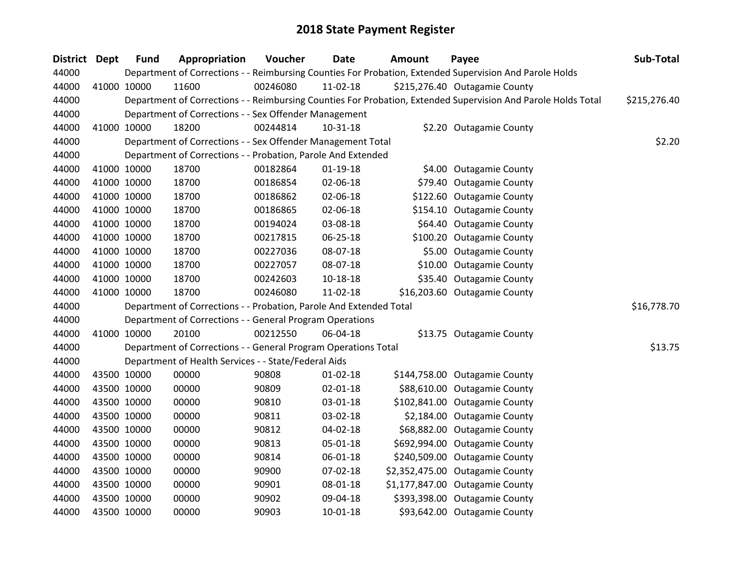# 2018 State Payment Register

| District | Dept | Fund | Appropriation | Voucher | Date | Amount | Payee | Sub-Total |
|---|---|---|---|---|---|---|---|---|
| 44000 | | Department of Corrections - - Reimbursing Counties For Probation, Extended Supervision And Parole Holds | | | | | | |
| 44000 | 41000 | 10000 | 11600 | 00246080 | 11-02-18 | $215,276.40 | Outagamie County | |
| 44000 | | Department of Corrections - - Reimbursing Counties For Probation, Extended Supervision And Parole Holds Total | | | | | | $215,276.40 |
| 44000 | | Department of Corrections - - Sex Offender Management | | | | | | |
| 44000 | 41000 | 10000 | 18200 | 00244814 | 10-31-18 | $2.20 | Outagamie County | |
| 44000 | | Department of Corrections - - Sex Offender Management Total | | | | | | $2.20 |
| 44000 | | Department of Corrections - - Probation, Parole And Extended | | | | | | |
| 44000 | 41000 | 10000 | 18700 | 00182864 | 01-19-18 | $4.00 | Outagamie County | |
| 44000 | 41000 | 10000 | 18700 | 00186854 | 02-06-18 | $79.40 | Outagamie County | |
| 44000 | 41000 | 10000 | 18700 | 00186862 | 02-06-18 | $122.60 | Outagamie County | |
| 44000 | 41000 | 10000 | 18700 | 00186865 | 02-06-18 | $154.10 | Outagamie County | |
| 44000 | 41000 | 10000 | 18700 | 00194024 | 03-08-18 | $64.40 | Outagamie County | |
| 44000 | 41000 | 10000 | 18700 | 00217815 | 06-25-18 | $100.20 | Outagamie County | |
| 44000 | 41000 | 10000 | 18700 | 00227036 | 08-07-18 | $5.00 | Outagamie County | |
| 44000 | 41000 | 10000 | 18700 | 00227057 | 08-07-18 | $10.00 | Outagamie County | |
| 44000 | 41000 | 10000 | 18700 | 00242603 | 10-18-18 | $35.40 | Outagamie County | |
| 44000 | 41000 | 10000 | 18700 | 00246080 | 11-02-18 | $16,203.60 | Outagamie County | |
| 44000 | | Department of Corrections - - Probation, Parole And Extended Total | | | | | | $16,778.70 |
| 44000 | | Department of Corrections - - General Program Operations | | | | | | |
| 44000 | 41000 | 10000 | 20100 | 00212550 | 06-04-18 | $13.75 | Outagamie County | |
| 44000 | | Department of Corrections - - General Program Operations Total | | | | | | $13.75 |
| 44000 | | Department of Health Services - - State/Federal Aids | | | | | | |
| 44000 | 43500 | 10000 | 00000 | 90808 | 01-02-18 | $144,758.00 | Outagamie County | |
| 44000 | 43500 | 10000 | 00000 | 90809 | 02-01-18 | $88,610.00 | Outagamie County | |
| 44000 | 43500 | 10000 | 00000 | 90810 | 03-01-18 | $102,841.00 | Outagamie County | |
| 44000 | 43500 | 10000 | 00000 | 90811 | 03-02-18 | $2,184.00 | Outagamie County | |
| 44000 | 43500 | 10000 | 00000 | 90812 | 04-02-18 | $68,882.00 | Outagamie County | |
| 44000 | 43500 | 10000 | 00000 | 90813 | 05-01-18 | $692,994.00 | Outagamie County | |
| 44000 | 43500 | 10000 | 00000 | 90814 | 06-01-18 | $240,509.00 | Outagamie County | |
| 44000 | 43500 | 10000 | 00000 | 90900 | 07-02-18 | $2,352,475.00 | Outagamie County | |
| 44000 | 43500 | 10000 | 00000 | 90901 | 08-01-18 | $1,177,847.00 | Outagamie County | |
| 44000 | 43500 | 10000 | 00000 | 90902 | 09-04-18 | $393,398.00 | Outagamie County | |
| 44000 | 43500 | 10000 | 00000 | 90903 | 10-01-18 | $93,642.00 | Outagamie County | |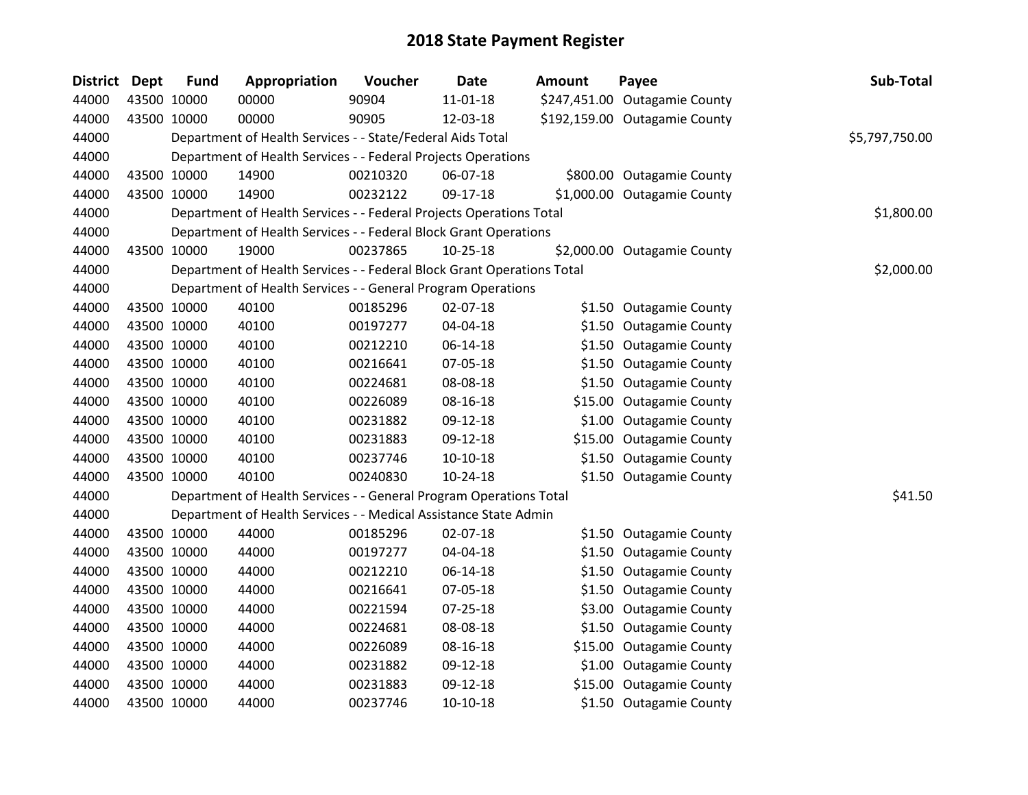# 2018 State Payment Register

| District | Dept | Fund | Appropriation | Voucher | Date | Amount | Payee | Sub-Total |
|---|---|---|---|---|---|---|---|---|
| 44000 | 43500 | 10000 | 00000 | 90904 | 11-01-18 | $247,451.00 | Outagamie County | |
| 44000 | 43500 | 10000 | 00000 | 90905 | 12-03-18 | $192,159.00 | Outagamie County | |
| 44000 | | Department of Health Services - - State/Federal Aids Total | | | | | | $5,797,750.00 |
| 44000 | | Department of Health Services - - Federal Projects Operations | | | | | | |
| 44000 | 43500 | 10000 | 14900 | 00210320 | 06-07-18 | $800.00 | Outagamie County | |
| 44000 | 43500 | 10000 | 14900 | 00232122 | 09-17-18 | $1,000.00 | Outagamie County | |
| 44000 | | Department of Health Services - - Federal Projects Operations Total | | | | | | $1,800.00 |
| 44000 | | Department of Health Services - - Federal Block Grant Operations | | | | | | |
| 44000 | 43500 | 10000 | 19000 | 00237865 | 10-25-18 | $2,000.00 | Outagamie County | |
| 44000 | | Department of Health Services - - Federal Block Grant Operations Total | | | | | | $2,000.00 |
| 44000 | | Department of Health Services - - General Program Operations | | | | | | |
| 44000 | 43500 | 10000 | 40100 | 00185296 | 02-07-18 | $1.50 | Outagamie County | |
| 44000 | 43500 | 10000 | 40100 | 00197277 | 04-04-18 | $1.50 | Outagamie County | |
| 44000 | 43500 | 10000 | 40100 | 00212210 | 06-14-18 | $1.50 | Outagamie County | |
| 44000 | 43500 | 10000 | 40100 | 00216641 | 07-05-18 | $1.50 | Outagamie County | |
| 44000 | 43500 | 10000 | 40100 | 00224681 | 08-08-18 | $1.50 | Outagamie County | |
| 44000 | 43500 | 10000 | 40100 | 00226089 | 08-16-18 | $15.00 | Outagamie County | |
| 44000 | 43500 | 10000 | 40100 | 00231882 | 09-12-18 | $1.00 | Outagamie County | |
| 44000 | 43500 | 10000 | 40100 | 00231883 | 09-12-18 | $15.00 | Outagamie County | |
| 44000 | 43500 | 10000 | 40100 | 00237746 | 10-10-18 | $1.50 | Outagamie County | |
| 44000 | 43500 | 10000 | 40100 | 00240830 | 10-24-18 | $1.50 | Outagamie County | |
| 44000 | | Department of Health Services - - General Program Operations Total | | | | | | $41.50 |
| 44000 | | Department of Health Services - - Medical Assistance State Admin | | | | | | |
| 44000 | 43500 | 10000 | 44000 | 00185296 | 02-07-18 | $1.50 | Outagamie County | |
| 44000 | 43500 | 10000 | 44000 | 00197277 | 04-04-18 | $1.50 | Outagamie County | |
| 44000 | 43500 | 10000 | 44000 | 00212210 | 06-14-18 | $1.50 | Outagamie County | |
| 44000 | 43500 | 10000 | 44000 | 00216641 | 07-05-18 | $1.50 | Outagamie County | |
| 44000 | 43500 | 10000 | 44000 | 00221594 | 07-25-18 | $3.00 | Outagamie County | |
| 44000 | 43500 | 10000 | 44000 | 00224681 | 08-08-18 | $1.50 | Outagamie County | |
| 44000 | 43500 | 10000 | 44000 | 00226089 | 08-16-18 | $15.00 | Outagamie County | |
| 44000 | 43500 | 10000 | 44000 | 00231882 | 09-12-18 | $1.00 | Outagamie County | |
| 44000 | 43500 | 10000 | 44000 | 00231883 | 09-12-18 | $15.00 | Outagamie County | |
| 44000 | 43500 | 10000 | 44000 | 00237746 | 10-10-18 | $1.50 | Outagamie County | |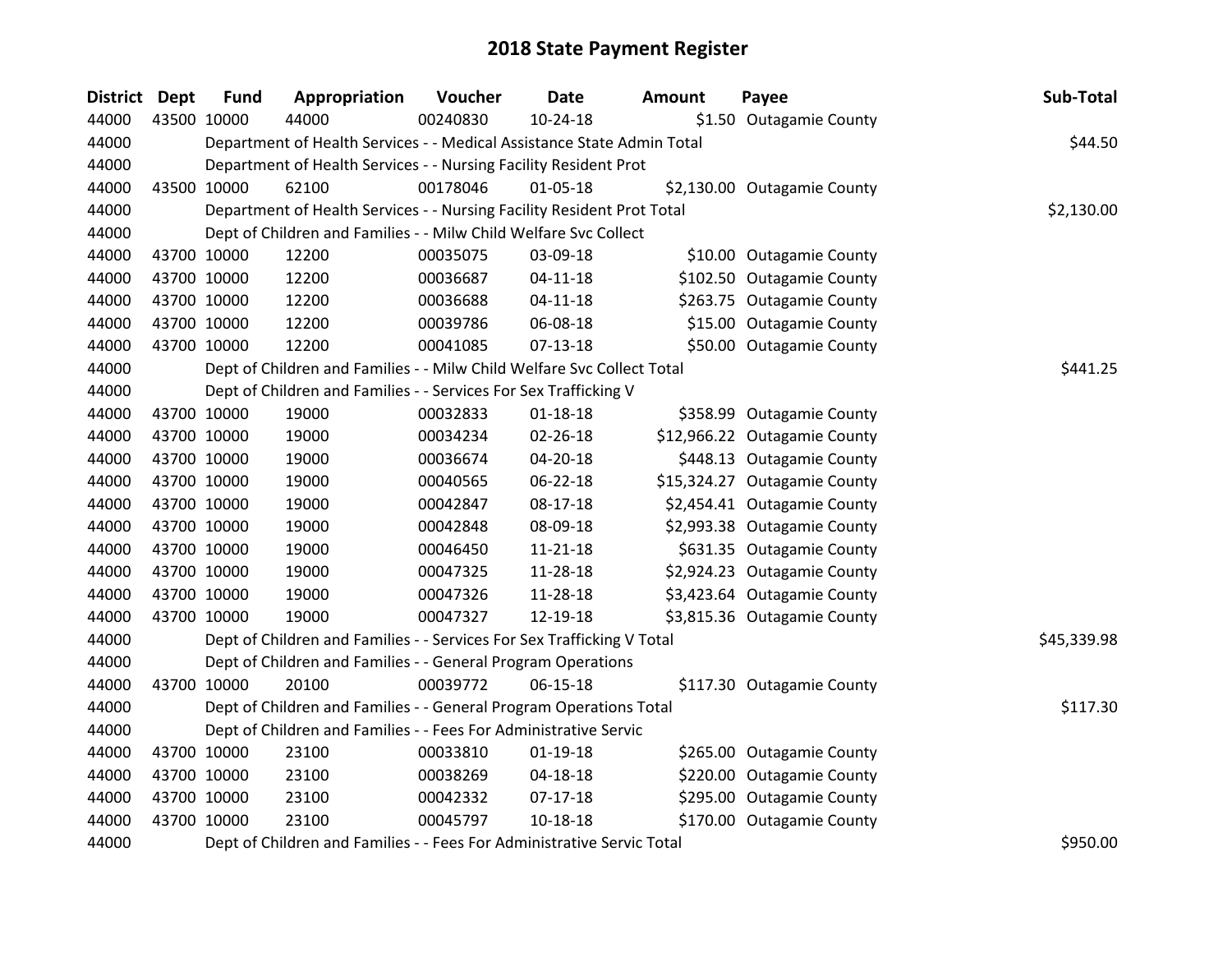# 2018 State Payment Register

| District | Dept | Fund | Appropriation | Voucher | Date | Amount | Payee | Sub-Total |
|---|---|---|---|---|---|---|---|---|
| 44000 | 43500 | 10000 | 44000 | 00240830 | 10-24-18 | $1.50 | Outagamie County | |
| 44000 | | Department of Health Services - - Medical Assistance State Admin Total | | | | | | $44.50 |
| 44000 | | Department of Health Services - - Nursing Facility Resident Prot | | | | | | |
| 44000 | 43500 | 10000 | 62100 | 00178046 | 01-05-18 | $2,130.00 | Outagamie County | |
| 44000 | | Department of Health Services - - Nursing Facility Resident Prot Total | | | | | | $2,130.00 |
| 44000 | | Dept of Children and Families - - Milw Child Welfare Svc Collect | | | | | | |
| 44000 | 43700 | 10000 | 12200 | 00035075 | 03-09-18 | $10.00 | Outagamie County | |
| 44000 | 43700 | 10000 | 12200 | 00036687 | 04-11-18 | $102.50 | Outagamie County | |
| 44000 | 43700 | 10000 | 12200 | 00036688 | 04-11-18 | $263.75 | Outagamie County | |
| 44000 | 43700 | 10000 | 12200 | 00039786 | 06-08-18 | $15.00 | Outagamie County | |
| 44000 | 43700 | 10000 | 12200 | 00041085 | 07-13-18 | $50.00 | Outagamie County | |
| 44000 | | Dept of Children and Families - - Milw Child Welfare Svc Collect Total | | | | | | $441.25 |
| 44000 | | Dept of Children and Families - - Services For Sex Trafficking V | | | | | | |
| 44000 | 43700 | 10000 | 19000 | 00032833 | 01-18-18 | $358.99 | Outagamie County | |
| 44000 | 43700 | 10000 | 19000 | 00034234 | 02-26-18 | $12,966.22 | Outagamie County | |
| 44000 | 43700 | 10000 | 19000 | 00036674 | 04-20-18 | $448.13 | Outagamie County | |
| 44000 | 43700 | 10000 | 19000 | 00040565 | 06-22-18 | $15,324.27 | Outagamie County | |
| 44000 | 43700 | 10000 | 19000 | 00042847 | 08-17-18 | $2,454.41 | Outagamie County | |
| 44000 | 43700 | 10000 | 19000 | 00042848 | 08-09-18 | $2,993.38 | Outagamie County | |
| 44000 | 43700 | 10000 | 19000 | 00046450 | 11-21-18 | $631.35 | Outagamie County | |
| 44000 | 43700 | 10000 | 19000 | 00047325 | 11-28-18 | $2,924.23 | Outagamie County | |
| 44000 | 43700 | 10000 | 19000 | 00047326 | 11-28-18 | $3,423.64 | Outagamie County | |
| 44000 | 43700 | 10000 | 19000 | 00047327 | 12-19-18 | $3,815.36 | Outagamie County | |
| 44000 | | Dept of Children and Families - - Services For Sex Trafficking V Total | | | | | | $45,339.98 |
| 44000 | | Dept of Children and Families - - General Program Operations | | | | | | |
| 44000 | 43700 | 10000 | 20100 | 00039772 | 06-15-18 | $117.30 | Outagamie County | |
| 44000 | | Dept of Children and Families - - General Program Operations Total | | | | | | $117.30 |
| 44000 | | Dept of Children and Families - - Fees For Administrative Servic | | | | | | |
| 44000 | 43700 | 10000 | 23100 | 00033810 | 01-19-18 | $265.00 | Outagamie County | |
| 44000 | 43700 | 10000 | 23100 | 00038269 | 04-18-18 | $220.00 | Outagamie County | |
| 44000 | 43700 | 10000 | 23100 | 00042332 | 07-17-18 | $295.00 | Outagamie County | |
| 44000 | 43700 | 10000 | 23100 | 00045797 | 10-18-18 | $170.00 | Outagamie County | |
| 44000 | | Dept of Children and Families - - Fees For Administrative Servic Total | | | | | | $950.00 |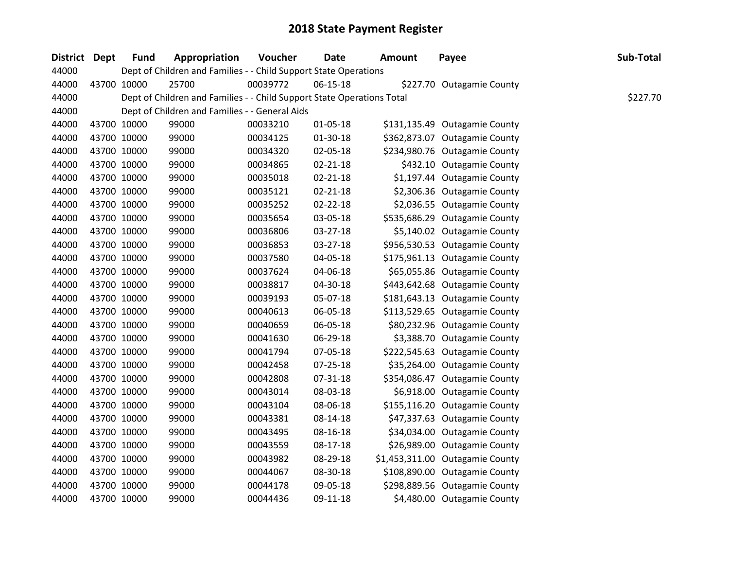# 2018 State Payment Register

| District | Dept | Fund | Appropriation | Voucher | Date | Amount | Payee | Sub-Total |
|---|---|---|---|---|---|---|---|---|
| 44000 | | Dept of Children and Families - - Child Support State Operations | | | | | | |
| 44000 | 43700 | 10000 | 25700 | 00039772 | 06-15-18 | $227.70 | Outagamie County | |
| 44000 | | Dept of Children and Families - - Child Support State Operations Total | | | | | | $227.70 |
| 44000 | | Dept of Children and Families - - General Aids | | | | | | |
| 44000 | 43700 | 10000 | 99000 | 00033210 | 01-05-18 | $131,135.49 | Outagamie County | |
| 44000 | 43700 | 10000 | 99000 | 00034125 | 01-30-18 | $362,873.07 | Outagamie County | |
| 44000 | 43700 | 10000 | 99000 | 00034320 | 02-05-18 | $234,980.76 | Outagamie County | |
| 44000 | 43700 | 10000 | 99000 | 00034865 | 02-21-18 | $432.10 | Outagamie County | |
| 44000 | 43700 | 10000 | 99000 | 00035018 | 02-21-18 | $1,197.44 | Outagamie County | |
| 44000 | 43700 | 10000 | 99000 | 00035121 | 02-21-18 | $2,306.36 | Outagamie County | |
| 44000 | 43700 | 10000 | 99000 | 00035252 | 02-22-18 | $2,036.55 | Outagamie County | |
| 44000 | 43700 | 10000 | 99000 | 00035654 | 03-05-18 | $535,686.29 | Outagamie County | |
| 44000 | 43700 | 10000 | 99000 | 00036806 | 03-27-18 | $5,140.02 | Outagamie County | |
| 44000 | 43700 | 10000 | 99000 | 00036853 | 03-27-18 | $956,530.53 | Outagamie County | |
| 44000 | 43700 | 10000 | 99000 | 00037580 | 04-05-18 | $175,961.13 | Outagamie County | |
| 44000 | 43700 | 10000 | 99000 | 00037624 | 04-06-18 | $65,055.86 | Outagamie County | |
| 44000 | 43700 | 10000 | 99000 | 00038817 | 04-30-18 | $443,642.68 | Outagamie County | |
| 44000 | 43700 | 10000 | 99000 | 00039193 | 05-07-18 | $181,643.13 | Outagamie County | |
| 44000 | 43700 | 10000 | 99000 | 00040613 | 06-05-18 | $113,529.65 | Outagamie County | |
| 44000 | 43700 | 10000 | 99000 | 00040659 | 06-05-18 | $80,232.96 | Outagamie County | |
| 44000 | 43700 | 10000 | 99000 | 00041630 | 06-29-18 | $3,388.70 | Outagamie County | |
| 44000 | 43700 | 10000 | 99000 | 00041794 | 07-05-18 | $222,545.63 | Outagamie County | |
| 44000 | 43700 | 10000 | 99000 | 00042458 | 07-25-18 | $35,264.00 | Outagamie County | |
| 44000 | 43700 | 10000 | 99000 | 00042808 | 07-31-18 | $354,086.47 | Outagamie County | |
| 44000 | 43700 | 10000 | 99000 | 00043014 | 08-03-18 | $6,918.00 | Outagamie County | |
| 44000 | 43700 | 10000 | 99000 | 00043104 | 08-06-18 | $155,116.20 | Outagamie County | |
| 44000 | 43700 | 10000 | 99000 | 00043381 | 08-14-18 | $47,337.63 | Outagamie County | |
| 44000 | 43700 | 10000 | 99000 | 00043495 | 08-16-18 | $34,034.00 | Outagamie County | |
| 44000 | 43700 | 10000 | 99000 | 00043559 | 08-17-18 | $26,989.00 | Outagamie County | |
| 44000 | 43700 | 10000 | 99000 | 00043982 | 08-29-18 | $1,453,311.00 | Outagamie County | |
| 44000 | 43700 | 10000 | 99000 | 00044067 | 08-30-18 | $108,890.00 | Outagamie County | |
| 44000 | 43700 | 10000 | 99000 | 00044178 | 09-05-18 | $298,889.56 | Outagamie County | |
| 44000 | 43700 | 10000 | 99000 | 00044436 | 09-11-18 | $4,480.00 | Outagamie County | |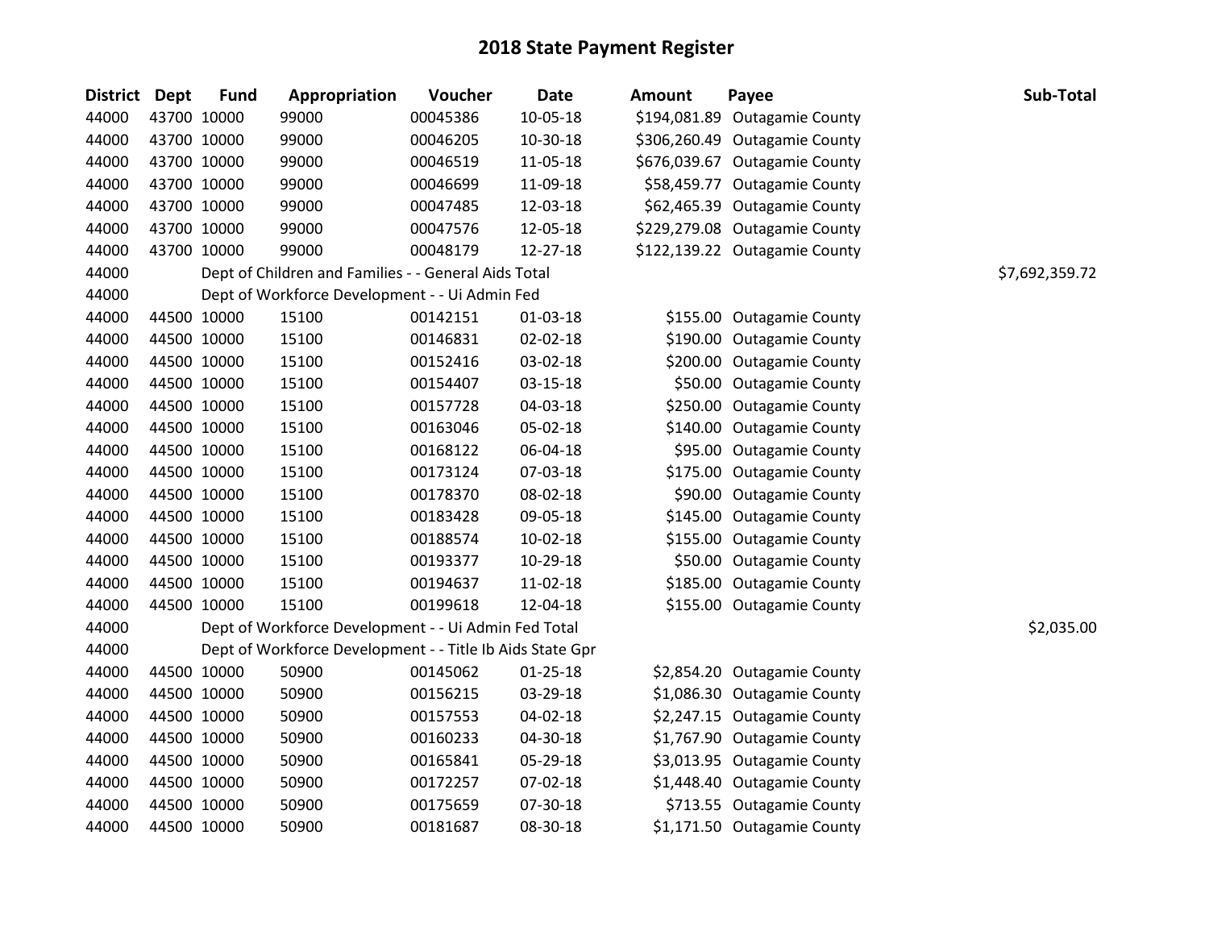# 2018 State Payment Register

| District | Dept | Fund | Appropriation | Voucher | Date | Amount | Payee | Sub-Total |
|---|---|---|---|---|---|---|---|---|
| 44000 | 43700 | 10000 | 99000 | 00045386 | 10-05-18 | $194,081.89 | Outagamie County | |
| 44000 | 43700 | 10000 | 99000 | 00046205 | 10-30-18 | $306,260.49 | Outagamie County | |
| 44000 | 43700 | 10000 | 99000 | 00046519 | 11-05-18 | $676,039.67 | Outagamie County | |
| 44000 | 43700 | 10000 | 99000 | 00046699 | 11-09-18 | $58,459.77 | Outagamie County | |
| 44000 | 43700 | 10000 | 99000 | 00047485 | 12-03-18 | $62,465.39 | Outagamie County | |
| 44000 | 43700 | 10000 | 99000 | 00047576 | 12-05-18 | $229,279.08 | Outagamie County | |
| 44000 | 43700 | 10000 | 99000 | 00048179 | 12-27-18 | $122,139.22 | Outagamie County | |
| 44000 | | Dept of Children and Families - - General Aids Total | | | | | | $7,692,359.72 |
| 44000 | | Dept of Workforce Development - - Ui Admin Fed | | | | | | |
| 44000 | 44500 | 10000 | 15100 | 00142151 | 01-03-18 | $155.00 | Outagamie County | |
| 44000 | 44500 | 10000 | 15100 | 00146831 | 02-02-18 | $190.00 | Outagamie County | |
| 44000 | 44500 | 10000 | 15100 | 00152416 | 03-02-18 | $200.00 | Outagamie County | |
| 44000 | 44500 | 10000 | 15100 | 00154407 | 03-15-18 | $50.00 | Outagamie County | |
| 44000 | 44500 | 10000 | 15100 | 00157728 | 04-03-18 | $250.00 | Outagamie County | |
| 44000 | 44500 | 10000 | 15100 | 00163046 | 05-02-18 | $140.00 | Outagamie County | |
| 44000 | 44500 | 10000 | 15100 | 00168122 | 06-04-18 | $95.00 | Outagamie County | |
| 44000 | 44500 | 10000 | 15100 | 00173124 | 07-03-18 | $175.00 | Outagamie County | |
| 44000 | 44500 | 10000 | 15100 | 00178370 | 08-02-18 | $90.00 | Outagamie County | |
| 44000 | 44500 | 10000 | 15100 | 00183428 | 09-05-18 | $145.00 | Outagamie County | |
| 44000 | 44500 | 10000 | 15100 | 00188574 | 10-02-18 | $155.00 | Outagamie County | |
| 44000 | 44500 | 10000 | 15100 | 00193377 | 10-29-18 | $50.00 | Outagamie County | |
| 44000 | 44500 | 10000 | 15100 | 00194637 | 11-02-18 | $185.00 | Outagamie County | |
| 44000 | 44500 | 10000 | 15100 | 00199618 | 12-04-18 | $155.00 | Outagamie County | |
| 44000 | | Dept of Workforce Development - - Ui Admin Fed Total | | | | | | $2,035.00 |
| 44000 | | Dept of Workforce Development - - Title Ib Aids State Gpr | | | | | | |
| 44000 | 44500 | 10000 | 50900 | 00145062 | 01-25-18 | $2,854.20 | Outagamie County | |
| 44000 | 44500 | 10000 | 50900 | 00156215 | 03-29-18 | $1,086.30 | Outagamie County | |
| 44000 | 44500 | 10000 | 50900 | 00157553 | 04-02-18 | $2,247.15 | Outagamie County | |
| 44000 | 44500 | 10000 | 50900 | 00160233 | 04-30-18 | $1,767.90 | Outagamie County | |
| 44000 | 44500 | 10000 | 50900 | 00165841 | 05-29-18 | $3,013.95 | Outagamie County | |
| 44000 | 44500 | 10000 | 50900 | 00172257 | 07-02-18 | $1,448.40 | Outagamie County | |
| 44000 | 44500 | 10000 | 50900 | 00175659 | 07-30-18 | $713.55 | Outagamie County | |
| 44000 | 44500 | 10000 | 50900 | 00181687 | 08-30-18 | $1,171.50 | Outagamie County | |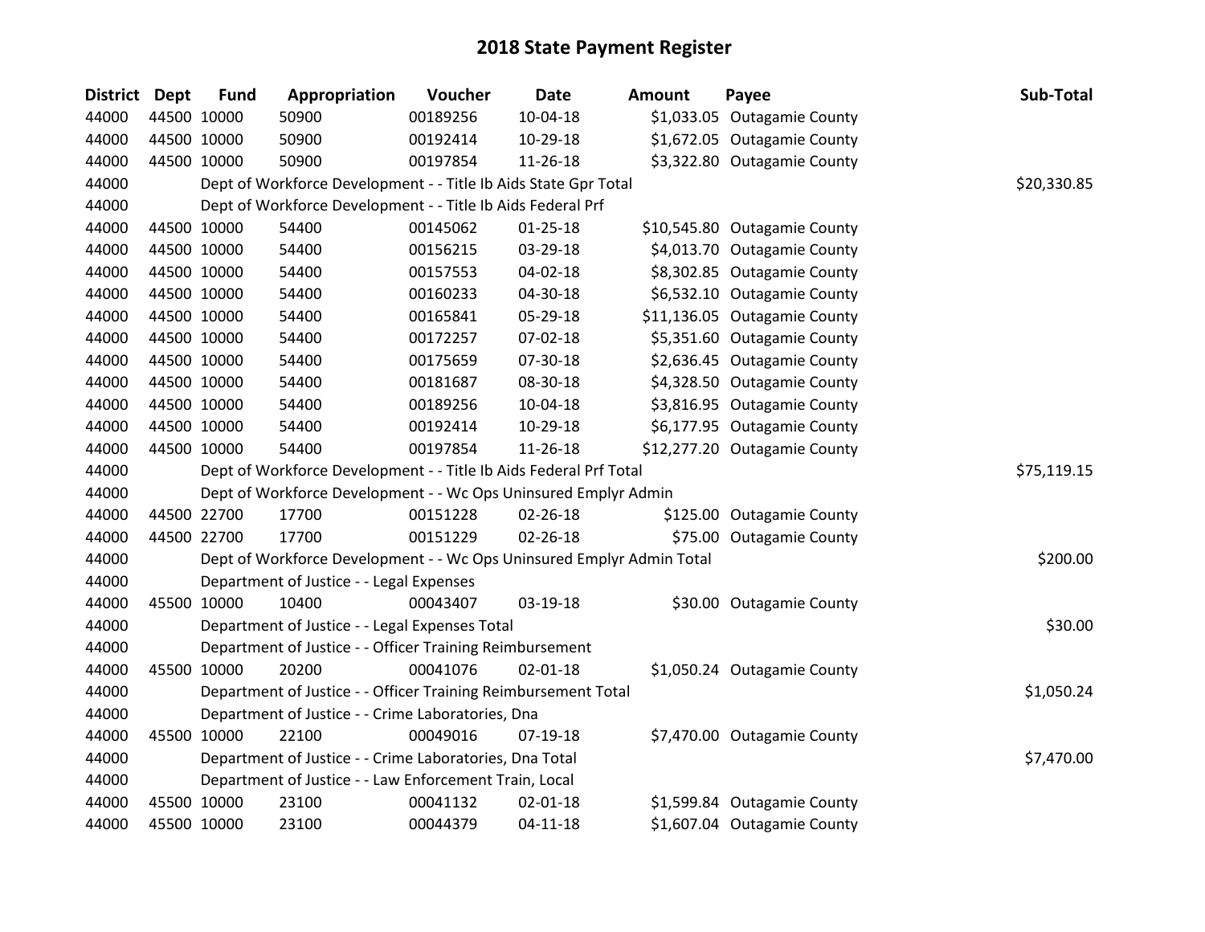# 2018 State Payment Register

| District | Dept | Fund | Appropriation | Voucher | Date | Amount | Payee | Sub-Total |
|---|---|---|---|---|---|---|---|---|
| 44000 | 44500 | 10000 | 50900 | 00189256 | 10-04-18 | $1,033.05 | Outagamie County | |
| 44000 | 44500 | 10000 | 50900 | 00192414 | 10-29-18 | $1,672.05 | Outagamie County | |
| 44000 | 44500 | 10000 | 50900 | 00197854 | 11-26-18 | $3,322.80 | Outagamie County | |
| 44000 | | | Dept of Workforce Development - - Title Ib Aids State Gpr Total | | | | | $20,330.85 |
| 44000 | | | Dept of Workforce Development - - Title Ib Aids Federal Prf | | | | | |
| 44000 | 44500 | 10000 | 54400 | 00145062 | 01-25-18 | $10,545.80 | Outagamie County | |
| 44000 | 44500 | 10000 | 54400 | 00156215 | 03-29-18 | $4,013.70 | Outagamie County | |
| 44000 | 44500 | 10000 | 54400 | 00157553 | 04-02-18 | $8,302.85 | Outagamie County | |
| 44000 | 44500 | 10000 | 54400 | 00160233 | 04-30-18 | $6,532.10 | Outagamie County | |
| 44000 | 44500 | 10000 | 54400 | 00165841 | 05-29-18 | $11,136.05 | Outagamie County | |
| 44000 | 44500 | 10000 | 54400 | 00172257 | 07-02-18 | $5,351.60 | Outagamie County | |
| 44000 | 44500 | 10000 | 54400 | 00175659 | 07-30-18 | $2,636.45 | Outagamie County | |
| 44000 | 44500 | 10000 | 54400 | 00181687 | 08-30-18 | $4,328.50 | Outagamie County | |
| 44000 | 44500 | 10000 | 54400 | 00189256 | 10-04-18 | $3,816.95 | Outagamie County | |
| 44000 | 44500 | 10000 | 54400 | 00192414 | 10-29-18 | $6,177.95 | Outagamie County | |
| 44000 | 44500 | 10000 | 54400 | 00197854 | 11-26-18 | $12,277.20 | Outagamie County | |
| 44000 | | | Dept of Workforce Development - - Title Ib Aids Federal Prf Total | | | | | $75,119.15 |
| 44000 | | | Dept of Workforce Development - - Wc Ops Uninsured Emplyr Admin | | | | | |
| 44000 | 44500 | 22700 | 17700 | 00151228 | 02-26-18 | $125.00 | Outagamie County | |
| 44000 | 44500 | 22700 | 17700 | 00151229 | 02-26-18 | $75.00 | Outagamie County | |
| 44000 | | | Dept of Workforce Development - - Wc Ops Uninsured Emplyr Admin Total | | | | | $200.00 |
| 44000 | | | Department of Justice - - Legal Expenses | | | | | |
| 44000 | 45500 | 10000 | 10400 | 00043407 | 03-19-18 | $30.00 | Outagamie County | |
| 44000 | | | Department of Justice - - Legal Expenses Total | | | | | $30.00 |
| 44000 | | | Department of Justice - - Officer Training Reimbursement | | | | | |
| 44000 | 45500 | 10000 | 20200 | 00041076 | 02-01-18 | $1,050.24 | Outagamie County | |
| 44000 | | | Department of Justice - - Officer Training Reimbursement Total | | | | | $1,050.24 |
| 44000 | | | Department of Justice - - Crime Laboratories, Dna | | | | | |
| 44000 | 45500 | 10000 | 22100 | 00049016 | 07-19-18 | $7,470.00 | Outagamie County | |
| 44000 | | | Department of Justice - - Crime Laboratories, Dna Total | | | | | $7,470.00 |
| 44000 | | | Department of Justice - - Law Enforcement Train, Local | | | | | |
| 44000 | 45500 | 10000 | 23100 | 00041132 | 02-01-18 | $1,599.84 | Outagamie County | |
| 44000 | 45500 | 10000 | 23100 | 00044379 | 04-11-18 | $1,607.04 | Outagamie County | |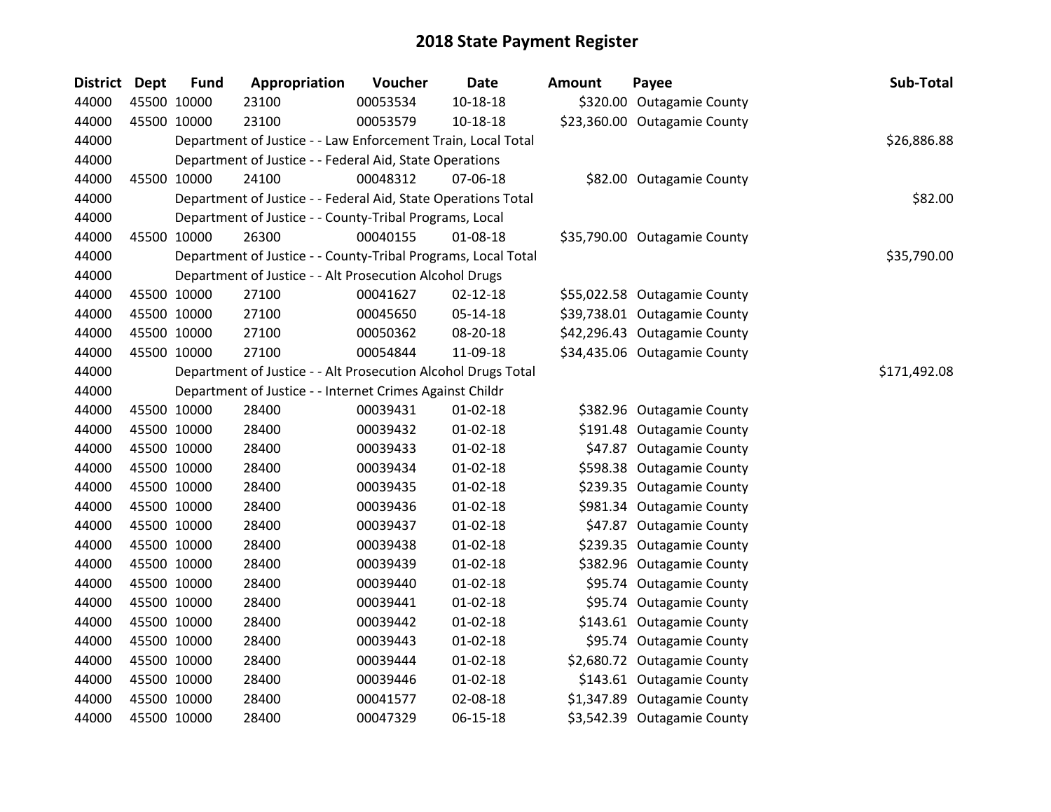# 2018 State Payment Register

| District | Dept | Fund | Appropriation | Voucher | Date | Amount | Payee | Sub-Total |
|---|---|---|---|---|---|---|---|---|
| 44000 | 45500 | 10000 | 23100 | 00053534 | 10-18-18 | $320.00 | Outagamie County | |
| 44000 | 45500 | 10000 | 23100 | 00053579 | 10-18-18 | $23,360.00 | Outagamie County | |
| 44000 | | | Department of Justice - - Law Enforcement Train, Local Total | | | | | $26,886.88 |
| 44000 | | | Department of Justice - - Federal Aid, State Operations | | | | | |
| 44000 | 45500 | 10000 | 24100 | 00048312 | 07-06-18 | $82.00 | Outagamie County | |
| 44000 | | | Department of Justice - - Federal Aid, State Operations Total | | | | | $82.00 |
| 44000 | | | Department of Justice - - County-Tribal Programs, Local | | | | | |
| 44000 | 45500 | 10000 | 26300 | 00040155 | 01-08-18 | $35,790.00 | Outagamie County | |
| 44000 | | | Department of Justice - - County-Tribal Programs, Local Total | | | | | $35,790.00 |
| 44000 | | | Department of Justice - - Alt Prosecution Alcohol Drugs | | | | | |
| 44000 | 45500 | 10000 | 27100 | 00041627 | 02-12-18 | $55,022.58 | Outagamie County | |
| 44000 | 45500 | 10000 | 27100 | 00045650 | 05-14-18 | $39,738.01 | Outagamie County | |
| 44000 | 45500 | 10000 | 27100 | 00050362 | 08-20-18 | $42,296.43 | Outagamie County | |
| 44000 | 45500 | 10000 | 27100 | 00054844 | 11-09-18 | $34,435.06 | Outagamie County | |
| 44000 | | | Department of Justice - - Alt Prosecution Alcohol Drugs Total | | | | | $171,492.08 |
| 44000 | | | Department of Justice - - Internet Crimes Against Childr | | | | | |
| 44000 | 45500 | 10000 | 28400 | 00039431 | 01-02-18 | $382.96 | Outagamie County | |
| 44000 | 45500 | 10000 | 28400 | 00039432 | 01-02-18 | $191.48 | Outagamie County | |
| 44000 | 45500 | 10000 | 28400 | 00039433 | 01-02-18 | $47.87 | Outagamie County | |
| 44000 | 45500 | 10000 | 28400 | 00039434 | 01-02-18 | $598.38 | Outagamie County | |
| 44000 | 45500 | 10000 | 28400 | 00039435 | 01-02-18 | $239.35 | Outagamie County | |
| 44000 | 45500 | 10000 | 28400 | 00039436 | 01-02-18 | $981.34 | Outagamie County | |
| 44000 | 45500 | 10000 | 28400 | 00039437 | 01-02-18 | $47.87 | Outagamie County | |
| 44000 | 45500 | 10000 | 28400 | 00039438 | 01-02-18 | $239.35 | Outagamie County | |
| 44000 | 45500 | 10000 | 28400 | 00039439 | 01-02-18 | $382.96 | Outagamie County | |
| 44000 | 45500 | 10000 | 28400 | 00039440 | 01-02-18 | $95.74 | Outagamie County | |
| 44000 | 45500 | 10000 | 28400 | 00039441 | 01-02-18 | $95.74 | Outagamie County | |
| 44000 | 45500 | 10000 | 28400 | 00039442 | 01-02-18 | $143.61 | Outagamie County | |
| 44000 | 45500 | 10000 | 28400 | 00039443 | 01-02-18 | $95.74 | Outagamie County | |
| 44000 | 45500 | 10000 | 28400 | 00039444 | 01-02-18 | $2,680.72 | Outagamie County | |
| 44000 | 45500 | 10000 | 28400 | 00039446 | 01-02-18 | $143.61 | Outagamie County | |
| 44000 | 45500 | 10000 | 28400 | 00041577 | 02-08-18 | $1,347.89 | Outagamie County | |
| 44000 | 45500 | 10000 | 28400 | 00047329 | 06-15-18 | $3,542.39 | Outagamie County | |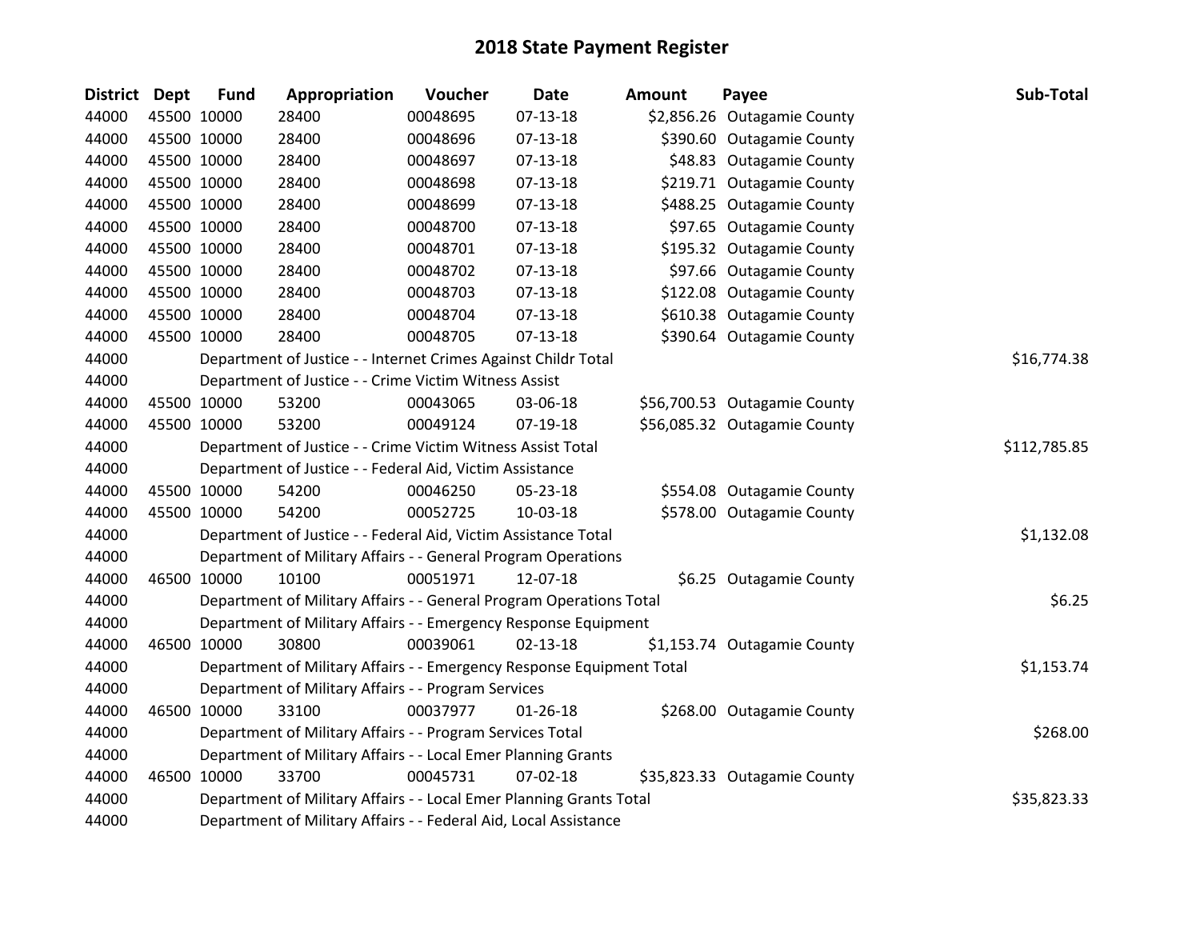# 2018 State Payment Register

| District | Dept | Fund | Appropriation | Voucher | Date | Amount | Payee | Sub-Total |
|---|---|---|---|---|---|---|---|---|
| 44000 | 45500 | 10000 | 28400 | 00048695 | 07-13-18 | $2,856.26 | Outagamie County | |
| 44000 | 45500 | 10000 | 28400 | 00048696 | 07-13-18 | $390.60 | Outagamie County | |
| 44000 | 45500 | 10000 | 28400 | 00048697 | 07-13-18 | $48.83 | Outagamie County | |
| 44000 | 45500 | 10000 | 28400 | 00048698 | 07-13-18 | $219.71 | Outagamie County | |
| 44000 | 45500 | 10000 | 28400 | 00048699 | 07-13-18 | $488.25 | Outagamie County | |
| 44000 | 45500 | 10000 | 28400 | 00048700 | 07-13-18 | $97.65 | Outagamie County | |
| 44000 | 45500 | 10000 | 28400 | 00048701 | 07-13-18 | $195.32 | Outagamie County | |
| 44000 | 45500 | 10000 | 28400 | 00048702 | 07-13-18 | $97.66 | Outagamie County | |
| 44000 | 45500 | 10000 | 28400 | 00048703 | 07-13-18 | $122.08 | Outagamie County | |
| 44000 | 45500 | 10000 | 28400 | 00048704 | 07-13-18 | $610.38 | Outagamie County | |
| 44000 | 45500 | 10000 | 28400 | 00048705 | 07-13-18 | $390.64 | Outagamie County | |
| 44000 | | Department of Justice - - Internet Crimes Against Childr Total | | | | | | $16,774.38 |
| 44000 | | Department of Justice - - Crime Victim Witness Assist | | | | | | |
| 44000 | 45500 | 10000 | 53200 | 00043065 | 03-06-18 | $56,700.53 | Outagamie County | |
| 44000 | 45500 | 10000 | 53200 | 00049124 | 07-19-18 | $56,085.32 | Outagamie County | |
| 44000 | | Department of Justice - - Crime Victim Witness Assist Total | | | | | | $112,785.85 |
| 44000 | | Department of Justice - - Federal Aid, Victim Assistance | | | | | | |
| 44000 | 45500 | 10000 | 54200 | 00046250 | 05-23-18 | $554.08 | Outagamie County | |
| 44000 | 45500 | 10000 | 54200 | 00052725 | 10-03-18 | $578.00 | Outagamie County | |
| 44000 | | Department of Justice - - Federal Aid, Victim Assistance Total | | | | | | $1,132.08 |
| 44000 | | Department of Military Affairs - - General Program Operations | | | | | | |
| 44000 | 46500 | 10000 | 10100 | 00051971 | 12-07-18 | $6.25 | Outagamie County | |
| 44000 | | Department of Military Affairs - - General Program Operations Total | | | | | | $6.25 |
| 44000 | | Department of Military Affairs - - Emergency Response Equipment | | | | | | |
| 44000 | 46500 | 10000 | 30800 | 00039061 | 02-13-18 | $1,153.74 | Outagamie County | |
| 44000 | | Department of Military Affairs - - Emergency Response Equipment Total | | | | | | $1,153.74 |
| 44000 | | Department of Military Affairs - - Program Services | | | | | | |
| 44000 | 46500 | 10000 | 33100 | 00037977 | 01-26-18 | $268.00 | Outagamie County | |
| 44000 | | Department of Military Affairs - - Program Services Total | | | | | | $268.00 |
| 44000 | | Department of Military Affairs - - Local Emer Planning Grants | | | | | | |
| 44000 | 46500 | 10000 | 33700 | 00045731 | 07-02-18 | $35,823.33 | Outagamie County | |
| 44000 | | Department of Military Affairs - - Local Emer Planning Grants Total | | | | | | $35,823.33 |
| 44000 | | Department of Military Affairs - - Federal Aid, Local Assistance | | | | | | |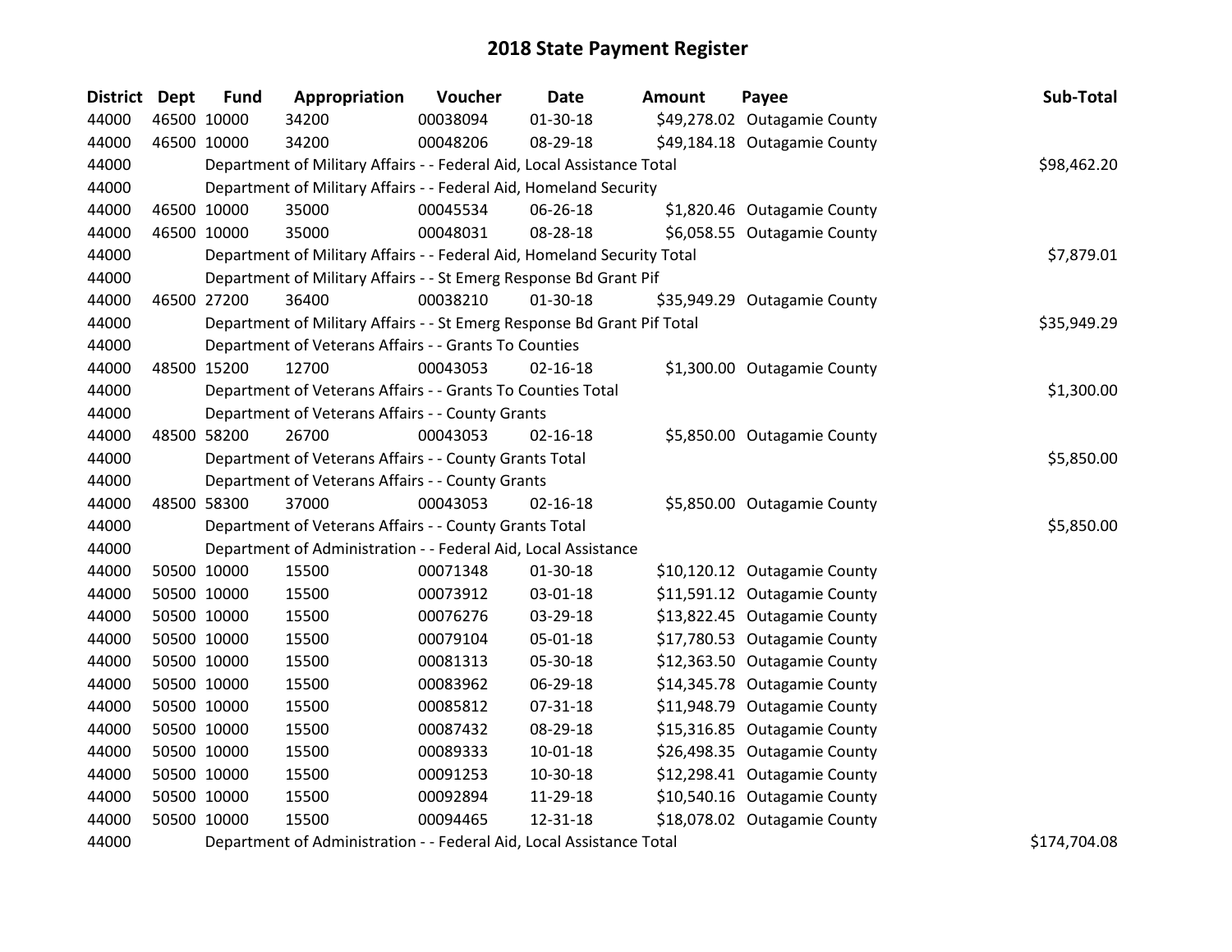# 2018 State Payment Register

| District | Dept | Fund | Appropriation | Voucher | Date | Amount | Payee | Sub-Total |
|---|---|---|---|---|---|---|---|---|
| 44000 | 46500 | 10000 | 34200 | 00038094 | 01-30-18 | $49,278.02 | Outagamie County | |
| 44000 | 46500 | 10000 | 34200 | 00048206 | 08-29-18 | $49,184.18 | Outagamie County | |
| 44000 | | Department of Military Affairs - - Federal Aid, Local Assistance Total | | | | | | $98,462.20 |
| 44000 | | Department of Military Affairs - - Federal Aid, Homeland Security | | | | | | |
| 44000 | 46500 | 10000 | 35000 | 00045534 | 06-26-18 | $1,820.46 | Outagamie County | |
| 44000 | 46500 | 10000 | 35000 | 00048031 | 08-28-18 | $6,058.55 | Outagamie County | |
| 44000 | | Department of Military Affairs - - Federal Aid, Homeland Security Total | | | | | | $7,879.01 |
| 44000 | | Department of Military Affairs - - St Emerg Response Bd Grant Pif | | | | | | |
| 44000 | 46500 | 27200 | 36400 | 00038210 | 01-30-18 | $35,949.29 | Outagamie County | |
| 44000 | | Department of Military Affairs - - St Emerg Response Bd Grant Pif Total | | | | | | $35,949.29 |
| 44000 | | Department of Veterans Affairs - - Grants To Counties | | | | | | |
| 44000 | 48500 | 15200 | 12700 | 00043053 | 02-16-18 | $1,300.00 | Outagamie County | |
| 44000 | | Department of Veterans Affairs - - Grants To Counties Total | | | | | | $1,300.00 |
| 44000 | | Department of Veterans Affairs - - County Grants | | | | | | |
| 44000 | 48500 | 58200 | 26700 | 00043053 | 02-16-18 | $5,850.00 | Outagamie County | |
| 44000 | | Department of Veterans Affairs - - County Grants Total | | | | | | $5,850.00 |
| 44000 | | Department of Veterans Affairs - - County Grants | | | | | | |
| 44000 | 48500 | 58300 | 37000 | 00043053 | 02-16-18 | $5,850.00 | Outagamie County | |
| 44000 | | Department of Veterans Affairs - - County Grants Total | | | | | | $5,850.00 |
| 44000 | | Department of Administration - - Federal Aid, Local Assistance | | | | | | |
| 44000 | 50500 | 10000 | 15500 | 00071348 | 01-30-18 | $10,120.12 | Outagamie County | |
| 44000 | 50500 | 10000 | 15500 | 00073912 | 03-01-18 | $11,591.12 | Outagamie County | |
| 44000 | 50500 | 10000 | 15500 | 00076276 | 03-29-18 | $13,822.45 | Outagamie County | |
| 44000 | 50500 | 10000 | 15500 | 00079104 | 05-01-18 | $17,780.53 | Outagamie County | |
| 44000 | 50500 | 10000 | 15500 | 00081313 | 05-30-18 | $12,363.50 | Outagamie County | |
| 44000 | 50500 | 10000 | 15500 | 00083962 | 06-29-18 | $14,345.78 | Outagamie County | |
| 44000 | 50500 | 10000 | 15500 | 00085812 | 07-31-18 | $11,948.79 | Outagamie County | |
| 44000 | 50500 | 10000 | 15500 | 00087432 | 08-29-18 | $15,316.85 | Outagamie County | |
| 44000 | 50500 | 10000 | 15500 | 00089333 | 10-01-18 | $26,498.35 | Outagamie County | |
| 44000 | 50500 | 10000 | 15500 | 00091253 | 10-30-18 | $12,298.41 | Outagamie County | |
| 44000 | 50500 | 10000 | 15500 | 00092894 | 11-29-18 | $10,540.16 | Outagamie County | |
| 44000 | 50500 | 10000 | 15500 | 00094465 | 12-31-18 | $18,078.02 | Outagamie County | |
| 44000 | | Department of Administration - - Federal Aid, Local Assistance Total | | | | | | $174,704.08 |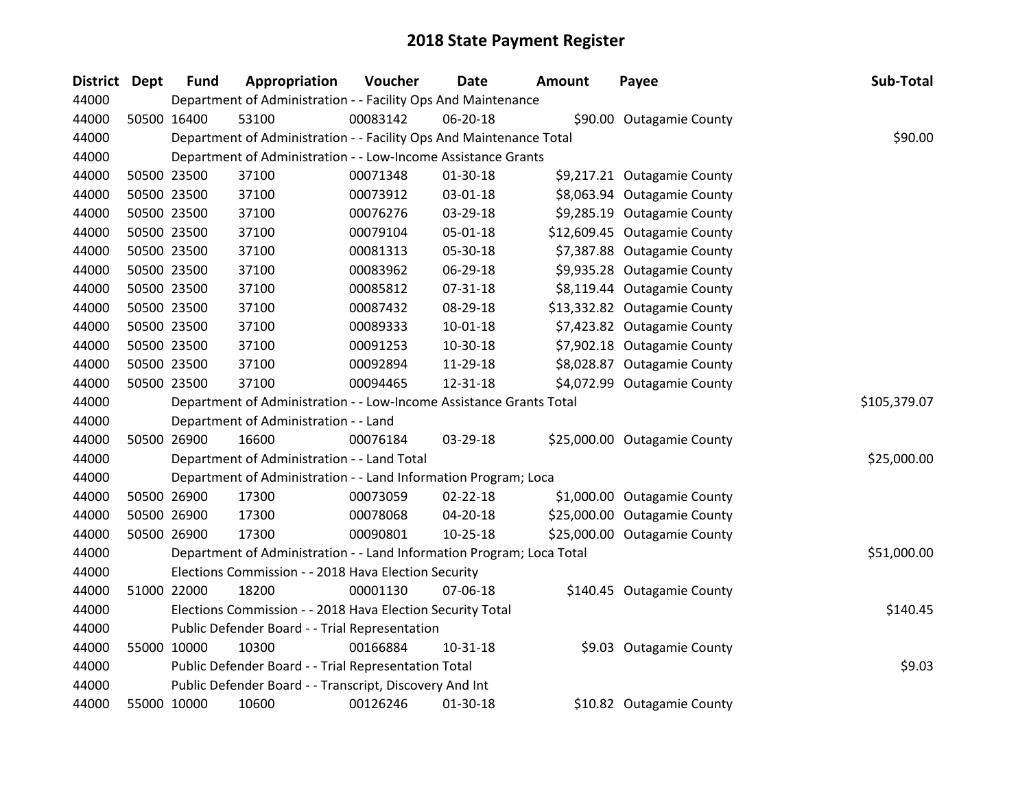# 2018 State Payment Register

| District | Dept | Fund | Appropriation | Voucher | Date | Amount | Payee | Sub-Total |
|---|---|---|---|---|---|---|---|---|
| 44000 | | | Department of Administration - - Facility Ops And Maintenance | | | | | |
| 44000 | 50500 | 16400 | 53100 | 00083142 | 06-20-18 | $90.00 | Outagamie County | |
| 44000 | | | Department of Administration - - Facility Ops And Maintenance Total | | | | | $90.00 |
| 44000 | | | Department of Administration - - Low-Income Assistance Grants | | | | | |
| 44000 | 50500 | 23500 | 37100 | 00071348 | 01-30-18 | $9,217.21 | Outagamie County | |
| 44000 | 50500 | 23500 | 37100 | 00073912 | 03-01-18 | $8,063.94 | Outagamie County | |
| 44000 | 50500 | 23500 | 37100 | 00076276 | 03-29-18 | $9,285.19 | Outagamie County | |
| 44000 | 50500 | 23500 | 37100 | 00079104 | 05-01-18 | $12,609.45 | Outagamie County | |
| 44000 | 50500 | 23500 | 37100 | 00081313 | 05-30-18 | $7,387.88 | Outagamie County | |
| 44000 | 50500 | 23500 | 37100 | 00083962 | 06-29-18 | $9,935.28 | Outagamie County | |
| 44000 | 50500 | 23500 | 37100 | 00085812 | 07-31-18 | $8,119.44 | Outagamie County | |
| 44000 | 50500 | 23500 | 37100 | 00087432 | 08-29-18 | $13,332.82 | Outagamie County | |
| 44000 | 50500 | 23500 | 37100 | 00089333 | 10-01-18 | $7,423.82 | Outagamie County | |
| 44000 | 50500 | 23500 | 37100 | 00091253 | 10-30-18 | $7,902.18 | Outagamie County | |
| 44000 | 50500 | 23500 | 37100 | 00092894 | 11-29-18 | $8,028.87 | Outagamie County | |
| 44000 | 50500 | 23500 | 37100 | 00094465 | 12-31-18 | $4,072.99 | Outagamie County | |
| 44000 | | | Department of Administration - - Low-Income Assistance Grants Total | | | | | $105,379.07 |
| 44000 | | | Department of Administration - - Land | | | | | |
| 44000 | 50500 | 26900 | 16600 | 00076184 | 03-29-18 | $25,000.00 | Outagamie County | |
| 44000 | | | Department of Administration - - Land Total | | | | | $25,000.00 |
| 44000 | | | Department of Administration - - Land Information Program; Loca | | | | | |
| 44000 | 50500 | 26900 | 17300 | 00073059 | 02-22-18 | $1,000.00 | Outagamie County | |
| 44000 | 50500 | 26900 | 17300 | 00078068 | 04-20-18 | $25,000.00 | Outagamie County | |
| 44000 | 50500 | 26900 | 17300 | 00090801 | 10-25-18 | $25,000.00 | Outagamie County | |
| 44000 | | | Department of Administration - - Land Information Program; Loca Total | | | | | $51,000.00 |
| 44000 | | | Elections Commission - - 2018 Hava Election Security | | | | | |
| 44000 | 51000 | 22000 | 18200 | 00001130 | 07-06-18 | $140.45 | Outagamie County | |
| 44000 | | | Elections Commission - - 2018 Hava Election Security Total | | | | | $140.45 |
| 44000 | | | Public Defender Board - - Trial Representation | | | | | |
| 44000 | 55000 | 10000 | 10300 | 00166884 | 10-31-18 | $9.03 | Outagamie County | |
| 44000 | | | Public Defender Board - - Trial Representation Total | | | | | $9.03 |
| 44000 | | | Public Defender Board - - Transcript, Discovery And Int | | | | | |
| 44000 | 55000 | 10000 | 10600 | 00126246 | 01-30-18 | $10.82 | Outagamie County | |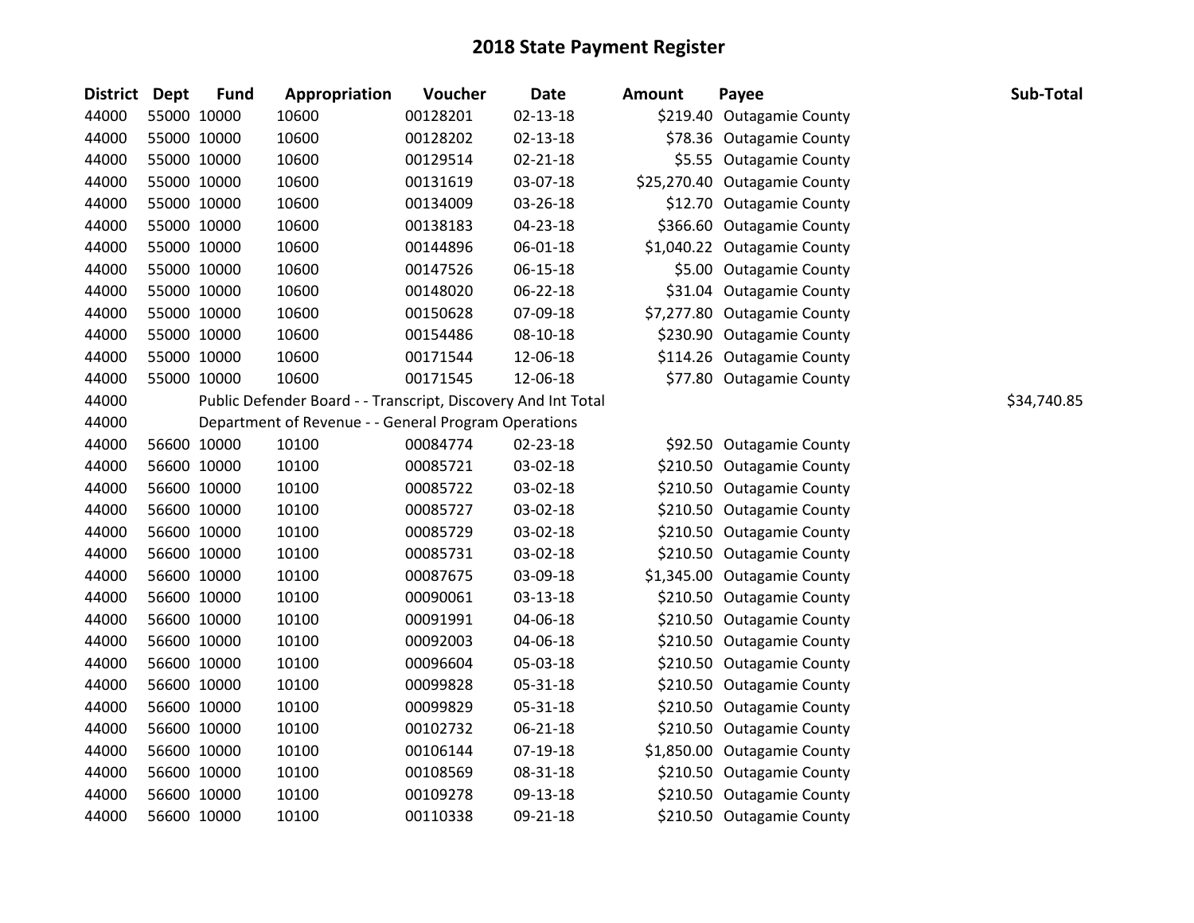# 2018 State Payment Register

| District | Dept | Fund | Appropriation | Voucher | Date | Amount | Payee | Sub-Total |
|---|---|---|---|---|---|---|---|---|
| 44000 | 55000 | 10000 | 10600 | 00128201 | 02-13-18 | $219.40 | Outagamie County | |
| 44000 | 55000 | 10000 | 10600 | 00128202 | 02-13-18 | $78.36 | Outagamie County | |
| 44000 | 55000 | 10000 | 10600 | 00129514 | 02-21-18 | $5.55 | Outagamie County | |
| 44000 | 55000 | 10000 | 10600 | 00131619 | 03-07-18 | $25,270.40 | Outagamie County | |
| 44000 | 55000 | 10000 | 10600 | 00134009 | 03-26-18 | $12.70 | Outagamie County | |
| 44000 | 55000 | 10000 | 10600 | 00138183 | 04-23-18 | $366.60 | Outagamie County | |
| 44000 | 55000 | 10000 | 10600 | 00144896 | 06-01-18 | $1,040.22 | Outagamie County | |
| 44000 | 55000 | 10000 | 10600 | 00147526 | 06-15-18 | $5.00 | Outagamie County | |
| 44000 | 55000 | 10000 | 10600 | 00148020 | 06-22-18 | $31.04 | Outagamie County | |
| 44000 | 55000 | 10000 | 10600 | 00150628 | 07-09-18 | $7,277.80 | Outagamie County | |
| 44000 | 55000 | 10000 | 10600 | 00154486 | 08-10-18 | $230.90 | Outagamie County | |
| 44000 | 55000 | 10000 | 10600 | 00171544 | 12-06-18 | $114.26 | Outagamie County | |
| 44000 | 55000 | 10000 | 10600 | 00171545 | 12-06-18 | $77.80 | Outagamie County | |
| 44000 | | Public Defender Board - - Transcript, Discovery And Int Total | | | | | | $34,740.85 |
| 44000 | | Department of Revenue - - General Program Operations | | | | | | |
| 44000 | 56600 | 10000 | 10100 | 00084774 | 02-23-18 | $92.50 | Outagamie County | |
| 44000 | 56600 | 10000 | 10100 | 00085721 | 03-02-18 | $210.50 | Outagamie County | |
| 44000 | 56600 | 10000 | 10100 | 00085722 | 03-02-18 | $210.50 | Outagamie County | |
| 44000 | 56600 | 10000 | 10100 | 00085727 | 03-02-18 | $210.50 | Outagamie County | |
| 44000 | 56600 | 10000 | 10100 | 00085729 | 03-02-18 | $210.50 | Outagamie County | |
| 44000 | 56600 | 10000 | 10100 | 00085731 | 03-02-18 | $210.50 | Outagamie County | |
| 44000 | 56600 | 10000 | 10100 | 00087675 | 03-09-18 | $1,345.00 | Outagamie County | |
| 44000 | 56600 | 10000 | 10100 | 00090061 | 03-13-18 | $210.50 | Outagamie County | |
| 44000 | 56600 | 10000 | 10100 | 00091991 | 04-06-18 | $210.50 | Outagamie County | |
| 44000 | 56600 | 10000 | 10100 | 00092003 | 04-06-18 | $210.50 | Outagamie County | |
| 44000 | 56600 | 10000 | 10100 | 00096604 | 05-03-18 | $210.50 | Outagamie County | |
| 44000 | 56600 | 10000 | 10100 | 00099828 | 05-31-18 | $210.50 | Outagamie County | |
| 44000 | 56600 | 10000 | 10100 | 00099829 | 05-31-18 | $210.50 | Outagamie County | |
| 44000 | 56600 | 10000 | 10100 | 00102732 | 06-21-18 | $210.50 | Outagamie County | |
| 44000 | 56600 | 10000 | 10100 | 00106144 | 07-19-18 | $1,850.00 | Outagamie County | |
| 44000 | 56600 | 10000 | 10100 | 00108569 | 08-31-18 | $210.50 | Outagamie County | |
| 44000 | 56600 | 10000 | 10100 | 00109278 | 09-13-18 | $210.50 | Outagamie County | |
| 44000 | 56600 | 10000 | 10100 | 00110338 | 09-21-18 | $210.50 | Outagamie County | |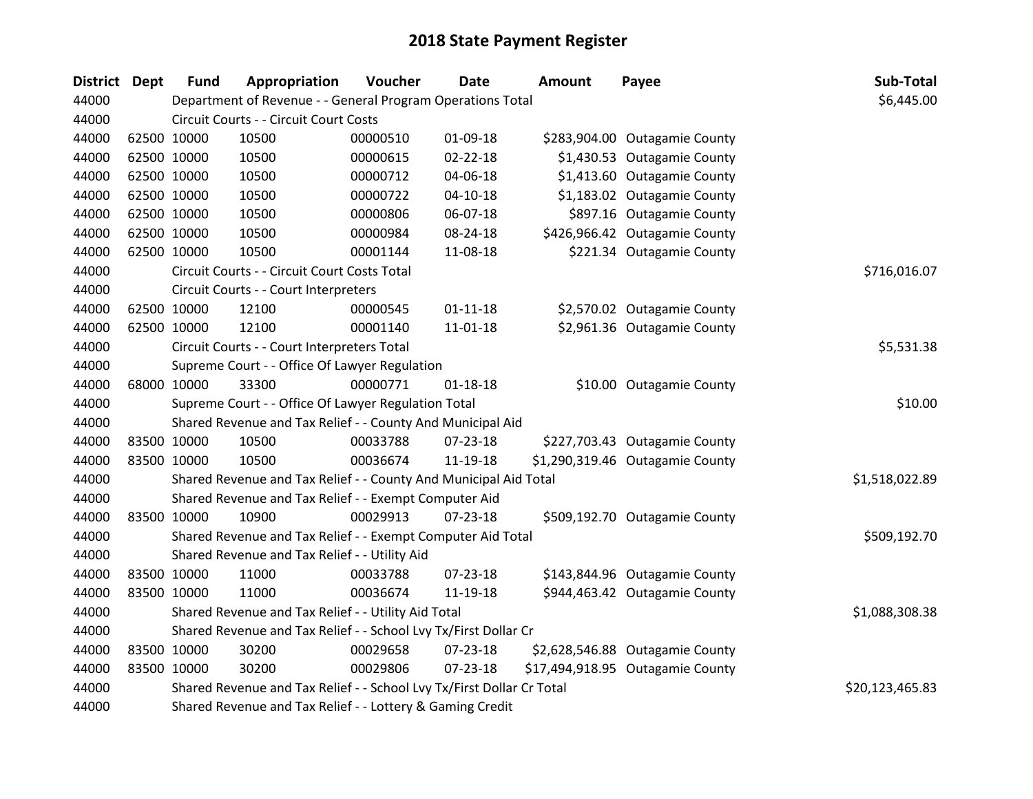# 2018 State Payment Register

| District | Dept | Fund | Appropriation | Voucher | Date | Amount | Payee | Sub-Total |
|---|---|---|---|---|---|---|---|---|
| 44000 | | Department of Revenue - - General Program Operations Total | | | | | | $6,445.00 |
| 44000 | | Circuit Courts - - Circuit Court Costs | | | | | | |
| 44000 | 62500 | 10000 | 10500 | 00000510 | 01-09-18 | $283,904.00 | Outagamie County | |
| 44000 | 62500 | 10000 | 10500 | 00000615 | 02-22-18 | $1,430.53 | Outagamie County | |
| 44000 | 62500 | 10000 | 10500 | 00000712 | 04-06-18 | $1,413.60 | Outagamie County | |
| 44000 | 62500 | 10000 | 10500 | 00000722 | 04-10-18 | $1,183.02 | Outagamie County | |
| 44000 | 62500 | 10000 | 10500 | 00000806 | 06-07-18 | $897.16 | Outagamie County | |
| 44000 | 62500 | 10000 | 10500 | 00000984 | 08-24-18 | $426,966.42 | Outagamie County | |
| 44000 | 62500 | 10000 | 10500 | 00001144 | 11-08-18 | $221.34 | Outagamie County | |
| 44000 | | Circuit Courts - - Circuit Court Costs Total | | | | | | $716,016.07 |
| 44000 | | Circuit Courts - - Court Interpreters | | | | | | |
| 44000 | 62500 | 10000 | 12100 | 00000545 | 01-11-18 | $2,570.02 | Outagamie County | |
| 44000 | 62500 | 10000 | 12100 | 00001140 | 11-01-18 | $2,961.36 | Outagamie County | |
| 44000 | | Circuit Courts - - Court Interpreters Total | | | | | | $5,531.38 |
| 44000 | | Supreme Court - - Office Of Lawyer Regulation | | | | | | |
| 44000 | 68000 | 10000 | 33300 | 00000771 | 01-18-18 | $10.00 | Outagamie County | |
| 44000 | | Supreme Court - - Office Of Lawyer Regulation Total | | | | | | $10.00 |
| 44000 | | Shared Revenue and Tax Relief - - County And Municipal Aid | | | | | | |
| 44000 | 83500 | 10000 | 10500 | 00033788 | 07-23-18 | $227,703.43 | Outagamie County | |
| 44000 | 83500 | 10000 | 10500 | 00036674 | 11-19-18 | $1,290,319.46 | Outagamie County | |
| 44000 | | Shared Revenue and Tax Relief - - County And Municipal Aid Total | | | | | | $1,518,022.89 |
| 44000 | | Shared Revenue and Tax Relief - - Exempt Computer Aid | | | | | | |
| 44000 | 83500 | 10000 | 10900 | 00029913 | 07-23-18 | $509,192.70 | Outagamie County | |
| 44000 | | Shared Revenue and Tax Relief - - Exempt Computer Aid Total | | | | | | $509,192.70 |
| 44000 | | Shared Revenue and Tax Relief - - Utility Aid | | | | | | |
| 44000 | 83500 | 10000 | 11000 | 00033788 | 07-23-18 | $143,844.96 | Outagamie County | |
| 44000 | 83500 | 10000 | 11000 | 00036674 | 11-19-18 | $944,463.42 | Outagamie County | |
| 44000 | | Shared Revenue and Tax Relief - - Utility Aid Total | | | | | | $1,088,308.38 |
| 44000 | | Shared Revenue and Tax Relief - - School Lvy Tx/First Dollar Cr | | | | | | |
| 44000 | 83500 | 10000 | 30200 | 00029658 | 07-23-18 | $2,628,546.88 | Outagamie County | |
| 44000 | 83500 | 10000 | 30200 | 00029806 | 07-23-18 | $17,494,918.95 | Outagamie County | |
| 44000 | | Shared Revenue and Tax Relief - - School Lvy Tx/First Dollar Cr Total | | | | | | $20,123,465.83 |
| 44000 | | Shared Revenue and Tax Relief - - Lottery & Gaming Credit | | | | | | |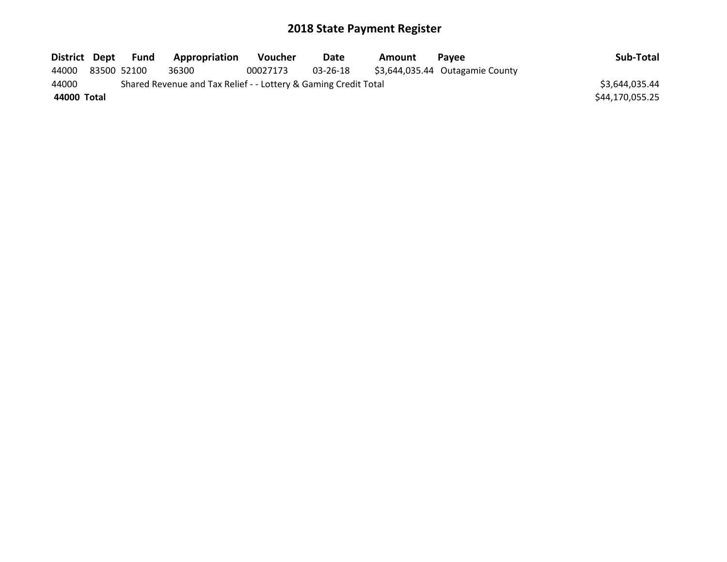# 2018 State Payment Register

| District | Dept | Fund | Appropriation | Voucher | Date | Amount | Payee | Sub-Total |
|---|---|---|---|---|---|---|---|---|
| 44000 | 83500 | 52100 | 36300 | 00027173 | 03-26-18 | $3,644,035.44 | Outagamie County | |
| 44000 | | Shared Revenue and Tax Relief - - Lottery & Gaming Credit Total | | | | | | $3,644,035.44 |
| **44000** | **Total** | | | | | | | $44,170,055.25 |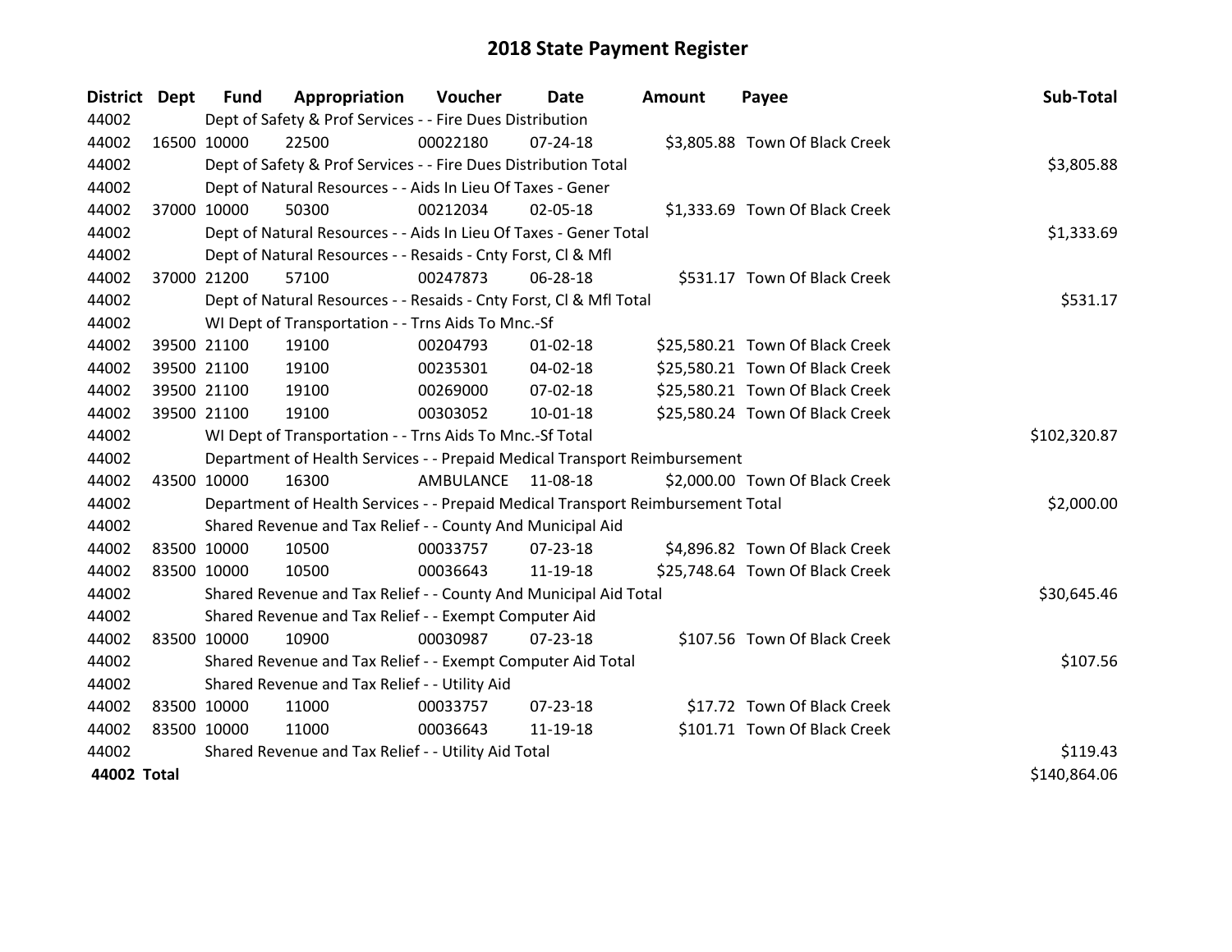# 2018 State Payment Register

| District | Dept | Fund | Appropriation | Voucher | Date | Amount | Payee | Sub-Total |
|---|---|---|---|---|---|---|---|---|
| 44002 | | Dept of Safety & Prof Services - - Fire Dues Distribution | | | | | | |
| 44002 | 16500 | 10000 | 22500 | 00022180 | 07-24-18 | $3,805.88 | Town Of Black Creek | |
| 44002 | | Dept of Safety & Prof Services - - Fire Dues Distribution Total | | | | | | $3,805.88 |
| 44002 | | Dept of Natural Resources - - Aids In Lieu Of Taxes - Gener | | | | | | |
| 44002 | 37000 | 10000 | 50300 | 00212034 | 02-05-18 | $1,333.69 | Town Of Black Creek | |
| 44002 | | Dept of Natural Resources - - Aids In Lieu Of Taxes - Gener Total | | | | | | $1,333.69 |
| 44002 | | Dept of Natural Resources - - Resaids - Cnty Forst, Cl & Mfl | | | | | | |
| 44002 | 37000 | 21200 | 57100 | 00247873 | 06-28-18 | $531.17 | Town Of Black Creek | |
| 44002 | | Dept of Natural Resources - - Resaids - Cnty Forst, Cl & Mfl Total | | | | | | $531.17 |
| 44002 | | WI Dept of Transportation - - Trns Aids To Mnc.-Sf | | | | | | |
| 44002 | 39500 | 21100 | 19100 | 00204793 | 01-02-18 | $25,580.21 | Town Of Black Creek | |
| 44002 | 39500 | 21100 | 19100 | 00235301 | 04-02-18 | $25,580.21 | Town Of Black Creek | |
| 44002 | 39500 | 21100 | 19100 | 00269000 | 07-02-18 | $25,580.21 | Town Of Black Creek | |
| 44002 | 39500 | 21100 | 19100 | 00303052 | 10-01-18 | $25,580.24 | Town Of Black Creek | |
| 44002 | | WI Dept of Transportation - - Trns Aids To Mnc.-Sf Total | | | | | | $102,320.87 |
| 44002 | | Department of Health Services - - Prepaid Medical Transport Reimbursement | | | | | | |
| 44002 | 43500 | 10000 | 16300 | AMBULANCE | 11-08-18 | $2,000.00 | Town Of Black Creek | |
| 44002 | | Department of Health Services - - Prepaid Medical Transport Reimbursement Total | | | | | | $2,000.00 |
| 44002 | | Shared Revenue and Tax Relief - - County And Municipal Aid | | | | | | |
| 44002 | 83500 | 10000 | 10500 | 00033757 | 07-23-18 | $4,896.82 | Town Of Black Creek | |
| 44002 | 83500 | 10000 | 10500 | 00036643 | 11-19-18 | $25,748.64 | Town Of Black Creek | |
| 44002 | | Shared Revenue and Tax Relief - - County And Municipal Aid Total | | | | | | $30,645.46 |
| 44002 | | Shared Revenue and Tax Relief - - Exempt Computer Aid | | | | | | |
| 44002 | 83500 | 10000 | 10900 | 00030987 | 07-23-18 | $107.56 | Town Of Black Creek | |
| 44002 | | Shared Revenue and Tax Relief - - Exempt Computer Aid Total | | | | | | $107.56 |
| 44002 | | Shared Revenue and Tax Relief - - Utility Aid | | | | | | |
| 44002 | 83500 | 10000 | 11000 | 00033757 | 07-23-18 | $17.72 | Town Of Black Creek | |
| 44002 | 83500 | 10000 | 11000 | 00036643 | 11-19-18 | $101.71 | Town Of Black Creek | |
| 44002 | | Shared Revenue and Tax Relief - - Utility Aid Total | | | | | | $119.43 |
| **44002 Total** | | | | | | | | $140,864.06 |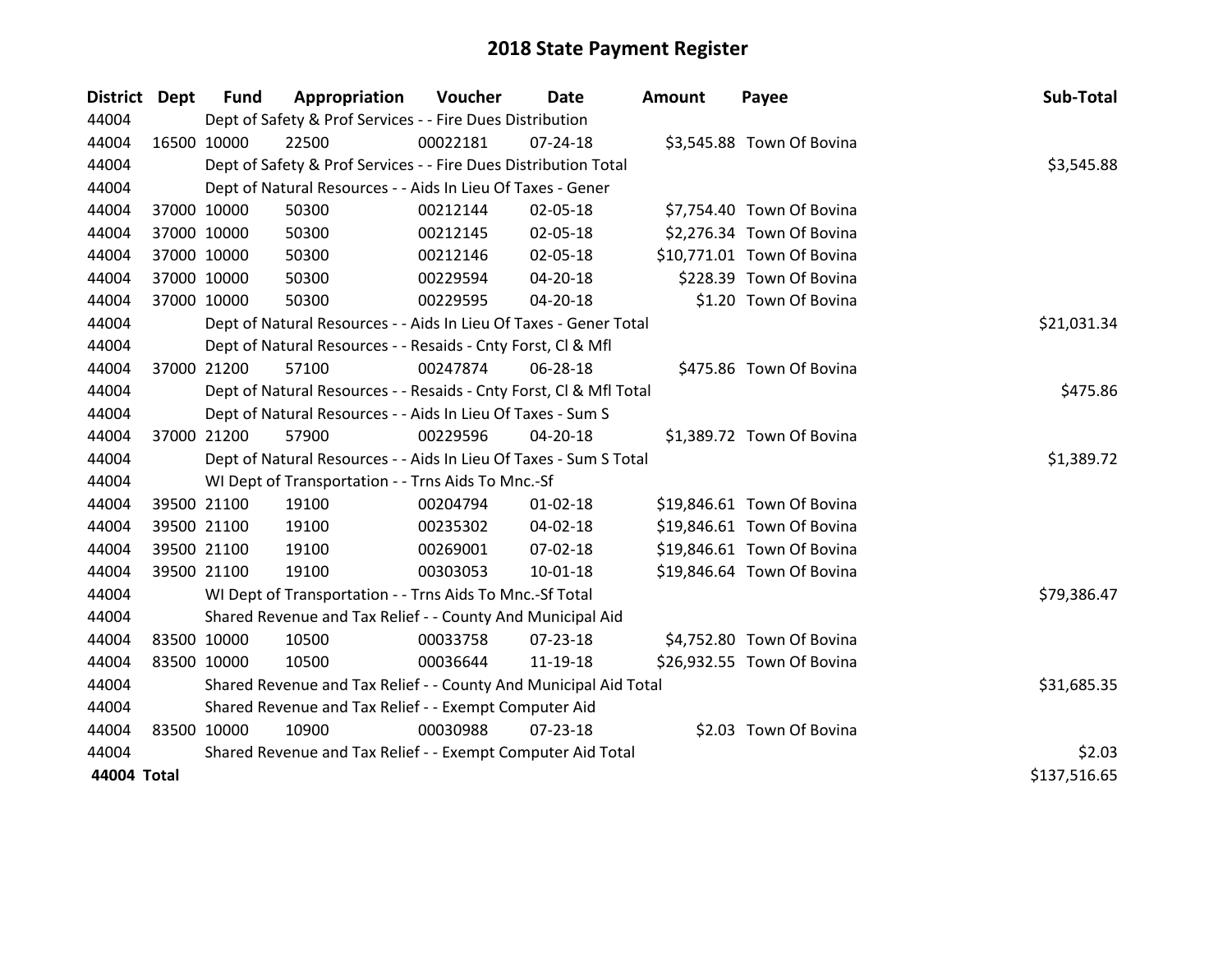# 2018 State Payment Register

| District | Dept | Fund | Appropriation | Voucher | Date | Amount | Payee | Sub-Total |
|---|---|---|---|---|---|---|---|---|
| 44004 | | Dept of Safety & Prof Services - - Fire Dues Distribution | | | | | | |
| 44004 | 16500 | 10000 | 22500 | 00022181 | 07-24-18 | $3,545.88 | Town Of Bovina | |
| 44004 | | Dept of Safety & Prof Services - - Fire Dues Distribution Total | | | | | | $3,545.88 |
| 44004 | | Dept of Natural Resources - - Aids In Lieu Of Taxes - Gener | | | | | | |
| 44004 | 37000 | 10000 | 50300 | 00212144 | 02-05-18 | $7,754.40 | Town Of Bovina | |
| 44004 | 37000 | 10000 | 50300 | 00212145 | 02-05-18 | $2,276.34 | Town Of Bovina | |
| 44004 | 37000 | 10000 | 50300 | 00212146 | 02-05-18 | $10,771.01 | Town Of Bovina | |
| 44004 | 37000 | 10000 | 50300 | 00229594 | 04-20-18 | $228.39 | Town Of Bovina | |
| 44004 | 37000 | 10000 | 50300 | 00229595 | 04-20-18 | $1.20 | Town Of Bovina | |
| 44004 | | Dept of Natural Resources - - Aids In Lieu Of Taxes - Gener Total | | | | | | $21,031.34 |
| 44004 | | Dept of Natural Resources - - Resaids - Cnty Forst, Cl & Mfl | | | | | | |
| 44004 | 37000 | 21200 | 57100 | 00247874 | 06-28-18 | $475.86 | Town Of Bovina | |
| 44004 | | Dept of Natural Resources - - Resaids - Cnty Forst, Cl & Mfl Total | | | | | | $475.86 |
| 44004 | | Dept of Natural Resources - - Aids In Lieu Of Taxes - Sum S | | | | | | |
| 44004 | 37000 | 21200 | 57900 | 00229596 | 04-20-18 | $1,389.72 | Town Of Bovina | |
| 44004 | | Dept of Natural Resources - - Aids In Lieu Of Taxes - Sum S Total | | | | | | $1,389.72 |
| 44004 | | WI Dept of Transportation - - Trns Aids To Mnc.-Sf | | | | | | |
| 44004 | 39500 | 21100 | 19100 | 00204794 | 01-02-18 | $19,846.61 | Town Of Bovina | |
| 44004 | 39500 | 21100 | 19100 | 00235302 | 04-02-18 | $19,846.61 | Town Of Bovina | |
| 44004 | 39500 | 21100 | 19100 | 00269001 | 07-02-18 | $19,846.61 | Town Of Bovina | |
| 44004 | 39500 | 21100 | 19100 | 00303053 | 10-01-18 | $19,846.64 | Town Of Bovina | |
| 44004 | | WI Dept of Transportation - - Trns Aids To Mnc.-Sf Total | | | | | | $79,386.47 |
| 44004 | | Shared Revenue and Tax Relief - - County And Municipal Aid | | | | | | |
| 44004 | 83500 | 10000 | 10500 | 00033758 | 07-23-18 | $4,752.80 | Town Of Bovina | |
| 44004 | 83500 | 10000 | 10500 | 00036644 | 11-19-18 | $26,932.55 | Town Of Bovina | |
| 44004 | | Shared Revenue and Tax Relief - - County And Municipal Aid Total | | | | | | $31,685.35 |
| 44004 | | Shared Revenue and Tax Relief - - Exempt Computer Aid | | | | | | |
| 44004 | 83500 | 10000 | 10900 | 00030988 | 07-23-18 | $2.03 | Town Of Bovina | |
| 44004 | | Shared Revenue and Tax Relief - - Exempt Computer Aid Total | | | | | | $2.03 |
| **44004 Total** | | | | | | | | $137,516.65 |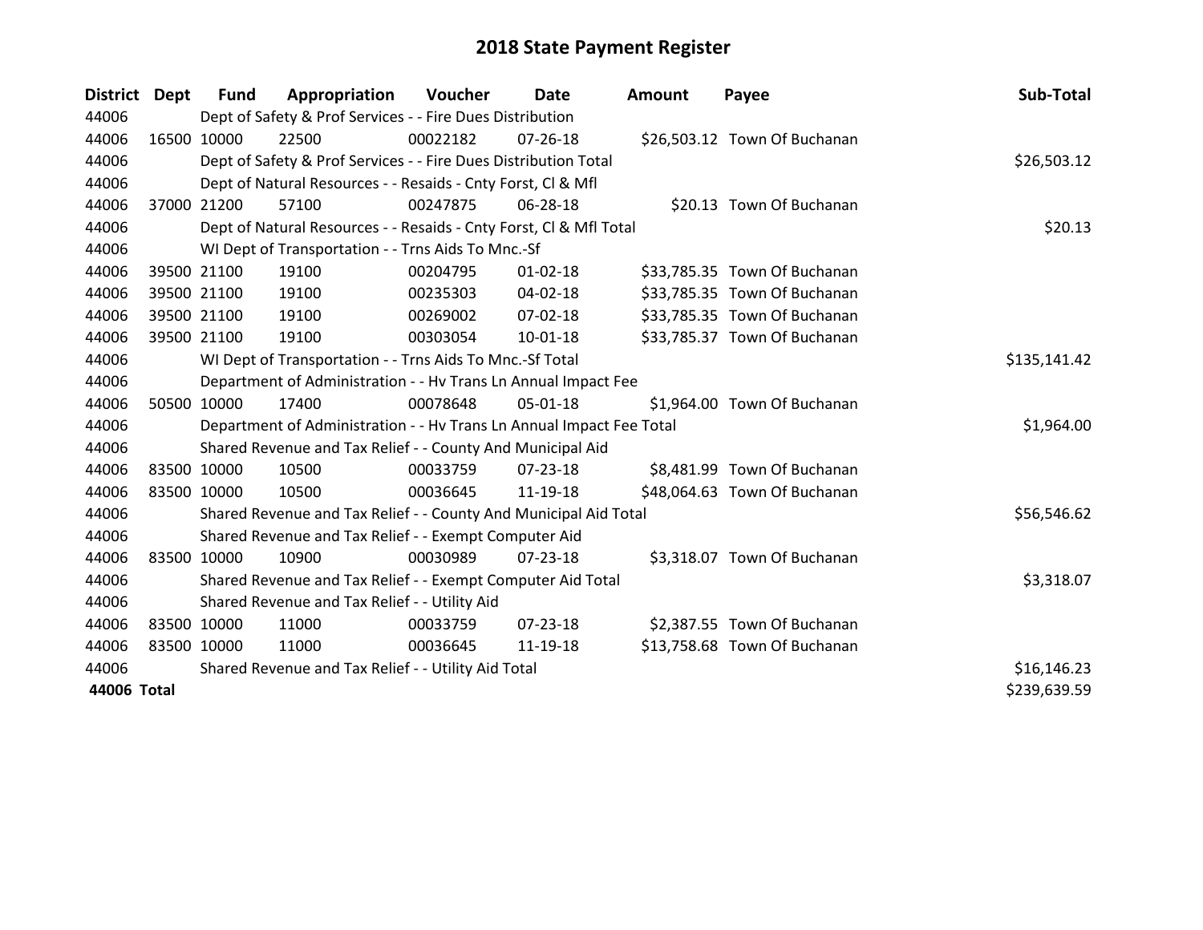# 2018 State Payment Register

| District | Dept | Fund | Appropriation | Voucher | Date | Amount | Payee | Sub-Total |
|---|---|---|---|---|---|---|---|---|
| 44006 | | Dept of Safety & Prof Services - - Fire Dues Distribution | | | | | | |
| 44006 | 16500 | 10000 | 22500 | 00022182 | 07-26-18 | $26,503.12 | Town Of Buchanan | |
| 44006 | | Dept of Safety & Prof Services - - Fire Dues Distribution Total | | | | | | $26,503.12 |
| 44006 | | Dept of Natural Resources - - Resaids - Cnty Forst, Cl & Mfl | | | | | | |
| 44006 | 37000 | 21200 | 57100 | 00247875 | 06-28-18 | $20.13 | Town Of Buchanan | |
| 44006 | | Dept of Natural Resources - - Resaids - Cnty Forst, Cl & Mfl Total | | | | | | $20.13 |
| 44006 | | WI Dept of Transportation - - Trns Aids To Mnc.-Sf | | | | | | |
| 44006 | 39500 | 21100 | 19100 | 00204795 | 01-02-18 | $33,785.35 | Town Of Buchanan | |
| 44006 | 39500 | 21100 | 19100 | 00235303 | 04-02-18 | $33,785.35 | Town Of Buchanan | |
| 44006 | 39500 | 21100 | 19100 | 00269002 | 07-02-18 | $33,785.35 | Town Of Buchanan | |
| 44006 | 39500 | 21100 | 19100 | 00303054 | 10-01-18 | $33,785.37 | Town Of Buchanan | |
| 44006 | | WI Dept of Transportation - - Trns Aids To Mnc.-Sf Total | | | | | | $135,141.42 |
| 44006 | | Department of Administration - - Hv Trans Ln Annual Impact Fee | | | | | | |
| 44006 | 50500 | 10000 | 17400 | 00078648 | 05-01-18 | $1,964.00 | Town Of Buchanan | |
| 44006 | | Department of Administration - - Hv Trans Ln Annual Impact Fee Total | | | | | | $1,964.00 |
| 44006 | | Shared Revenue and Tax Relief - - County And Municipal Aid | | | | | | |
| 44006 | 83500 | 10000 | 10500 | 00033759 | 07-23-18 | $8,481.99 | Town Of Buchanan | |
| 44006 | 83500 | 10000 | 10500 | 00036645 | 11-19-18 | $48,064.63 | Town Of Buchanan | |
| 44006 | | Shared Revenue and Tax Relief - - County And Municipal Aid Total | | | | | | $56,546.62 |
| 44006 | | Shared Revenue and Tax Relief - - Exempt Computer Aid | | | | | | |
| 44006 | 83500 | 10000 | 10900 | 00030989 | 07-23-18 | $3,318.07 | Town Of Buchanan | |
| 44006 | | Shared Revenue and Tax Relief - - Exempt Computer Aid Total | | | | | | $3,318.07 |
| 44006 | | Shared Revenue and Tax Relief - - Utility Aid | | | | | | |
| 44006 | 83500 | 10000 | 11000 | 00033759 | 07-23-18 | $2,387.55 | Town Of Buchanan | |
| 44006 | 83500 | 10000 | 11000 | 00036645 | 11-19-18 | $13,758.68 | Town Of Buchanan | |
| 44006 | | Shared Revenue and Tax Relief - - Utility Aid Total | | | | | | $16,146.23 |
| **44006 Total** | | | | | | | | $239,639.59 |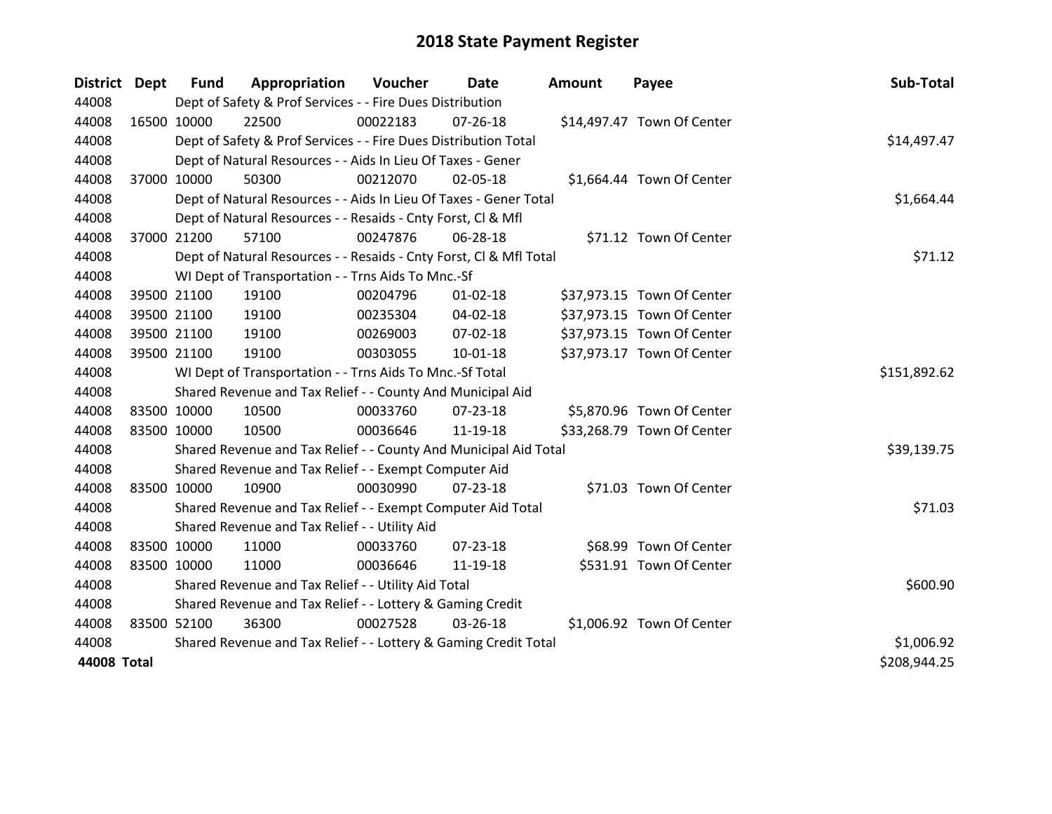# 2018 State Payment Register

| District | Dept | Fund | Appropriation | Voucher | Date | Amount | Payee | Sub-Total |
|---|---|---|---|---|---|---|---|---|
| 44008 | | Dept of Safety & Prof Services - - Fire Dues Distribution | | | | | | |
| 44008 | 16500 | 10000 | 22500 | 00022183 | 07-26-18 | $14,497.47 | Town Of Center | |
| 44008 | | Dept of Safety & Prof Services - - Fire Dues Distribution Total | | | | | | $14,497.47 |
| 44008 | | Dept of Natural Resources - - Aids In Lieu Of Taxes - Gener | | | | | | |
| 44008 | 37000 | 10000 | 50300 | 00212070 | 02-05-18 | $1,664.44 | Town Of Center | |
| 44008 | | Dept of Natural Resources - - Aids In Lieu Of Taxes - Gener Total | | | | | | $1,664.44 |
| 44008 | | Dept of Natural Resources - - Resaids - Cnty Forst, Cl & Mfl | | | | | | |
| 44008 | 37000 | 21200 | 57100 | 00247876 | 06-28-18 | $71.12 | Town Of Center | |
| 44008 | | Dept of Natural Resources - - Resaids - Cnty Forst, Cl & Mfl Total | | | | | | $71.12 |
| 44008 | | WI Dept of Transportation - - Trns Aids To Mnc.-Sf | | | | | | |
| 44008 | 39500 | 21100 | 19100 | 00204796 | 01-02-18 | $37,973.15 | Town Of Center | |
| 44008 | 39500 | 21100 | 19100 | 00235304 | 04-02-18 | $37,973.15 | Town Of Center | |
| 44008 | 39500 | 21100 | 19100 | 00269003 | 07-02-18 | $37,973.15 | Town Of Center | |
| 44008 | 39500 | 21100 | 19100 | 00303055 | 10-01-18 | $37,973.17 | Town Of Center | |
| 44008 | | WI Dept of Transportation - - Trns Aids To Mnc.-Sf Total | | | | | | $151,892.62 |
| 44008 | | Shared Revenue and Tax Relief - - County And Municipal Aid | | | | | | |
| 44008 | 83500 | 10000 | 10500 | 00033760 | 07-23-18 | $5,870.96 | Town Of Center | |
| 44008 | 83500 | 10000 | 10500 | 00036646 | 11-19-18 | $33,268.79 | Town Of Center | |
| 44008 | | Shared Revenue and Tax Relief - - County And Municipal Aid Total | | | | | | $39,139.75 |
| 44008 | | Shared Revenue and Tax Relief - - Exempt Computer Aid | | | | | | |
| 44008 | 83500 | 10000 | 10900 | 00030990 | 07-23-18 | $71.03 | Town Of Center | |
| 44008 | | Shared Revenue and Tax Relief - - Exempt Computer Aid Total | | | | | | $71.03 |
| 44008 | | Shared Revenue and Tax Relief - - Utility Aid | | | | | | |
| 44008 | 83500 | 10000 | 11000 | 00033760 | 07-23-18 | $68.99 | Town Of Center | |
| 44008 | 83500 | 10000 | 11000 | 00036646 | 11-19-18 | $531.91 | Town Of Center | |
| 44008 | | Shared Revenue and Tax Relief - - Utility Aid Total | | | | | | $600.90 |
| 44008 | | Shared Revenue and Tax Relief - - Lottery & Gaming Credit | | | | | | |
| 44008 | 83500 | 52100 | 36300 | 00027528 | 03-26-18 | $1,006.92 | Town Of Center | |
| 44008 | | Shared Revenue and Tax Relief - - Lottery & Gaming Credit Total | | | | | | $1,006.92 |
| **44008 Total** | | | | | | | | $208,944.25 |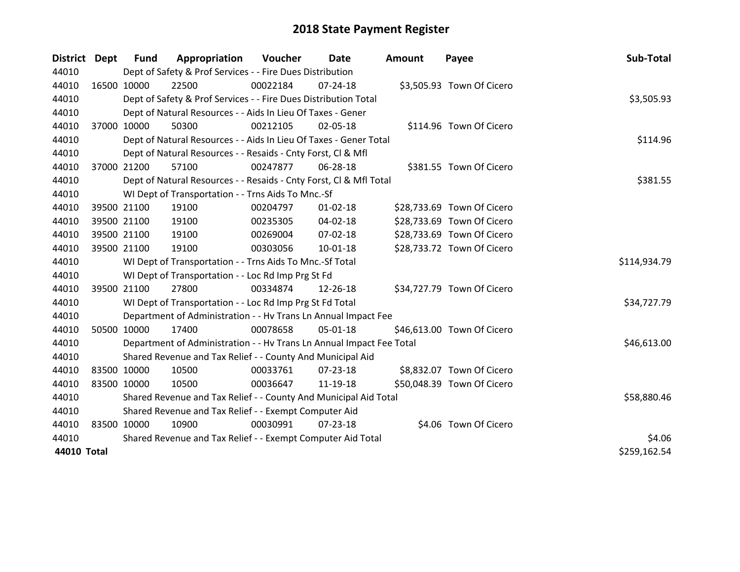# 2018 State Payment Register

| District | Dept | Fund | Appropriation | Voucher | Date | Amount | Payee | Sub-Total |
|---|---|---|---|---|---|---|---|---|
| 44010 | | Dept of Safety & Prof Services - - Fire Dues Distribution | | | | | | |
| 44010 | 16500 | 10000 | 22500 | 00022184 | 07-24-18 | $3,505.93 | Town Of Cicero | |
| 44010 | | Dept of Safety & Prof Services - - Fire Dues Distribution Total | | | | | | $3,505.93 |
| 44010 | | Dept of Natural Resources - - Aids In Lieu Of Taxes - Gener | | | | | | |
| 44010 | 37000 | 10000 | 50300 | 00212105 | 02-05-18 | $114.96 | Town Of Cicero | |
| 44010 | | Dept of Natural Resources - - Aids In Lieu Of Taxes - Gener Total | | | | | | $114.96 |
| 44010 | | Dept of Natural Resources - - Resaids - Cnty Forst, Cl & Mfl | | | | | | |
| 44010 | 37000 | 21200 | 57100 | 00247877 | 06-28-18 | $381.55 | Town Of Cicero | |
| 44010 | | Dept of Natural Resources - - Resaids - Cnty Forst, Cl & Mfl Total | | | | | | $381.55 |
| 44010 | | WI Dept of Transportation - - Trns Aids To Mnc.-Sf | | | | | | |
| 44010 | 39500 | 21100 | 19100 | 00204797 | 01-02-18 | $28,733.69 | Town Of Cicero | |
| 44010 | 39500 | 21100 | 19100 | 00235305 | 04-02-18 | $28,733.69 | Town Of Cicero | |
| 44010 | 39500 | 21100 | 19100 | 00269004 | 07-02-18 | $28,733.69 | Town Of Cicero | |
| 44010 | 39500 | 21100 | 19100 | 00303056 | 10-01-18 | $28,733.72 | Town Of Cicero | |
| 44010 | | WI Dept of Transportation - - Trns Aids To Mnc.-Sf Total | | | | | | $114,934.79 |
| 44010 | | WI Dept of Transportation - - Loc Rd Imp Prg St Fd | | | | | | |
| 44010 | 39500 | 21100 | 27800 | 00334874 | 12-26-18 | $34,727.79 | Town Of Cicero | |
| 44010 | | WI Dept of Transportation - - Loc Rd Imp Prg St Fd Total | | | | | | $34,727.79 |
| 44010 | | Department of Administration - - Hv Trans Ln Annual Impact Fee | | | | | | |
| 44010 | 50500 | 10000 | 17400 | 00078658 | 05-01-18 | $46,613.00 | Town Of Cicero | |
| 44010 | | Department of Administration - - Hv Trans Ln Annual Impact Fee Total | | | | | | $46,613.00 |
| 44010 | | Shared Revenue and Tax Relief - - County And Municipal Aid | | | | | | |
| 44010 | 83500 | 10000 | 10500 | 00033761 | 07-23-18 | $8,832.07 | Town Of Cicero | |
| 44010 | 83500 | 10000 | 10500 | 00036647 | 11-19-18 | $50,048.39 | Town Of Cicero | |
| 44010 | | Shared Revenue and Tax Relief - - County And Municipal Aid Total | | | | | | $58,880.46 |
| 44010 | | Shared Revenue and Tax Relief - - Exempt Computer Aid | | | | | | |
| 44010 | 83500 | 10000 | 10900 | 00030991 | 07-23-18 | $4.06 | Town Of Cicero | |
| 44010 | | Shared Revenue and Tax Relief - - Exempt Computer Aid Total | | | | | | $4.06 |
| **44010 Total** | | | | | | | | $259,162.54 |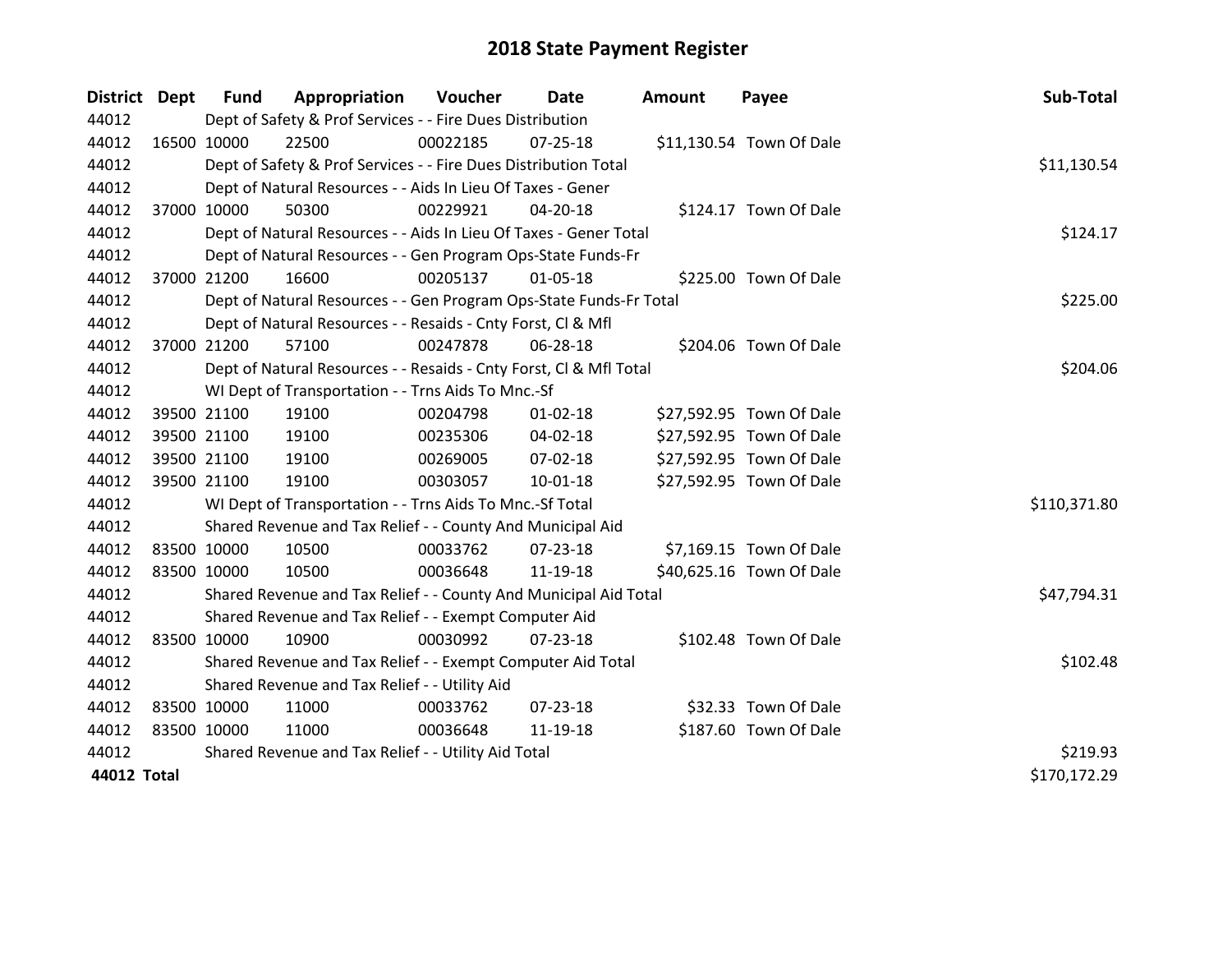# 2018 State Payment Register

| District | Dept | Fund | Appropriation | Voucher | Date | Amount | Payee | Sub-Total |
|---|---|---|---|---|---|---|---|---|
| 44012 | | Dept of Safety & Prof Services - - Fire Dues Distribution | | | | | | |
| 44012 | 16500 | 10000 | 22500 | 00022185 | 07-25-18 | $11,130.54 | Town Of Dale | |
| 44012 | | Dept of Safety & Prof Services - - Fire Dues Distribution Total | | | | | | $11,130.54 |
| 44012 | | Dept of Natural Resources - - Aids In Lieu Of Taxes - Gener | | | | | | |
| 44012 | 37000 | 10000 | 50300 | 00229921 | 04-20-18 | $124.17 | Town Of Dale | |
| 44012 | | Dept of Natural Resources - - Aids In Lieu Of Taxes - Gener Total | | | | | | $124.17 |
| 44012 | | Dept of Natural Resources - - Gen Program Ops-State Funds-Fr | | | | | | |
| 44012 | 37000 | 21200 | 16600 | 00205137 | 01-05-18 | $225.00 | Town Of Dale | |
| 44012 | | Dept of Natural Resources - - Gen Program Ops-State Funds-Fr Total | | | | | | $225.00 |
| 44012 | | Dept of Natural Resources - - Resaids - Cnty Forst, Cl & Mfl | | | | | | |
| 44012 | 37000 | 21200 | 57100 | 00247878 | 06-28-18 | $204.06 | Town Of Dale | |
| 44012 | | Dept of Natural Resources - - Resaids - Cnty Forst, Cl & Mfl Total | | | | | | $204.06 |
| 44012 | | WI Dept of Transportation - - Trns Aids To Mnc.-Sf | | | | | | |
| 44012 | 39500 | 21100 | 19100 | 00204798 | 01-02-18 | $27,592.95 | Town Of Dale | |
| 44012 | 39500 | 21100 | 19100 | 00235306 | 04-02-18 | $27,592.95 | Town Of Dale | |
| 44012 | 39500 | 21100 | 19100 | 00269005 | 07-02-18 | $27,592.95 | Town Of Dale | |
| 44012 | 39500 | 21100 | 19100 | 00303057 | 10-01-18 | $27,592.95 | Town Of Dale | |
| 44012 | | WI Dept of Transportation - - Trns Aids To Mnc.-Sf Total | | | | | | $110,371.80 |
| 44012 | | Shared Revenue and Tax Relief - - County And Municipal Aid | | | | | | |
| 44012 | 83500 | 10000 | 10500 | 00033762 | 07-23-18 | $7,169.15 | Town Of Dale | |
| 44012 | 83500 | 10000 | 10500 | 00036648 | 11-19-18 | $40,625.16 | Town Of Dale | |
| 44012 | | Shared Revenue and Tax Relief - - County And Municipal Aid Total | | | | | | $47,794.31 |
| 44012 | | Shared Revenue and Tax Relief - - Exempt Computer Aid | | | | | | |
| 44012 | 83500 | 10000 | 10900 | 00030992 | 07-23-18 | $102.48 | Town Of Dale | |
| 44012 | | Shared Revenue and Tax Relief - - Exempt Computer Aid Total | | | | | | $102.48 |
| 44012 | | Shared Revenue and Tax Relief - - Utility Aid | | | | | | |
| 44012 | 83500 | 10000 | 11000 | 00033762 | 07-23-18 | $32.33 | Town Of Dale | |
| 44012 | 83500 | 10000 | 11000 | 00036648 | 11-19-18 | $187.60 | Town Of Dale | |
| 44012 | | Shared Revenue and Tax Relief - - Utility Aid Total | | | | | | $219.93 |
| **44012 Total** | | | | | | | | $170,172.29 |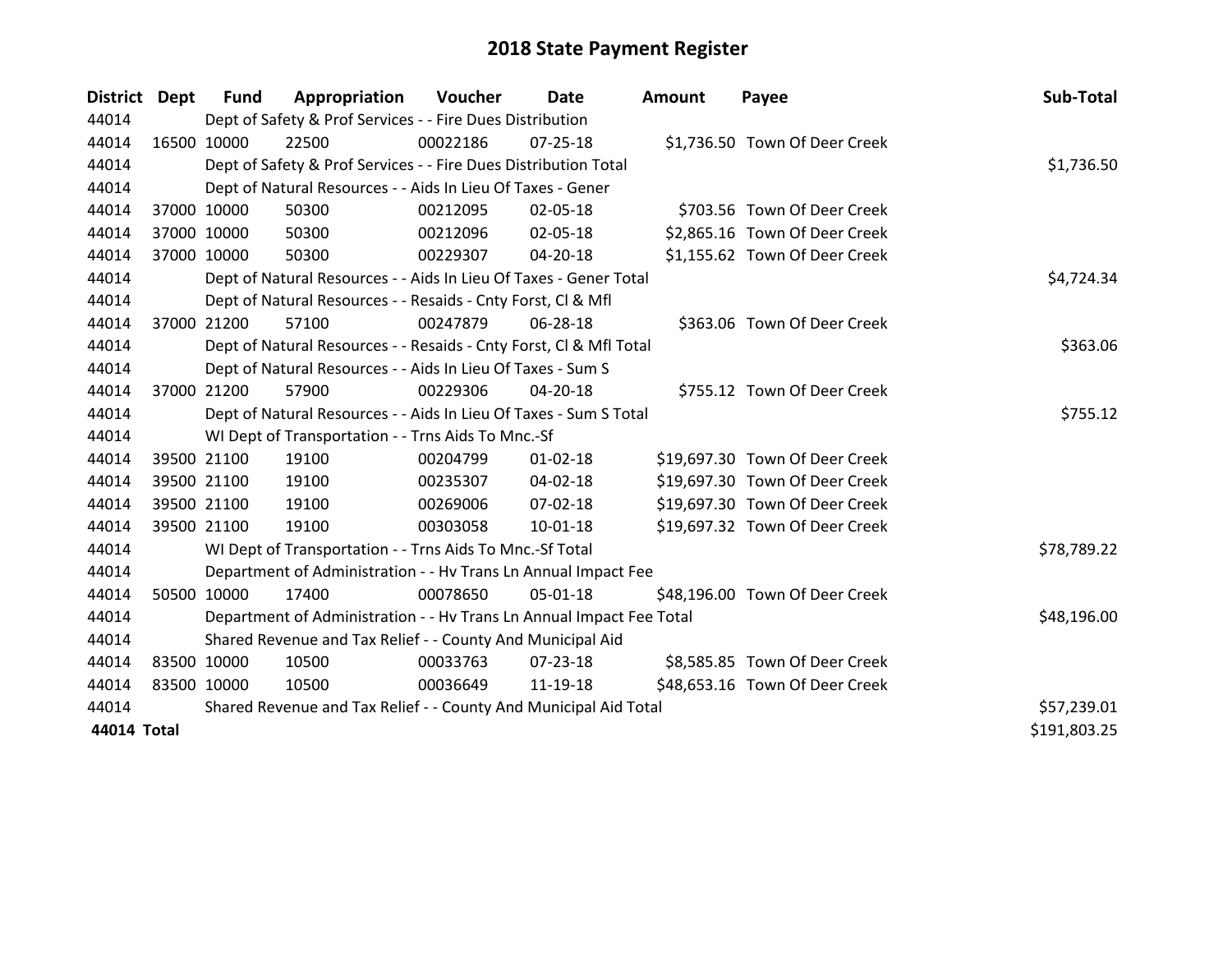# 2018 State Payment Register

| District | Dept | Fund | Appropriation | Voucher | Date | Amount | Payee | Sub-Total |
|---|---|---|---|---|---|---|---|---|
| 44014 | | Dept of Safety & Prof Services - - Fire Dues Distribution | | | | | | |
| 44014 | 16500 | 10000 | 22500 | 00022186 | 07-25-18 | $1,736.50 | Town Of Deer Creek | |
| 44014 | | Dept of Safety & Prof Services - - Fire Dues Distribution Total | | | | | | $1,736.50 |
| 44014 | | Dept of Natural Resources - - Aids In Lieu Of Taxes - Gener | | | | | | |
| 44014 | 37000 | 10000 | 50300 | 00212095 | 02-05-18 | $703.56 | Town Of Deer Creek | |
| 44014 | 37000 | 10000 | 50300 | 00212096 | 02-05-18 | $2,865.16 | Town Of Deer Creek | |
| 44014 | 37000 | 10000 | 50300 | 00229307 | 04-20-18 | $1,155.62 | Town Of Deer Creek | |
| 44014 | | Dept of Natural Resources - - Aids In Lieu Of Taxes - Gener Total | | | | | | $4,724.34 |
| 44014 | | Dept of Natural Resources - - Resaids - Cnty Forst, Cl & Mfl | | | | | | |
| 44014 | 37000 | 21200 | 57100 | 00247879 | 06-28-18 | $363.06 | Town Of Deer Creek | |
| 44014 | | Dept of Natural Resources - - Resaids - Cnty Forst, Cl & Mfl Total | | | | | | $363.06 |
| 44014 | | Dept of Natural Resources - - Aids In Lieu Of Taxes - Sum S | | | | | | |
| 44014 | 37000 | 21200 | 57900 | 00229306 | 04-20-18 | $755.12 | Town Of Deer Creek | |
| 44014 | | Dept of Natural Resources - - Aids In Lieu Of Taxes - Sum S Total | | | | | | $755.12 |
| 44014 | | WI Dept of Transportation - - Trns Aids To Mnc.-Sf | | | | | | |
| 44014 | 39500 | 21100 | 19100 | 00204799 | 01-02-18 | $19,697.30 | Town Of Deer Creek | |
| 44014 | 39500 | 21100 | 19100 | 00235307 | 04-02-18 | $19,697.30 | Town Of Deer Creek | |
| 44014 | 39500 | 21100 | 19100 | 00269006 | 07-02-18 | $19,697.30 | Town Of Deer Creek | |
| 44014 | 39500 | 21100 | 19100 | 00303058 | 10-01-18 | $19,697.32 | Town Of Deer Creek | |
| 44014 | | WI Dept of Transportation - - Trns Aids To Mnc.-Sf Total | | | | | | $78,789.22 |
| 44014 | | Department of Administration - - Hv Trans Ln Annual Impact Fee | | | | | | |
| 44014 | 50500 | 10000 | 17400 | 00078650 | 05-01-18 | $48,196.00 | Town Of Deer Creek | |
| 44014 | | Department of Administration - - Hv Trans Ln Annual Impact Fee Total | | | | | | $48,196.00 |
| 44014 | | Shared Revenue and Tax Relief - - County And Municipal Aid | | | | | | |
| 44014 | 83500 | 10000 | 10500 | 00033763 | 07-23-18 | $8,585.85 | Town Of Deer Creek | |
| 44014 | 83500 | 10000 | 10500 | 00036649 | 11-19-18 | $48,653.16 | Town Of Deer Creek | |
| 44014 | | Shared Revenue and Tax Relief - - County And Municipal Aid Total | | | | | | $57,239.01 |
| **44014 Total** | | | | | | | | $191,803.25 |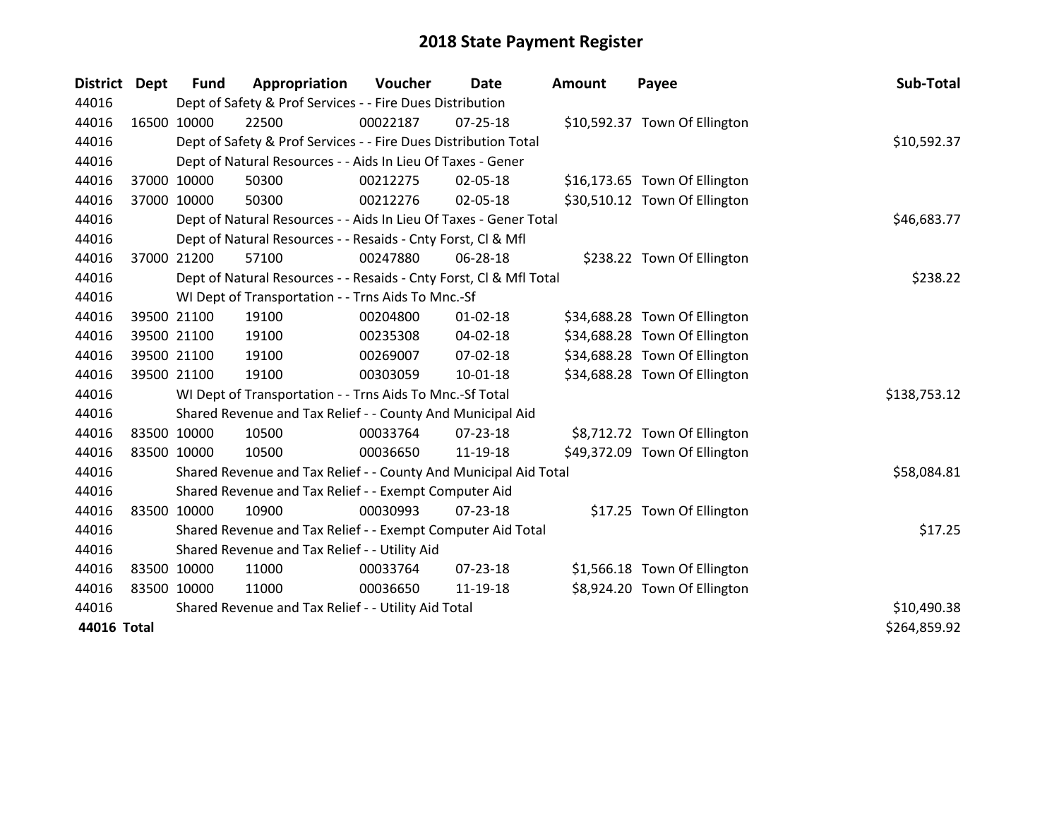# 2018 State Payment Register

| District | Dept | Fund | Appropriation | Voucher | Date | Amount | Payee | Sub-Total |
|---|---|---|---|---|---|---|---|---|
| 44016 | | Dept of Safety & Prof Services - - Fire Dues Distribution | | | | | | |
| 44016 | 16500 | 10000 | 22500 | 00022187 | 07-25-18 | $10,592.37 | Town Of Ellington | |
| 44016 | | Dept of Safety & Prof Services - - Fire Dues Distribution Total | | | | | | $10,592.37 |
| 44016 | | Dept of Natural Resources - - Aids In Lieu Of Taxes - Gener | | | | | | |
| 44016 | 37000 | 10000 | 50300 | 00212275 | 02-05-18 | $16,173.65 | Town Of Ellington | |
| 44016 | 37000 | 10000 | 50300 | 00212276 | 02-05-18 | $30,510.12 | Town Of Ellington | |
| 44016 | | Dept of Natural Resources - - Aids In Lieu Of Taxes - Gener Total | | | | | | $46,683.77 |
| 44016 | | Dept of Natural Resources - - Resaids - Cnty Forst, Cl & Mfl | | | | | | |
| 44016 | 37000 | 21200 | 57100 | 00247880 | 06-28-18 | $238.22 | Town Of Ellington | |
| 44016 | | Dept of Natural Resources - - Resaids - Cnty Forst, Cl & Mfl Total | | | | | | $238.22 |
| 44016 | | WI Dept of Transportation - - Trns Aids To Mnc.-Sf | | | | | | |
| 44016 | 39500 | 21100 | 19100 | 00204800 | 01-02-18 | $34,688.28 | Town Of Ellington | |
| 44016 | 39500 | 21100 | 19100 | 00235308 | 04-02-18 | $34,688.28 | Town Of Ellington | |
| 44016 | 39500 | 21100 | 19100 | 00269007 | 07-02-18 | $34,688.28 | Town Of Ellington | |
| 44016 | 39500 | 21100 | 19100 | 00303059 | 10-01-18 | $34,688.28 | Town Of Ellington | |
| 44016 | | WI Dept of Transportation - - Trns Aids To Mnc.-Sf Total | | | | | | $138,753.12 |
| 44016 | | Shared Revenue and Tax Relief - - County And Municipal Aid | | | | | | |
| 44016 | 83500 | 10000 | 10500 | 00033764 | 07-23-18 | $8,712.72 | Town Of Ellington | |
| 44016 | 83500 | 10000 | 10500 | 00036650 | 11-19-18 | $49,372.09 | Town Of Ellington | |
| 44016 | | Shared Revenue and Tax Relief - - County And Municipal Aid Total | | | | | | $58,084.81 |
| 44016 | | Shared Revenue and Tax Relief - - Exempt Computer Aid | | | | | | |
| 44016 | 83500 | 10000 | 10900 | 00030993 | 07-23-18 | $17.25 | Town Of Ellington | |
| 44016 | | Shared Revenue and Tax Relief - - Exempt Computer Aid Total | | | | | | $17.25 |
| 44016 | | Shared Revenue and Tax Relief - - Utility Aid | | | | | | |
| 44016 | 83500 | 10000 | 11000 | 00033764 | 07-23-18 | $1,566.18 | Town Of Ellington | |
| 44016 | 83500 | 10000 | 11000 | 00036650 | 11-19-18 | $8,924.20 | Town Of Ellington | |
| 44016 | | Shared Revenue and Tax Relief - - Utility Aid Total | | | | | | $10,490.38 |
| **44016 Total** | | | | | | | | $264,859.92 |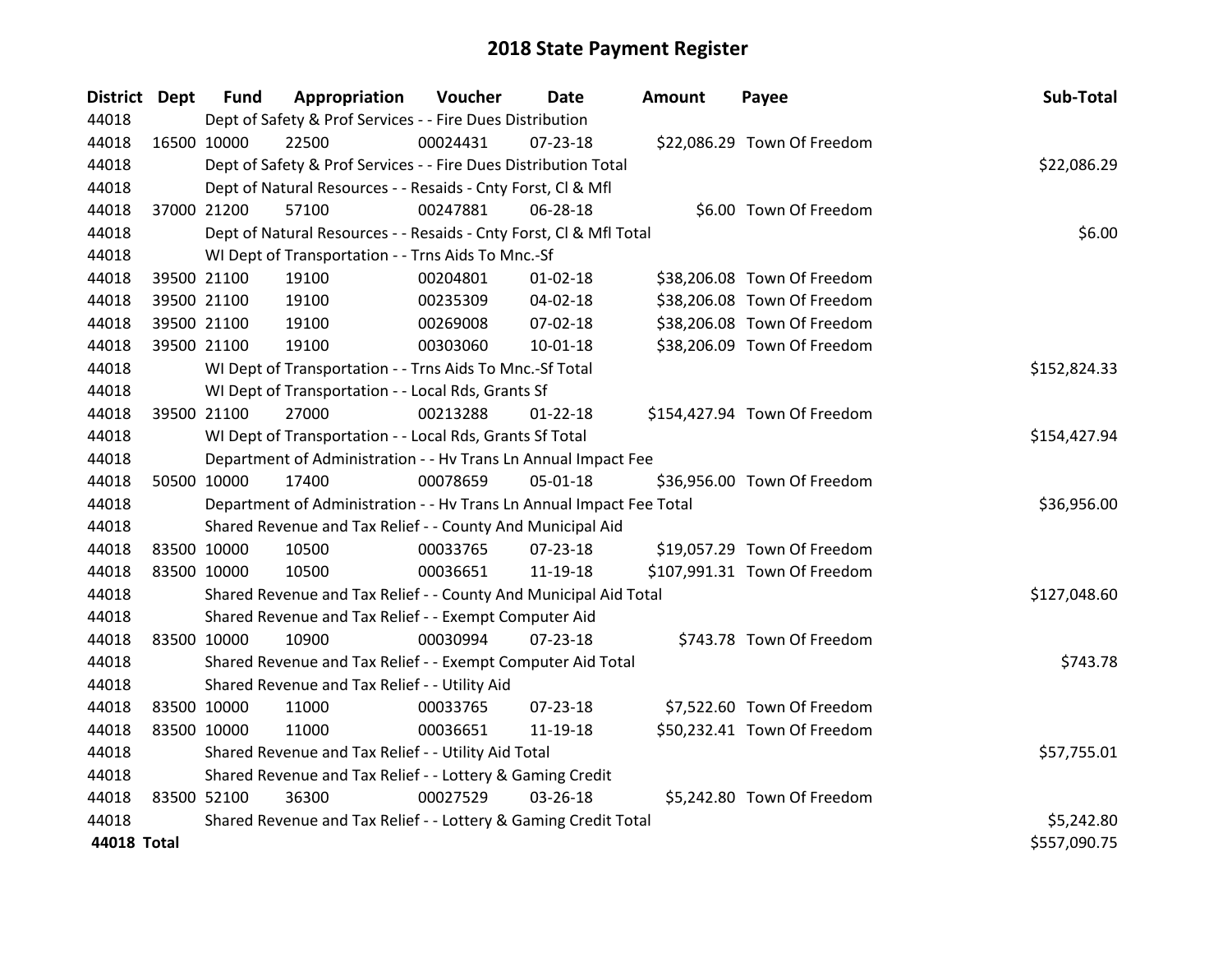# 2018 State Payment Register

| District | Dept | Fund | Appropriation | Voucher | Date | Amount | Payee | Sub-Total |
|---|---|---|---|---|---|---|---|---|
| 44018 | | Dept of Safety & Prof Services - - Fire Dues Distribution | | | | | | |
| 44018 | 16500 | 10000 | 22500 | 00024431 | 07-23-18 | $22,086.29 | Town Of Freedom | |
| 44018 | | Dept of Safety & Prof Services - - Fire Dues Distribution Total | | | | | | $22,086.29 |
| 44018 | | Dept of Natural Resources - - Resaids - Cnty Forst, Cl & Mfl | | | | | | |
| 44018 | 37000 | 21200 | 57100 | 00247881 | 06-28-18 | $6.00 | Town Of Freedom | |
| 44018 | | Dept of Natural Resources - - Resaids - Cnty Forst, Cl & Mfl Total | | | | | | $6.00 |
| 44018 | | WI Dept of Transportation - - Trns Aids To Mnc.-Sf | | | | | | |
| 44018 | 39500 | 21100 | 19100 | 00204801 | 01-02-18 | $38,206.08 | Town Of Freedom | |
| 44018 | 39500 | 21100 | 19100 | 00235309 | 04-02-18 | $38,206.08 | Town Of Freedom | |
| 44018 | 39500 | 21100 | 19100 | 00269008 | 07-02-18 | $38,206.08 | Town Of Freedom | |
| 44018 | 39500 | 21100 | 19100 | 00303060 | 10-01-18 | $38,206.09 | Town Of Freedom | |
| 44018 | | WI Dept of Transportation - - Trns Aids To Mnc.-Sf Total | | | | | | $152,824.33 |
| 44018 | | WI Dept of Transportation - - Local Rds, Grants Sf | | | | | | |
| 44018 | 39500 | 21100 | 27000 | 00213288 | 01-22-18 | $154,427.94 | Town Of Freedom | |
| 44018 | | WI Dept of Transportation - - Local Rds, Grants Sf Total | | | | | | $154,427.94 |
| 44018 | | Department of Administration - - Hv Trans Ln Annual Impact Fee | | | | | | |
| 44018 | 50500 | 10000 | 17400 | 00078659 | 05-01-18 | $36,956.00 | Town Of Freedom | |
| 44018 | | Department of Administration - - Hv Trans Ln Annual Impact Fee Total | | | | | | $36,956.00 |
| 44018 | | Shared Revenue and Tax Relief - - County And Municipal Aid | | | | | | |
| 44018 | 83500 | 10000 | 10500 | 00033765 | 07-23-18 | $19,057.29 | Town Of Freedom | |
| 44018 | 83500 | 10000 | 10500 | 00036651 | 11-19-18 | $107,991.31 | Town Of Freedom | |
| 44018 | | Shared Revenue and Tax Relief - - County And Municipal Aid Total | | | | | | $127,048.60 |
| 44018 | | Shared Revenue and Tax Relief - - Exempt Computer Aid | | | | | | |
| 44018 | 83500 | 10000 | 10900 | 00030994 | 07-23-18 | $743.78 | Town Of Freedom | |
| 44018 | | Shared Revenue and Tax Relief - - Exempt Computer Aid Total | | | | | | $743.78 |
| 44018 | | Shared Revenue and Tax Relief - - Utility Aid | | | | | | |
| 44018 | 83500 | 10000 | 11000 | 00033765 | 07-23-18 | $7,522.60 | Town Of Freedom | |
| 44018 | 83500 | 10000 | 11000 | 00036651 | 11-19-18 | $50,232.41 | Town Of Freedom | |
| 44018 | | Shared Revenue and Tax Relief - - Utility Aid Total | | | | | | $57,755.01 |
| 44018 | | Shared Revenue and Tax Relief - - Lottery & Gaming Credit | | | | | | |
| 44018 | 83500 | 52100 | 36300 | 00027529 | 03-26-18 | $5,242.80 | Town Of Freedom | |
| 44018 | | Shared Revenue and Tax Relief - - Lottery & Gaming Credit Total | | | | | | $5,242.80 |
| **44018 Total** | | | | | | | | $557,090.75 |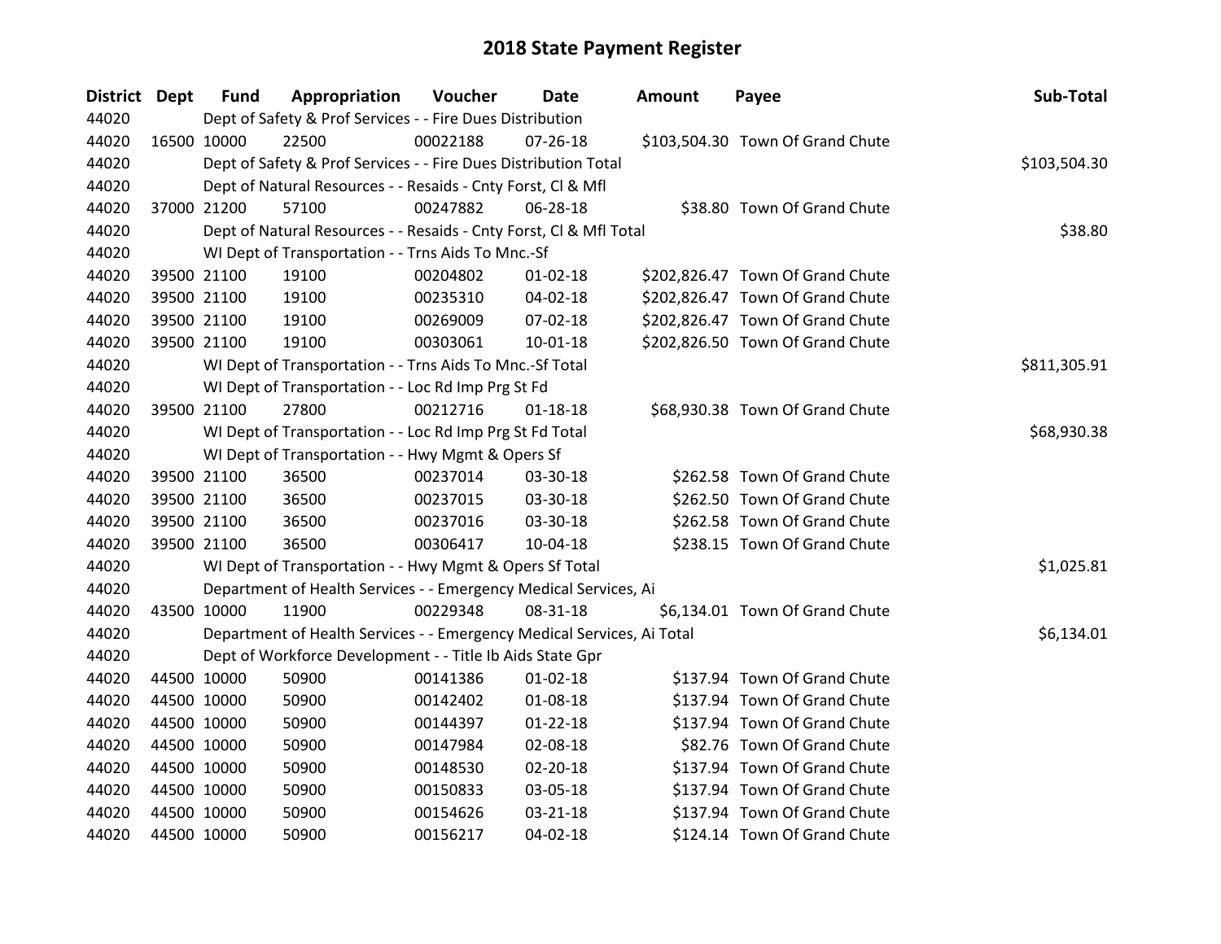# 2018 State Payment Register

| District | Dept | Fund | Appropriation | Voucher | Date | Amount | Payee | Sub-Total |
|---|---|---|---|---|---|---|---|---|
| 44020 | | Dept of Safety & Prof Services - - Fire Dues Distribution | | | | | | |
| 44020 | 16500 | 10000 | 22500 | 00022188 | 07-26-18 | $103,504.30 | Town Of Grand Chute | |
| 44020 | | Dept of Safety & Prof Services - - Fire Dues Distribution Total | | | | | | $103,504.30 |
| 44020 | | Dept of Natural Resources - - Resaids - Cnty Forst, Cl & Mfl | | | | | | |
| 44020 | 37000 | 21200 | 57100 | 00247882 | 06-28-18 | $38.80 | Town Of Grand Chute | |
| 44020 | | Dept of Natural Resources - - Resaids - Cnty Forst, Cl & Mfl Total | | | | | | $38.80 |
| 44020 | | WI Dept of Transportation - - Trns Aids To Mnc.-Sf | | | | | | |
| 44020 | 39500 | 21100 | 19100 | 00204802 | 01-02-18 | $202,826.47 | Town Of Grand Chute | |
| 44020 | 39500 | 21100 | 19100 | 00235310 | 04-02-18 | $202,826.47 | Town Of Grand Chute | |
| 44020 | 39500 | 21100 | 19100 | 00269009 | 07-02-18 | $202,826.47 | Town Of Grand Chute | |
| 44020 | 39500 | 21100 | 19100 | 00303061 | 10-01-18 | $202,826.50 | Town Of Grand Chute | |
| 44020 | | WI Dept of Transportation - - Trns Aids To Mnc.-Sf Total | | | | | | $811,305.91 |
| 44020 | | WI Dept of Transportation - - Loc Rd Imp Prg St Fd | | | | | | |
| 44020 | 39500 | 21100 | 27800 | 00212716 | 01-18-18 | $68,930.38 | Town Of Grand Chute | |
| 44020 | | WI Dept of Transportation - - Loc Rd Imp Prg St Fd Total | | | | | | $68,930.38 |
| 44020 | | WI Dept of Transportation - - Hwy Mgmt & Opers Sf | | | | | | |
| 44020 | 39500 | 21100 | 36500 | 00237014 | 03-30-18 | $262.58 | Town Of Grand Chute | |
| 44020 | 39500 | 21100 | 36500 | 00237015 | 03-30-18 | $262.50 | Town Of Grand Chute | |
| 44020 | 39500 | 21100 | 36500 | 00237016 | 03-30-18 | $262.58 | Town Of Grand Chute | |
| 44020 | 39500 | 21100 | 36500 | 00306417 | 10-04-18 | $238.15 | Town Of Grand Chute | |
| 44020 | | WI Dept of Transportation - - Hwy Mgmt & Opers Sf Total | | | | | | $1,025.81 |
| 44020 | | Department of Health Services - - Emergency Medical Services, Ai | | | | | | |
| 44020 | 43500 | 10000 | 11900 | 00229348 | 08-31-18 | $6,134.01 | Town Of Grand Chute | |
| 44020 | | Department of Health Services - - Emergency Medical Services, Ai Total | | | | | | $6,134.01 |
| 44020 | | Dept of Workforce Development - - Title Ib Aids State Gpr | | | | | | |
| 44020 | 44500 | 10000 | 50900 | 00141386 | 01-02-18 | $137.94 | Town Of Grand Chute | |
| 44020 | 44500 | 10000 | 50900 | 00142402 | 01-08-18 | $137.94 | Town Of Grand Chute | |
| 44020 | 44500 | 10000 | 50900 | 00144397 | 01-22-18 | $137.94 | Town Of Grand Chute | |
| 44020 | 44500 | 10000 | 50900 | 00147984 | 02-08-18 | $82.76 | Town Of Grand Chute | |
| 44020 | 44500 | 10000 | 50900 | 00148530 | 02-20-18 | $137.94 | Town Of Grand Chute | |
| 44020 | 44500 | 10000 | 50900 | 00150833 | 03-05-18 | $137.94 | Town Of Grand Chute | |
| 44020 | 44500 | 10000 | 50900 | 00154626 | 03-21-18 | $137.94 | Town Of Grand Chute | |
| 44020 | 44500 | 10000 | 50900 | 00156217 | 04-02-18 | $124.14 | Town Of Grand Chute | |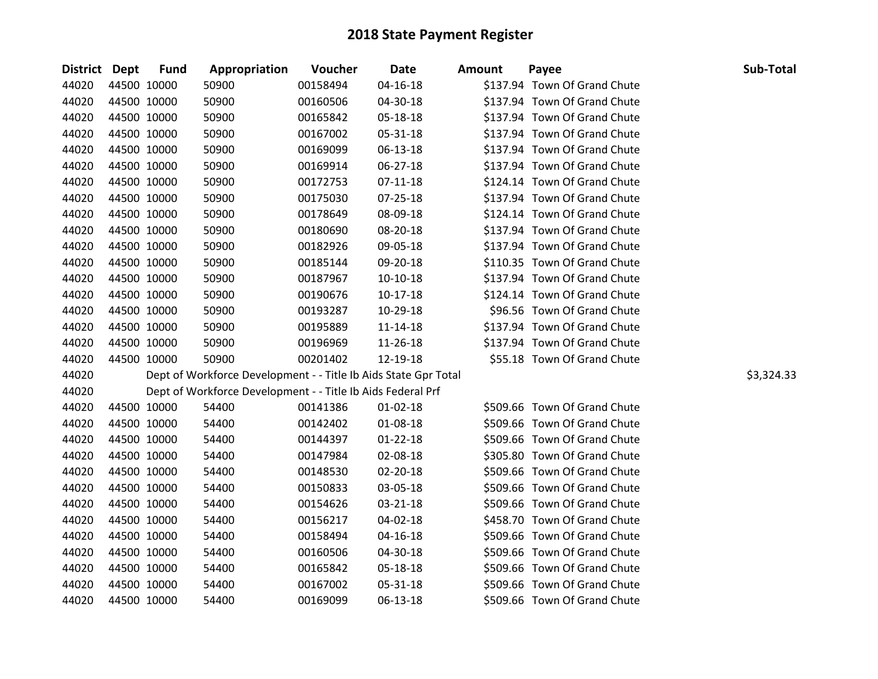# 2018 State Payment Register

| District | Dept | Fund | Appropriation | Voucher | Date | Amount | Payee | Sub-Total |
|---|---|---|---|---|---|---|---|---|
| 44020 | 44500 | 10000 | 50900 | 00158494 | 04-16-18 | $137.94 | Town Of Grand Chute | |
| 44020 | 44500 | 10000 | 50900 | 00160506 | 04-30-18 | $137.94 | Town Of Grand Chute | |
| 44020 | 44500 | 10000 | 50900 | 00165842 | 05-18-18 | $137.94 | Town Of Grand Chute | |
| 44020 | 44500 | 10000 | 50900 | 00167002 | 05-31-18 | $137.94 | Town Of Grand Chute | |
| 44020 | 44500 | 10000 | 50900 | 00169099 | 06-13-18 | $137.94 | Town Of Grand Chute | |
| 44020 | 44500 | 10000 | 50900 | 00169914 | 06-27-18 | $137.94 | Town Of Grand Chute | |
| 44020 | 44500 | 10000 | 50900 | 00172753 | 07-11-18 | $124.14 | Town Of Grand Chute | |
| 44020 | 44500 | 10000 | 50900 | 00175030 | 07-25-18 | $137.94 | Town Of Grand Chute | |
| 44020 | 44500 | 10000 | 50900 | 00178649 | 08-09-18 | $124.14 | Town Of Grand Chute | |
| 44020 | 44500 | 10000 | 50900 | 00180690 | 08-20-18 | $137.94 | Town Of Grand Chute | |
| 44020 | 44500 | 10000 | 50900 | 00182926 | 09-05-18 | $137.94 | Town Of Grand Chute | |
| 44020 | 44500 | 10000 | 50900 | 00185144 | 09-20-18 | $110.35 | Town Of Grand Chute | |
| 44020 | 44500 | 10000 | 50900 | 00187967 | 10-10-18 | $137.94 | Town Of Grand Chute | |
| 44020 | 44500 | 10000 | 50900 | 00190676 | 10-17-18 | $124.14 | Town Of Grand Chute | |
| 44020 | 44500 | 10000 | 50900 | 00193287 | 10-29-18 | $96.56 | Town Of Grand Chute | |
| 44020 | 44500 | 10000 | 50900 | 00195889 | 11-14-18 | $137.94 | Town Of Grand Chute | |
| 44020 | 44500 | 10000 | 50900 | 00196969 | 11-26-18 | $137.94 | Town Of Grand Chute | |
| 44020 | 44500 | 10000 | 50900 | 00201402 | 12-19-18 | $55.18 | Town Of Grand Chute | |
| 44020 | | Dept of Workforce Development - - Title Ib Aids State Gpr Total | | | | | | $3,324.33 |
| 44020 | | Dept of Workforce Development - - Title Ib Aids Federal Prf | | | | | | |
| 44020 | 44500 | 10000 | 54400 | 00141386 | 01-02-18 | $509.66 | Town Of Grand Chute | |
| 44020 | 44500 | 10000 | 54400 | 00142402 | 01-08-18 | $509.66 | Town Of Grand Chute | |
| 44020 | 44500 | 10000 | 54400 | 00144397 | 01-22-18 | $509.66 | Town Of Grand Chute | |
| 44020 | 44500 | 10000 | 54400 | 00147984 | 02-08-18 | $305.80 | Town Of Grand Chute | |
| 44020 | 44500 | 10000 | 54400 | 00148530 | 02-20-18 | $509.66 | Town Of Grand Chute | |
| 44020 | 44500 | 10000 | 54400 | 00150833 | 03-05-18 | $509.66 | Town Of Grand Chute | |
| 44020 | 44500 | 10000 | 54400 | 00154626 | 03-21-18 | $509.66 | Town Of Grand Chute | |
| 44020 | 44500 | 10000 | 54400 | 00156217 | 04-02-18 | $458.70 | Town Of Grand Chute | |
| 44020 | 44500 | 10000 | 54400 | 00158494 | 04-16-18 | $509.66 | Town Of Grand Chute | |
| 44020 | 44500 | 10000 | 54400 | 00160506 | 04-30-18 | $509.66 | Town Of Grand Chute | |
| 44020 | 44500 | 10000 | 54400 | 00165842 | 05-18-18 | $509.66 | Town Of Grand Chute | |
| 44020 | 44500 | 10000 | 54400 | 00167002 | 05-31-18 | $509.66 | Town Of Grand Chute | |
| 44020 | 44500 | 10000 | 54400 | 00169099 | 06-13-18 | $509.66 | Town Of Grand Chute | |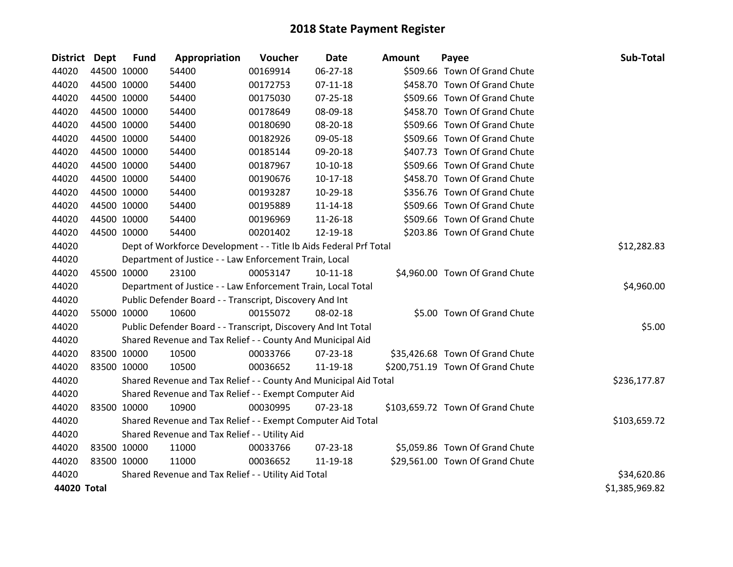# 2018 State Payment Register

| District | Dept | Fund | Appropriation | Voucher | Date | Amount | Payee | Sub-Total |
|---|---|---|---|---|---|---|---|---|
| 44020 | 44500 | 10000 | 54400 | 00169914 | 06-27-18 | $509.66 | Town Of Grand Chute | |
| 44020 | 44500 | 10000 | 54400 | 00172753 | 07-11-18 | $458.70 | Town Of Grand Chute | |
| 44020 | 44500 | 10000 | 54400 | 00175030 | 07-25-18 | $509.66 | Town Of Grand Chute | |
| 44020 | 44500 | 10000 | 54400 | 00178649 | 08-09-18 | $458.70 | Town Of Grand Chute | |
| 44020 | 44500 | 10000 | 54400 | 00180690 | 08-20-18 | $509.66 | Town Of Grand Chute | |
| 44020 | 44500 | 10000 | 54400 | 00182926 | 09-05-18 | $509.66 | Town Of Grand Chute | |
| 44020 | 44500 | 10000 | 54400 | 00185144 | 09-20-18 | $407.73 | Town Of Grand Chute | |
| 44020 | 44500 | 10000 | 54400 | 00187967 | 10-10-18 | $509.66 | Town Of Grand Chute | |
| 44020 | 44500 | 10000 | 54400 | 00190676 | 10-17-18 | $458.70 | Town Of Grand Chute | |
| 44020 | 44500 | 10000 | 54400 | 00193287 | 10-29-18 | $356.76 | Town Of Grand Chute | |
| 44020 | 44500 | 10000 | 54400 | 00195889 | 11-14-18 | $509.66 | Town Of Grand Chute | |
| 44020 | 44500 | 10000 | 54400 | 00196969 | 11-26-18 | $509.66 | Town Of Grand Chute | |
| 44020 | 44500 | 10000 | 54400 | 00201402 | 12-19-18 | $203.86 | Town Of Grand Chute | |
| 44020 | | Dept of Workforce Development - - Title Ib Aids Federal Prf Total | | | | | | $12,282.83 |
| 44020 | | Department of Justice - - Law Enforcement Train, Local | | | | | | |
| 44020 | 45500 | 10000 | 23100 | 00053147 | 10-11-18 | $4,960.00 | Town Of Grand Chute | |
| 44020 | | Department of Justice - - Law Enforcement Train, Local Total | | | | | | $4,960.00 |
| 44020 | | Public Defender Board - - Transcript, Discovery And Int | | | | | | |
| 44020 | 55000 | 10000 | 10600 | 00155072 | 08-02-18 | $5.00 | Town Of Grand Chute | |
| 44020 | | Public Defender Board - - Transcript, Discovery And Int Total | | | | | | $5.00 |
| 44020 | | Shared Revenue and Tax Relief - - County And Municipal Aid | | | | | | |
| 44020 | 83500 | 10000 | 10500 | 00033766 | 07-23-18 | $35,426.68 | Town Of Grand Chute | |
| 44020 | 83500 | 10000 | 10500 | 00036652 | 11-19-18 | $200,751.19 | Town Of Grand Chute | |
| 44020 | | Shared Revenue and Tax Relief - - County And Municipal Aid Total | | | | | | $236,177.87 |
| 44020 | | Shared Revenue and Tax Relief - - Exempt Computer Aid | | | | | | |
| 44020 | 83500 | 10000 | 10900 | 00030995 | 07-23-18 | $103,659.72 | Town Of Grand Chute | |
| 44020 | | Shared Revenue and Tax Relief - - Exempt Computer Aid Total | | | | | | $103,659.72 |
| 44020 | | Shared Revenue and Tax Relief - - Utility Aid | | | | | | |
| 44020 | 83500 | 10000 | 11000 | 00033766 | 07-23-18 | $5,059.86 | Town Of Grand Chute | |
| 44020 | 83500 | 10000 | 11000 | 00036652 | 11-19-18 | $29,561.00 | Town Of Grand Chute | |
| 44020 | | Shared Revenue and Tax Relief - - Utility Aid Total | | | | | | $34,620.86 |
| **44020 Total** | | | | | | | | $1,385,969.82 |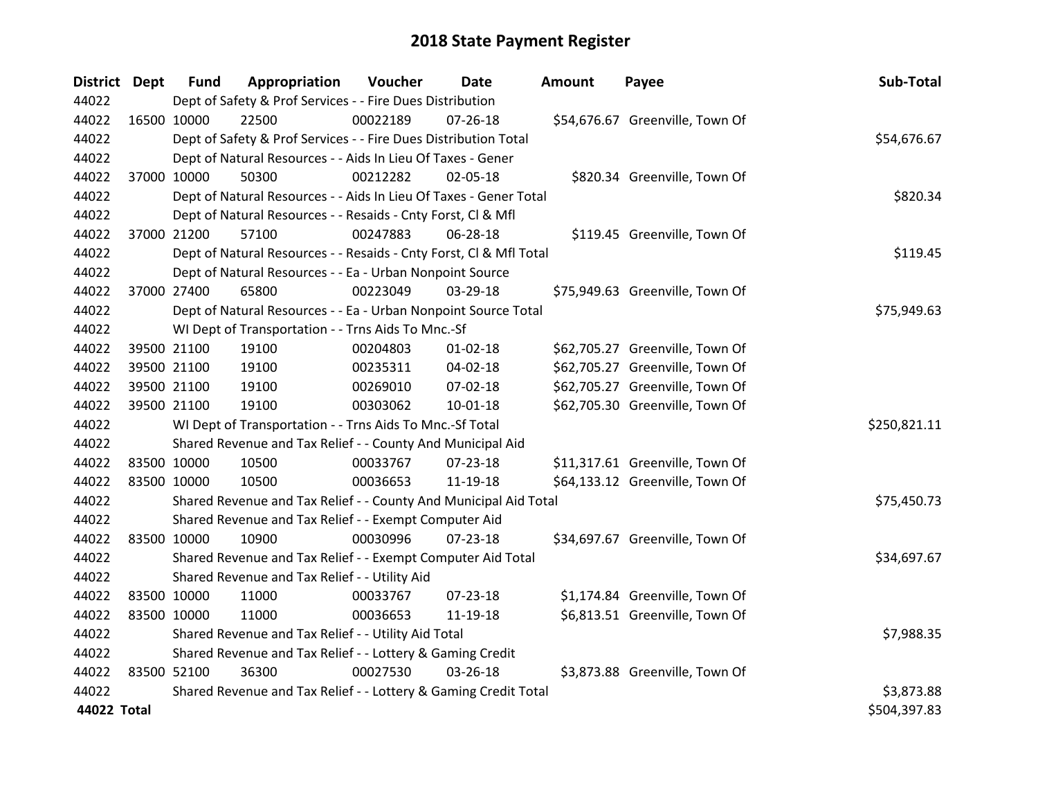# 2018 State Payment Register

| District | Dept | Fund | Appropriation | Voucher | Date | Amount | Payee | Sub-Total |
|---|---|---|---|---|---|---|---|---|
| 44022 | | Dept of Safety & Prof Services - - Fire Dues Distribution | | | | | | |
| 44022 | 16500 | 10000 | 22500 | 00022189 | 07-26-18 | $54,676.67 | Greenville, Town Of | |
| 44022 | | Dept of Safety & Prof Services - - Fire Dues Distribution Total | | | | | | $54,676.67 |
| 44022 | | Dept of Natural Resources - - Aids In Lieu Of Taxes - Gener | | | | | | |
| 44022 | 37000 | 10000 | 50300 | 00212282 | 02-05-18 | $820.34 | Greenville, Town Of | |
| 44022 | | Dept of Natural Resources - - Aids In Lieu Of Taxes - Gener Total | | | | | | $820.34 |
| 44022 | | Dept of Natural Resources - - Resaids - Cnty Forst, Cl & Mfl | | | | | | |
| 44022 | 37000 | 21200 | 57100 | 00247883 | 06-28-18 | $119.45 | Greenville, Town Of | |
| 44022 | | Dept of Natural Resources - - Resaids - Cnty Forst, Cl & Mfl Total | | | | | | $119.45 |
| 44022 | | Dept of Natural Resources - - Ea - Urban Nonpoint Source | | | | | | |
| 44022 | 37000 | 27400 | 65800 | 00223049 | 03-29-18 | $75,949.63 | Greenville, Town Of | |
| 44022 | | Dept of Natural Resources - - Ea - Urban Nonpoint Source Total | | | | | | $75,949.63 |
| 44022 | | WI Dept of Transportation - - Trns Aids To Mnc.-Sf | | | | | | |
| 44022 | 39500 | 21100 | 19100 | 00204803 | 01-02-18 | $62,705.27 | Greenville, Town Of | |
| 44022 | 39500 | 21100 | 19100 | 00235311 | 04-02-18 | $62,705.27 | Greenville, Town Of | |
| 44022 | 39500 | 21100 | 19100 | 00269010 | 07-02-18 | $62,705.27 | Greenville, Town Of | |
| 44022 | 39500 | 21100 | 19100 | 00303062 | 10-01-18 | $62,705.30 | Greenville, Town Of | |
| 44022 | | WI Dept of Transportation - - Trns Aids To Mnc.-Sf Total | | | | | | $250,821.11 |
| 44022 | | Shared Revenue and Tax Relief - - County And Municipal Aid | | | | | | |
| 44022 | 83500 | 10000 | 10500 | 00033767 | 07-23-18 | $11,317.61 | Greenville, Town Of | |
| 44022 | 83500 | 10000 | 10500 | 00036653 | 11-19-18 | $64,133.12 | Greenville, Town Of | |
| 44022 | | Shared Revenue and Tax Relief - - County And Municipal Aid Total | | | | | | $75,450.73 |
| 44022 | | Shared Revenue and Tax Relief - - Exempt Computer Aid | | | | | | |
| 44022 | 83500 | 10000 | 10900 | 00030996 | 07-23-18 | $34,697.67 | Greenville, Town Of | |
| 44022 | | Shared Revenue and Tax Relief - - Exempt Computer Aid Total | | | | | | $34,697.67 |
| 44022 | | Shared Revenue and Tax Relief - - Utility Aid | | | | | | |
| 44022 | 83500 | 10000 | 11000 | 00033767 | 07-23-18 | $1,174.84 | Greenville, Town Of | |
| 44022 | 83500 | 10000 | 11000 | 00036653 | 11-19-18 | $6,813.51 | Greenville, Town Of | |
| 44022 | | Shared Revenue and Tax Relief - - Utility Aid Total | | | | | | $7,988.35 |
| 44022 | | Shared Revenue and Tax Relief - - Lottery & Gaming Credit | | | | | | |
| 44022 | 83500 | 52100 | 36300 | 00027530 | 03-26-18 | $3,873.88 | Greenville, Town Of | |
| 44022 | | Shared Revenue and Tax Relief - - Lottery & Gaming Credit Total | | | | | | $3,873.88 |
| **44022 Total** | | | | | | | | $504,397.83 |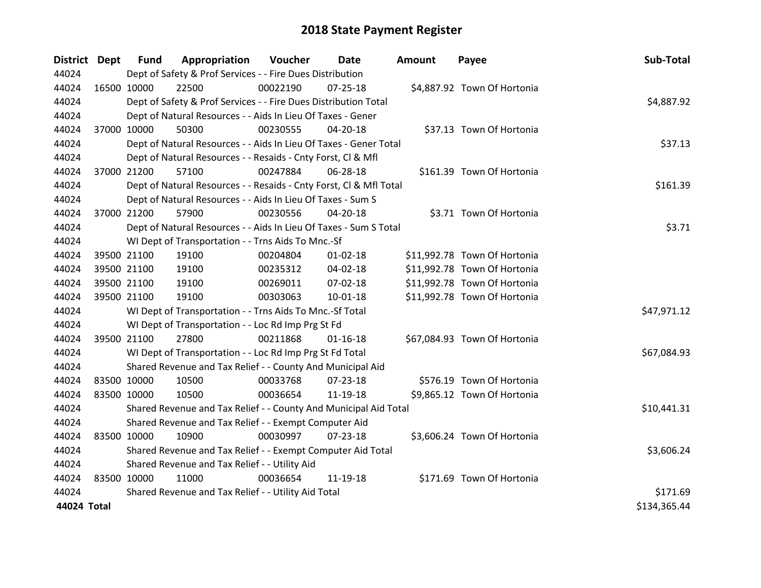# 2018 State Payment Register

| District | Dept | Fund | Appropriation | Voucher | Date | Amount | Payee | Sub-Total |
|---|---|---|---|---|---|---|---|---|
| 44024 | | Dept of Safety & Prof Services - - Fire Dues Distribution | | | | | | |
| 44024 | 16500 | 10000 | 22500 | 00022190 | 07-25-18 | $4,887.92 | Town Of Hortonia | |
| 44024 | | Dept of Safety & Prof Services - - Fire Dues Distribution Total | | | | | | $4,887.92 |
| 44024 | | Dept of Natural Resources - - Aids In Lieu Of Taxes - Gener | | | | | | |
| 44024 | 37000 | 10000 | 50300 | 00230555 | 04-20-18 | $37.13 | Town Of Hortonia | |
| 44024 | | Dept of Natural Resources - - Aids In Lieu Of Taxes - Gener Total | | | | | | $37.13 |
| 44024 | | Dept of Natural Resources - - Resaids - Cnty Forst, Cl & Mfl | | | | | | |
| 44024 | 37000 | 21200 | 57100 | 00247884 | 06-28-18 | $161.39 | Town Of Hortonia | |
| 44024 | | Dept of Natural Resources - - Resaids - Cnty Forst, Cl & Mfl Total | | | | | | $161.39 |
| 44024 | | Dept of Natural Resources - - Aids In Lieu Of Taxes - Sum S | | | | | | |
| 44024 | 37000 | 21200 | 57900 | 00230556 | 04-20-18 | $3.71 | Town Of Hortonia | |
| 44024 | | Dept of Natural Resources - - Aids In Lieu Of Taxes - Sum S Total | | | | | | $3.71 |
| 44024 | | WI Dept of Transportation - - Trns Aids To Mnc.-Sf | | | | | | |
| 44024 | 39500 | 21100 | 19100 | 00204804 | 01-02-18 | $11,992.78 | Town Of Hortonia | |
| 44024 | 39500 | 21100 | 19100 | 00235312 | 04-02-18 | $11,992.78 | Town Of Hortonia | |
| 44024 | 39500 | 21100 | 19100 | 00269011 | 07-02-18 | $11,992.78 | Town Of Hortonia | |
| 44024 | 39500 | 21100 | 19100 | 00303063 | 10-01-18 | $11,992.78 | Town Of Hortonia | |
| 44024 | | WI Dept of Transportation - - Trns Aids To Mnc.-Sf Total | | | | | | $47,971.12 |
| 44024 | | WI Dept of Transportation - - Loc Rd Imp Prg St Fd | | | | | | |
| 44024 | 39500 | 21100 | 27800 | 00211868 | 01-16-18 | $67,084.93 | Town Of Hortonia | |
| 44024 | | WI Dept of Transportation - - Loc Rd Imp Prg St Fd Total | | | | | | $67,084.93 |
| 44024 | | Shared Revenue and Tax Relief - - County And Municipal Aid | | | | | | |
| 44024 | 83500 | 10000 | 10500 | 00033768 | 07-23-18 | $576.19 | Town Of Hortonia | |
| 44024 | 83500 | 10000 | 10500 | 00036654 | 11-19-18 | $9,865.12 | Town Of Hortonia | |
| 44024 | | Shared Revenue and Tax Relief - - County And Municipal Aid Total | | | | | | $10,441.31 |
| 44024 | | Shared Revenue and Tax Relief - - Exempt Computer Aid | | | | | | |
| 44024 | 83500 | 10000 | 10900 | 00030997 | 07-23-18 | $3,606.24 | Town Of Hortonia | |
| 44024 | | Shared Revenue and Tax Relief - - Exempt Computer Aid Total | | | | | | $3,606.24 |
| 44024 | | Shared Revenue and Tax Relief - - Utility Aid | | | | | | |
| 44024 | 83500 | 10000 | 11000 | 00036654 | 11-19-18 | $171.69 | Town Of Hortonia | |
| 44024 | | Shared Revenue and Tax Relief - - Utility Aid Total | | | | | | $171.69 |
| **44024 Total** | | | | | | | | $134,365.44 |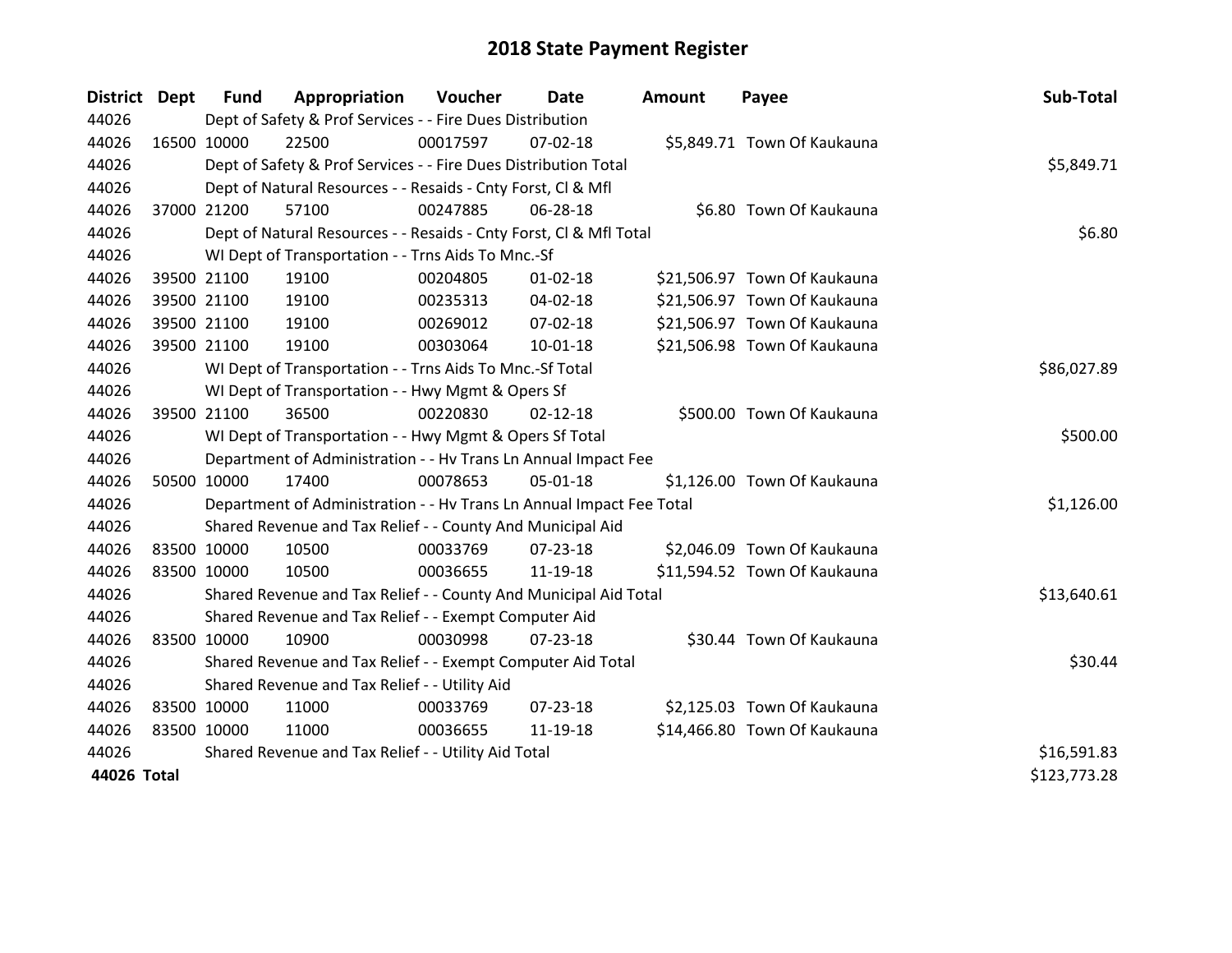# 2018 State Payment Register

| District | Dept | Fund | Appropriation | Voucher | Date | Amount | Payee | Sub-Total |
|---|---|---|---|---|---|---|---|---|
| 44026 | | Dept of Safety & Prof Services - - Fire Dues Distribution | | | | | | |
| 44026 | 16500 | 10000 | 22500 | 00017597 | 07-02-18 | $5,849.71 | Town Of Kaukauna | |
| 44026 | | Dept of Safety & Prof Services - - Fire Dues Distribution Total | | | | | | $5,849.71 |
| 44026 | | Dept of Natural Resources - - Resaids - Cnty Forst, Cl & Mfl | | | | | | |
| 44026 | 37000 | 21200 | 57100 | 00247885 | 06-28-18 | $6.80 | Town Of Kaukauna | |
| 44026 | | Dept of Natural Resources - - Resaids - Cnty Forst, Cl & Mfl Total | | | | | | $6.80 |
| 44026 | | WI Dept of Transportation - - Trns Aids To Mnc.-Sf | | | | | | |
| 44026 | 39500 | 21100 | 19100 | 00204805 | 01-02-18 | $21,506.97 | Town Of Kaukauna | |
| 44026 | 39500 | 21100 | 19100 | 00235313 | 04-02-18 | $21,506.97 | Town Of Kaukauna | |
| 44026 | 39500 | 21100 | 19100 | 00269012 | 07-02-18 | $21,506.97 | Town Of Kaukauna | |
| 44026 | 39500 | 21100 | 19100 | 00303064 | 10-01-18 | $21,506.98 | Town Of Kaukauna | |
| 44026 | | WI Dept of Transportation - - Trns Aids To Mnc.-Sf Total | | | | | | $86,027.89 |
| 44026 | | WI Dept of Transportation - - Hwy Mgmt & Opers Sf | | | | | | |
| 44026 | 39500 | 21100 | 36500 | 00220830 | 02-12-18 | $500.00 | Town Of Kaukauna | |
| 44026 | | WI Dept of Transportation - - Hwy Mgmt & Opers Sf Total | | | | | | $500.00 |
| 44026 | | Department of Administration - - Hv Trans Ln Annual Impact Fee | | | | | | |
| 44026 | 50500 | 10000 | 17400 | 00078653 | 05-01-18 | $1,126.00 | Town Of Kaukauna | |
| 44026 | | Department of Administration - - Hv Trans Ln Annual Impact Fee Total | | | | | | $1,126.00 |
| 44026 | | Shared Revenue and Tax Relief - - County And Municipal Aid | | | | | | |
| 44026 | 83500 | 10000 | 10500 | 00033769 | 07-23-18 | $2,046.09 | Town Of Kaukauna | |
| 44026 | 83500 | 10000 | 10500 | 00036655 | 11-19-18 | $11,594.52 | Town Of Kaukauna | |
| 44026 | | Shared Revenue and Tax Relief - - County And Municipal Aid Total | | | | | | $13,640.61 |
| 44026 | | Shared Revenue and Tax Relief - - Exempt Computer Aid | | | | | | |
| 44026 | 83500 | 10000 | 10900 | 00030998 | 07-23-18 | $30.44 | Town Of Kaukauna | |
| 44026 | | Shared Revenue and Tax Relief - - Exempt Computer Aid Total | | | | | | $30.44 |
| 44026 | | Shared Revenue and Tax Relief - - Utility Aid | | | | | | |
| 44026 | 83500 | 10000 | 11000 | 00033769 | 07-23-18 | $2,125.03 | Town Of Kaukauna | |
| 44026 | 83500 | 10000 | 11000 | 00036655 | 11-19-18 | $14,466.80 | Town Of Kaukauna | |
| 44026 | | Shared Revenue and Tax Relief - - Utility Aid Total | | | | | | $16,591.83 |
| **44026 Total** | | | | | | | | $123,773.28 |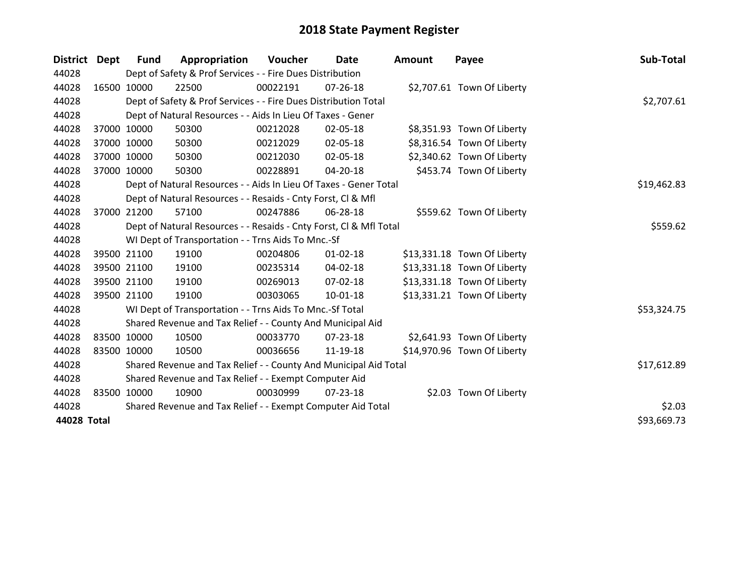# 2018 State Payment Register

| District | Dept | Fund | Appropriation | Voucher | Date | Amount | Payee | Sub-Total |
|---|---|---|---|---|---|---|---|---|
| 44028 | | Dept of Safety & Prof Services - - Fire Dues Distribution | | | | | | |
| 44028 | 16500 | 10000 | 22500 | 00022191 | 07-26-18 | $2,707.61 | Town Of Liberty | |
| 44028 | | Dept of Safety & Prof Services - - Fire Dues Distribution Total | | | | | | $2,707.61 |
| 44028 | | Dept of Natural Resources - - Aids In Lieu Of Taxes - Gener | | | | | | |
| 44028 | 37000 | 10000 | 50300 | 00212028 | 02-05-18 | $8,351.93 | Town Of Liberty | |
| 44028 | 37000 | 10000 | 50300 | 00212029 | 02-05-18 | $8,316.54 | Town Of Liberty | |
| 44028 | 37000 | 10000 | 50300 | 00212030 | 02-05-18 | $2,340.62 | Town Of Liberty | |
| 44028 | 37000 | 10000 | 50300 | 00228891 | 04-20-18 | $453.74 | Town Of Liberty | |
| 44028 | | Dept of Natural Resources - - Aids In Lieu Of Taxes - Gener Total | | | | | | $19,462.83 |
| 44028 | | Dept of Natural Resources - - Resaids - Cnty Forst, Cl & Mfl | | | | | | |
| 44028 | 37000 | 21200 | 57100 | 00247886 | 06-28-18 | $559.62 | Town Of Liberty | |
| 44028 | | Dept of Natural Resources - - Resaids - Cnty Forst, Cl & Mfl Total | | | | | | $559.62 |
| 44028 | | WI Dept of Transportation - - Trns Aids To Mnc.-Sf | | | | | | |
| 44028 | 39500 | 21100 | 19100 | 00204806 | 01-02-18 | $13,331.18 | Town Of Liberty | |
| 44028 | 39500 | 21100 | 19100 | 00235314 | 04-02-18 | $13,331.18 | Town Of Liberty | |
| 44028 | 39500 | 21100 | 19100 | 00269013 | 07-02-18 | $13,331.18 | Town Of Liberty | |
| 44028 | 39500 | 21100 | 19100 | 00303065 | 10-01-18 | $13,331.21 | Town Of Liberty | |
| 44028 | | WI Dept of Transportation - - Trns Aids To Mnc.-Sf Total | | | | | | $53,324.75 |
| 44028 | | Shared Revenue and Tax Relief - - County And Municipal Aid | | | | | | |
| 44028 | 83500 | 10000 | 10500 | 00033770 | 07-23-18 | $2,641.93 | Town Of Liberty | |
| 44028 | 83500 | 10000 | 10500 | 00036656 | 11-19-18 | $14,970.96 | Town Of Liberty | |
| 44028 | | Shared Revenue and Tax Relief - - County And Municipal Aid Total | | | | | | $17,612.89 |
| 44028 | | Shared Revenue and Tax Relief - - Exempt Computer Aid | | | | | | |
| 44028 | 83500 | 10000 | 10900 | 00030999 | 07-23-18 | $2.03 | Town Of Liberty | |
| 44028 | | Shared Revenue and Tax Relief - - Exempt Computer Aid Total | | | | | | $2.03 |
| **44028 Total** | | | | | | | | $93,669.73 |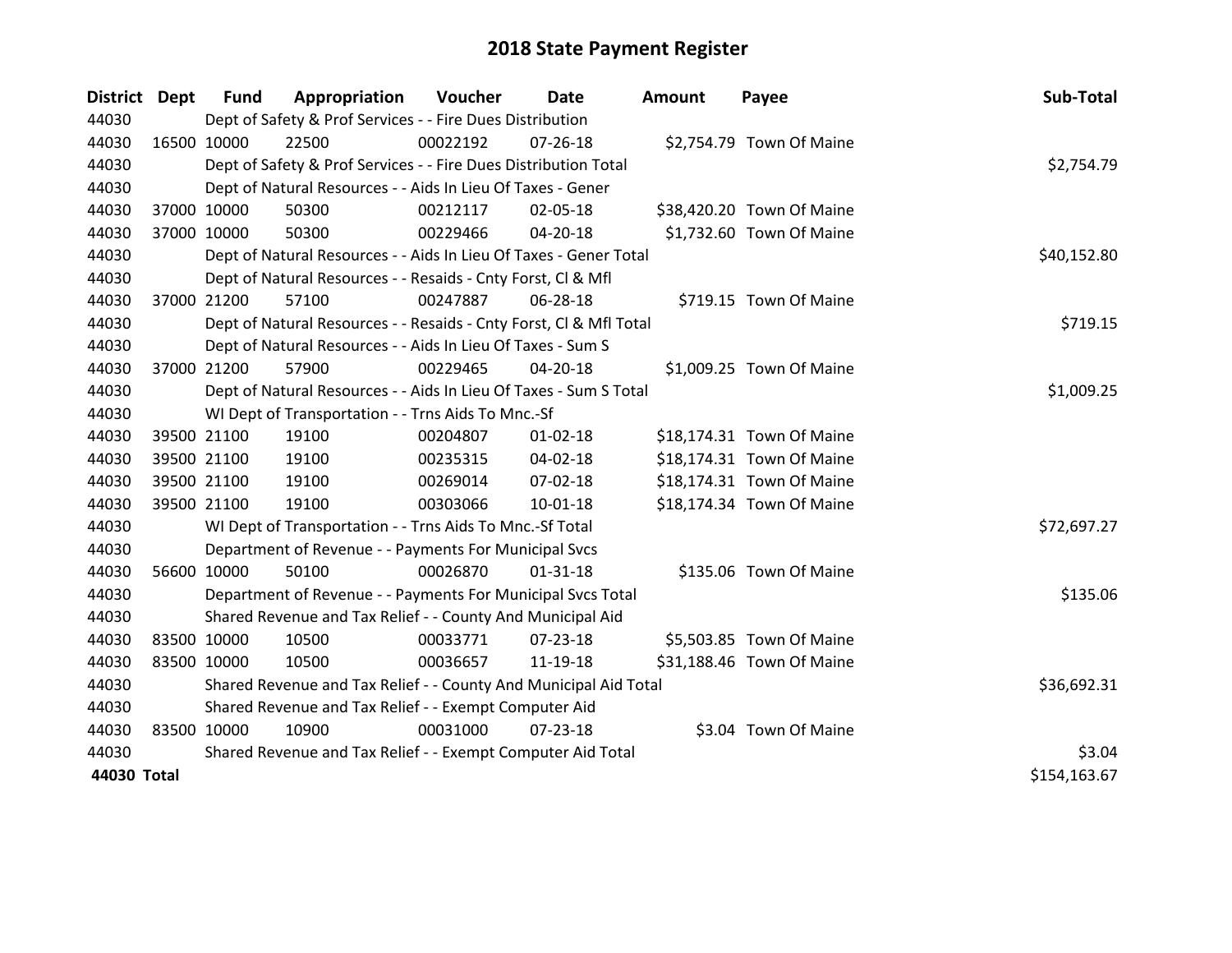# 2018 State Payment Register

| District | Dept | Fund | Appropriation | Voucher | Date | Amount | Payee | Sub-Total |
|---|---|---|---|---|---|---|---|---|
| 44030 | Dept of Safety & Prof Services - - Fire Dues Distribution | | | | | | | |
| 44030 | 16500 | 10000 | 22500 | 00022192 | 07-26-18 | $2,754.79 | Town Of Maine | |
| 44030 | Dept of Safety & Prof Services - - Fire Dues Distribution Total | | | | | | | $2,754.79 |
| 44030 | Dept of Natural Resources - - Aids In Lieu Of Taxes - Gener | | | | | | | |
| 44030 | 37000 | 10000 | 50300 | 00212117 | 02-05-18 | $38,420.20 | Town Of Maine | |
| 44030 | 37000 | 10000 | 50300 | 00229466 | 04-20-18 | $1,732.60 | Town Of Maine | |
| 44030 | Dept of Natural Resources - - Aids In Lieu Of Taxes - Gener Total | | | | | | | $40,152.80 |
| 44030 | Dept of Natural Resources - - Resaids - Cnty Forst, Cl & Mfl | | | | | | | |
| 44030 | 37000 | 21200 | 57100 | 00247887 | 06-28-18 | $719.15 | Town Of Maine | |
| 44030 | Dept of Natural Resources - - Resaids - Cnty Forst, Cl & Mfl Total | | | | | | | $719.15 |
| 44030 | Dept of Natural Resources - - Aids In Lieu Of Taxes - Sum S | | | | | | | |
| 44030 | 37000 | 21200 | 57900 | 00229465 | 04-20-18 | $1,009.25 | Town Of Maine | |
| 44030 | Dept of Natural Resources - - Aids In Lieu Of Taxes - Sum S Total | | | | | | | $1,009.25 |
| 44030 | WI Dept of Transportation - - Trns Aids To Mnc.-Sf | | | | | | | |
| 44030 | 39500 | 21100 | 19100 | 00204807 | 01-02-18 | $18,174.31 | Town Of Maine | |
| 44030 | 39500 | 21100 | 19100 | 00235315 | 04-02-18 | $18,174.31 | Town Of Maine | |
| 44030 | 39500 | 21100 | 19100 | 00269014 | 07-02-18 | $18,174.31 | Town Of Maine | |
| 44030 | 39500 | 21100 | 19100 | 00303066 | 10-01-18 | $18,174.34 | Town Of Maine | |
| 44030 | WI Dept of Transportation - - Trns Aids To Mnc.-Sf Total | | | | | | | $72,697.27 |
| 44030 | Department of Revenue - - Payments For Municipal Svcs | | | | | | | |
| 44030 | 56600 | 10000 | 50100 | 00026870 | 01-31-18 | $135.06 | Town Of Maine | |
| 44030 | Department of Revenue - - Payments For Municipal Svcs Total | | | | | | | $135.06 |
| 44030 | Shared Revenue and Tax Relief - - County And Municipal Aid | | | | | | | |
| 44030 | 83500 | 10000 | 10500 | 00033771 | 07-23-18 | $5,503.85 | Town Of Maine | |
| 44030 | 83500 | 10000 | 10500 | 00036657 | 11-19-18 | $31,188.46 | Town Of Maine | |
| 44030 | Shared Revenue and Tax Relief - - County And Municipal Aid Total | | | | | | | $36,692.31 |
| 44030 | Shared Revenue and Tax Relief - - Exempt Computer Aid | | | | | | | |
| 44030 | 83500 | 10000 | 10900 | 00031000 | 07-23-18 | $3.04 | Town Of Maine | |
| 44030 | Shared Revenue and Tax Relief - - Exempt Computer Aid Total | | | | | | | $3.04 |
| **44030 Total** | | | | | | | | $154,163.67 |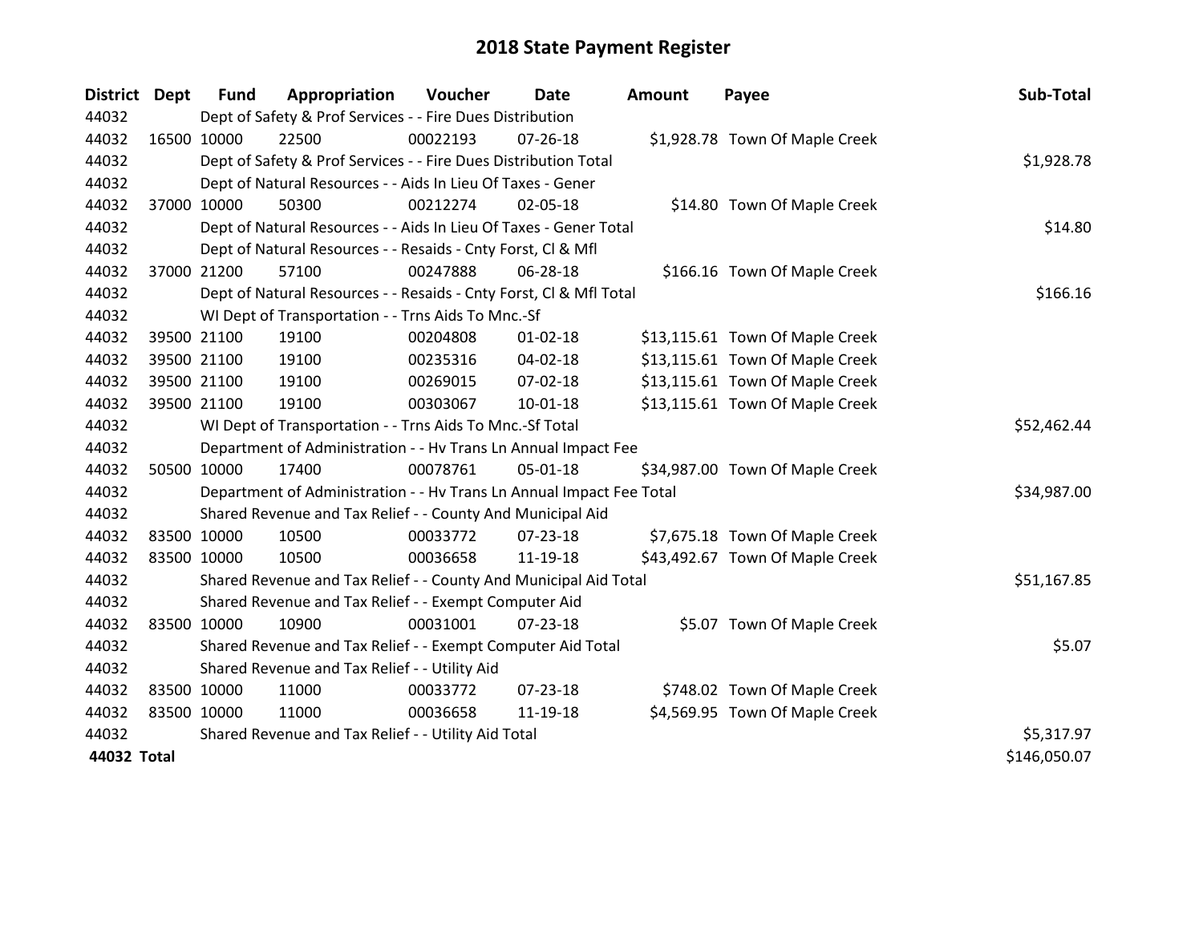# 2018 State Payment Register

| District | Dept | Fund | Appropriation | Voucher | Date | Amount | Payee | Sub-Total |
|---|---|---|---|---|---|---|---|---|
| 44032 | | Dept of Safety & Prof Services - - Fire Dues Distribution | | | | | | |
| 44032 | 16500 | 10000 | 22500 | 00022193 | 07-26-18 | $1,928.78 | Town Of Maple Creek | |
| 44032 | | Dept of Safety & Prof Services - - Fire Dues Distribution Total | | | | | | $1,928.78 |
| 44032 | | Dept of Natural Resources - - Aids In Lieu Of Taxes - Gener | | | | | | |
| 44032 | 37000 | 10000 | 50300 | 00212274 | 02-05-18 | $14.80 | Town Of Maple Creek | |
| 44032 | | Dept of Natural Resources - - Aids In Lieu Of Taxes - Gener Total | | | | | | $14.80 |
| 44032 | | Dept of Natural Resources - - Resaids - Cnty Forst, Cl & Mfl | | | | | | |
| 44032 | 37000 | 21200 | 57100 | 00247888 | 06-28-18 | $166.16 | Town Of Maple Creek | |
| 44032 | | Dept of Natural Resources - - Resaids - Cnty Forst, Cl & Mfl Total | | | | | | $166.16 |
| 44032 | | WI Dept of Transportation - - Trns Aids To Mnc.-Sf | | | | | | |
| 44032 | 39500 | 21100 | 19100 | 00204808 | 01-02-18 | $13,115.61 | Town Of Maple Creek | |
| 44032 | 39500 | 21100 | 19100 | 00235316 | 04-02-18 | $13,115.61 | Town Of Maple Creek | |
| 44032 | 39500 | 21100 | 19100 | 00269015 | 07-02-18 | $13,115.61 | Town Of Maple Creek | |
| 44032 | 39500 | 21100 | 19100 | 00303067 | 10-01-18 | $13,115.61 | Town Of Maple Creek | |
| 44032 | | WI Dept of Transportation - - Trns Aids To Mnc.-Sf Total | | | | | | $52,462.44 |
| 44032 | | Department of Administration - - Hv Trans Ln Annual Impact Fee | | | | | | |
| 44032 | 50500 | 10000 | 17400 | 00078761 | 05-01-18 | $34,987.00 | Town Of Maple Creek | |
| 44032 | | Department of Administration - - Hv Trans Ln Annual Impact Fee Total | | | | | | $34,987.00 |
| 44032 | | Shared Revenue and Tax Relief - - County And Municipal Aid | | | | | | |
| 44032 | 83500 | 10000 | 10500 | 00033772 | 07-23-18 | $7,675.18 | Town Of Maple Creek | |
| 44032 | 83500 | 10000 | 10500 | 00036658 | 11-19-18 | $43,492.67 | Town Of Maple Creek | |
| 44032 | | Shared Revenue and Tax Relief - - County And Municipal Aid Total | | | | | | $51,167.85 |
| 44032 | | Shared Revenue and Tax Relief - - Exempt Computer Aid | | | | | | |
| 44032 | 83500 | 10000 | 10900 | 00031001 | 07-23-18 | $5.07 | Town Of Maple Creek | |
| 44032 | | Shared Revenue and Tax Relief - - Exempt Computer Aid Total | | | | | | $5.07 |
| 44032 | | Shared Revenue and Tax Relief - - Utility Aid | | | | | | |
| 44032 | 83500 | 10000 | 11000 | 00033772 | 07-23-18 | $748.02 | Town Of Maple Creek | |
| 44032 | 83500 | 10000 | 11000 | 00036658 | 11-19-18 | $4,569.95 | Town Of Maple Creek | |
| 44032 | | Shared Revenue and Tax Relief - - Utility Aid Total | | | | | | $5,317.97 |
| **44032 Total** | | | | | | | | $146,050.07 |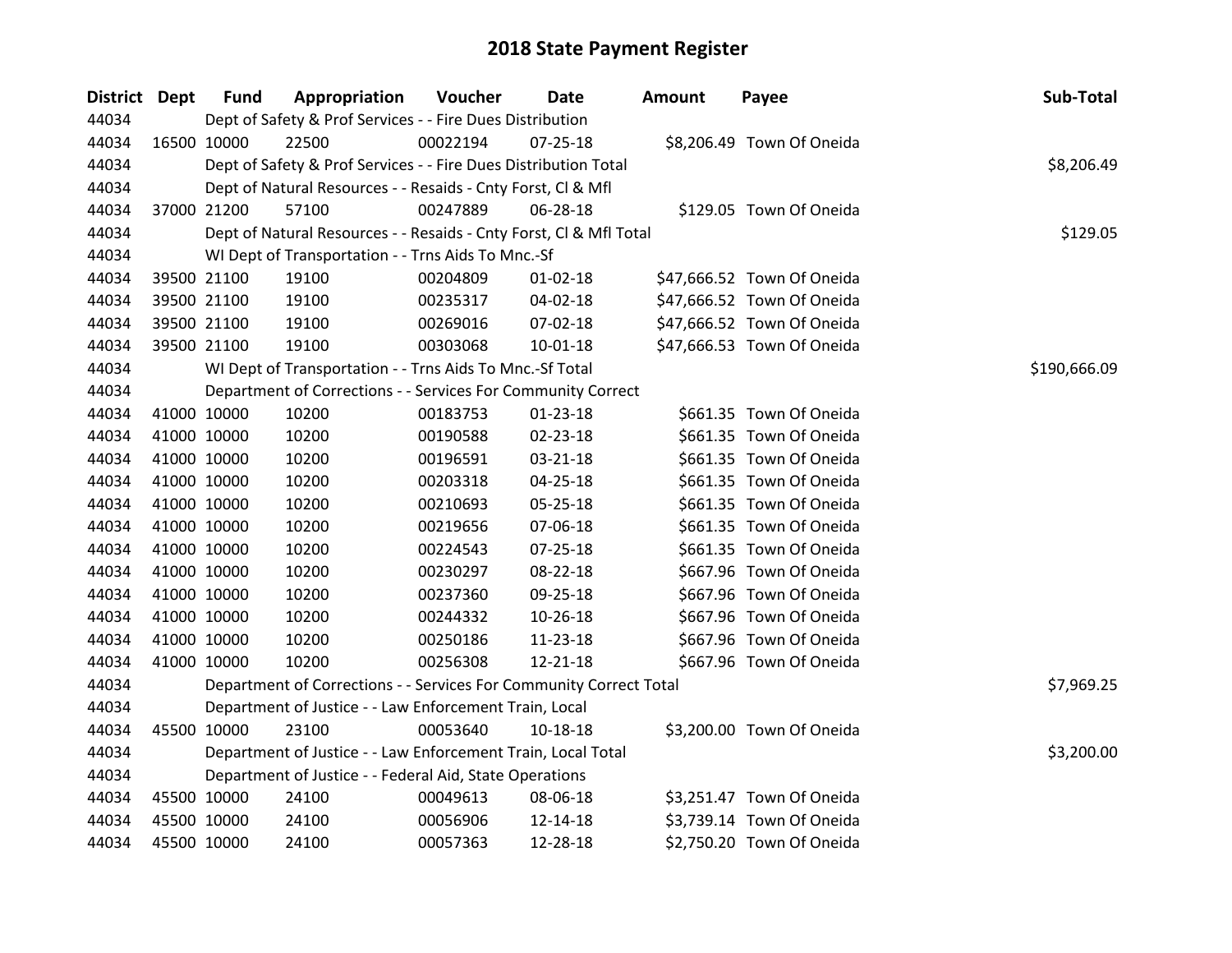# 2018 State Payment Register

| District | Dept | Fund | Appropriation | Voucher | Date | Amount | Payee | Sub-Total |
|---|---|---|---|---|---|---|---|---|
| 44034 | | Dept of Safety & Prof Services - - Fire Dues Distribution | | | | | | |
| 44034 | 16500 | 10000 | 22500 | 00022194 | 07-25-18 | $8,206.49 | Town Of Oneida | |
| 44034 | | Dept of Safety & Prof Services - - Fire Dues Distribution Total | | | | | | $8,206.49 |
| 44034 | | Dept of Natural Resources - - Resaids - Cnty Forst, Cl & Mfl | | | | | | |
| 44034 | 37000 | 21200 | 57100 | 00247889 | 06-28-18 | $129.05 | Town Of Oneida | |
| 44034 | | Dept of Natural Resources - - Resaids - Cnty Forst, Cl & Mfl Total | | | | | | $129.05 |
| 44034 | | WI Dept of Transportation - - Trns Aids To Mnc.-Sf | | | | | | |
| 44034 | 39500 | 21100 | 19100 | 00204809 | 01-02-18 | $47,666.52 | Town Of Oneida | |
| 44034 | 39500 | 21100 | 19100 | 00235317 | 04-02-18 | $47,666.52 | Town Of Oneida | |
| 44034 | 39500 | 21100 | 19100 | 00269016 | 07-02-18 | $47,666.52 | Town Of Oneida | |
| 44034 | 39500 | 21100 | 19100 | 00303068 | 10-01-18 | $47,666.53 | Town Of Oneida | |
| 44034 | | WI Dept of Transportation - - Trns Aids To Mnc.-Sf Total | | | | | | $190,666.09 |
| 44034 | | Department of Corrections - - Services For Community Correct | | | | | | |
| 44034 | 41000 | 10000 | 10200 | 00183753 | 01-23-18 | $661.35 | Town Of Oneida | |
| 44034 | 41000 | 10000 | 10200 | 00190588 | 02-23-18 | $661.35 | Town Of Oneida | |
| 44034 | 41000 | 10000 | 10200 | 00196591 | 03-21-18 | $661.35 | Town Of Oneida | |
| 44034 | 41000 | 10000 | 10200 | 00203318 | 04-25-18 | $661.35 | Town Of Oneida | |
| 44034 | 41000 | 10000 | 10200 | 00210693 | 05-25-18 | $661.35 | Town Of Oneida | |
| 44034 | 41000 | 10000 | 10200 | 00219656 | 07-06-18 | $661.35 | Town Of Oneida | |
| 44034 | 41000 | 10000 | 10200 | 00224543 | 07-25-18 | $661.35 | Town Of Oneida | |
| 44034 | 41000 | 10000 | 10200 | 00230297 | 08-22-18 | $667.96 | Town Of Oneida | |
| 44034 | 41000 | 10000 | 10200 | 00237360 | 09-25-18 | $667.96 | Town Of Oneida | |
| 44034 | 41000 | 10000 | 10200 | 00244332 | 10-26-18 | $667.96 | Town Of Oneida | |
| 44034 | 41000 | 10000 | 10200 | 00250186 | 11-23-18 | $667.96 | Town Of Oneida | |
| 44034 | 41000 | 10000 | 10200 | 00256308 | 12-21-18 | $667.96 | Town Of Oneida | |
| 44034 | | Department of Corrections - - Services For Community Correct Total | | | | | | $7,969.25 |
| 44034 | | Department of Justice - - Law Enforcement Train, Local | | | | | | |
| 44034 | 45500 | 10000 | 23100 | 00053640 | 10-18-18 | $3,200.00 | Town Of Oneida | |
| 44034 | | Department of Justice - - Law Enforcement Train, Local Total | | | | | | $3,200.00 |
| 44034 | | Department of Justice - - Federal Aid, State Operations | | | | | | |
| 44034 | 45500 | 10000 | 24100 | 00049613 | 08-06-18 | $3,251.47 | Town Of Oneida | |
| 44034 | 45500 | 10000 | 24100 | 00056906 | 12-14-18 | $3,739.14 | Town Of Oneida | |
| 44034 | 45500 | 10000 | 24100 | 00057363 | 12-28-18 | $2,750.20 | Town Of Oneida | |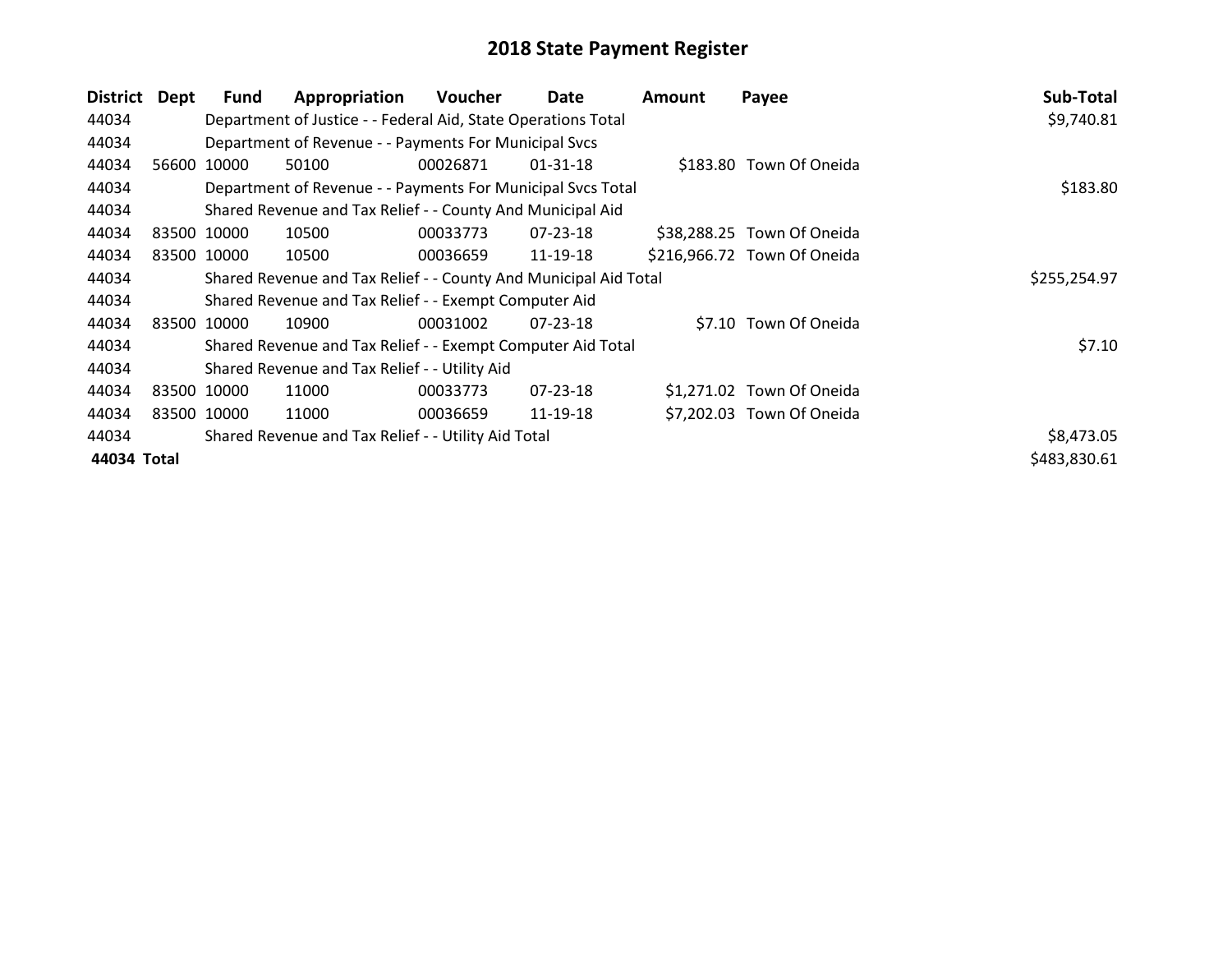# 2018 State Payment Register

| District | Dept | Fund | Appropriation | Voucher | Date | Amount | Payee | Sub-Total |
|---|---|---|---|---|---|---|---|---|
| 44034 | | Department of Justice - - Federal Aid, State Operations Total | | | | | | $9,740.81 |
| 44034 | | Department of Revenue - - Payments For Municipal Svcs | | | | | | |
| 44034 | 56600 | 10000 | 50100 | 00026871 | 01-31-18 | $183.80 | Town Of Oneida | |
| 44034 | | Department of Revenue - - Payments For Municipal Svcs Total | | | | | | $183.80 |
| 44034 | | Shared Revenue and Tax Relief - - County And Municipal Aid | | | | | | |
| 44034 | 83500 | 10000 | 10500 | 00033773 | 07-23-18 | $38,288.25 | Town Of Oneida | |
| 44034 | 83500 | 10000 | 10500 | 00036659 | 11-19-18 | $216,966.72 | Town Of Oneida | |
| 44034 | | Shared Revenue and Tax Relief - - County And Municipal Aid Total | | | | | | $255,254.97 |
| 44034 | | Shared Revenue and Tax Relief - - Exempt Computer Aid | | | | | | |
| 44034 | 83500 | 10000 | 10900 | 00031002 | 07-23-18 | $7.10 | Town Of Oneida | |
| 44034 | | Shared Revenue and Tax Relief - - Exempt Computer Aid Total | | | | | | $7.10 |
| 44034 | | Shared Revenue and Tax Relief - - Utility Aid | | | | | | |
| 44034 | 83500 | 10000 | 11000 | 00033773 | 07-23-18 | $1,271.02 | Town Of Oneida | |
| 44034 | 83500 | 10000 | 11000 | 00036659 | 11-19-18 | $7,202.03 | Town Of Oneida | |
| 44034 | | Shared Revenue and Tax Relief - - Utility Aid Total | | | | | | $8,473.05 |
| **44034** | **Total** | | | | | | | $483,830.61 |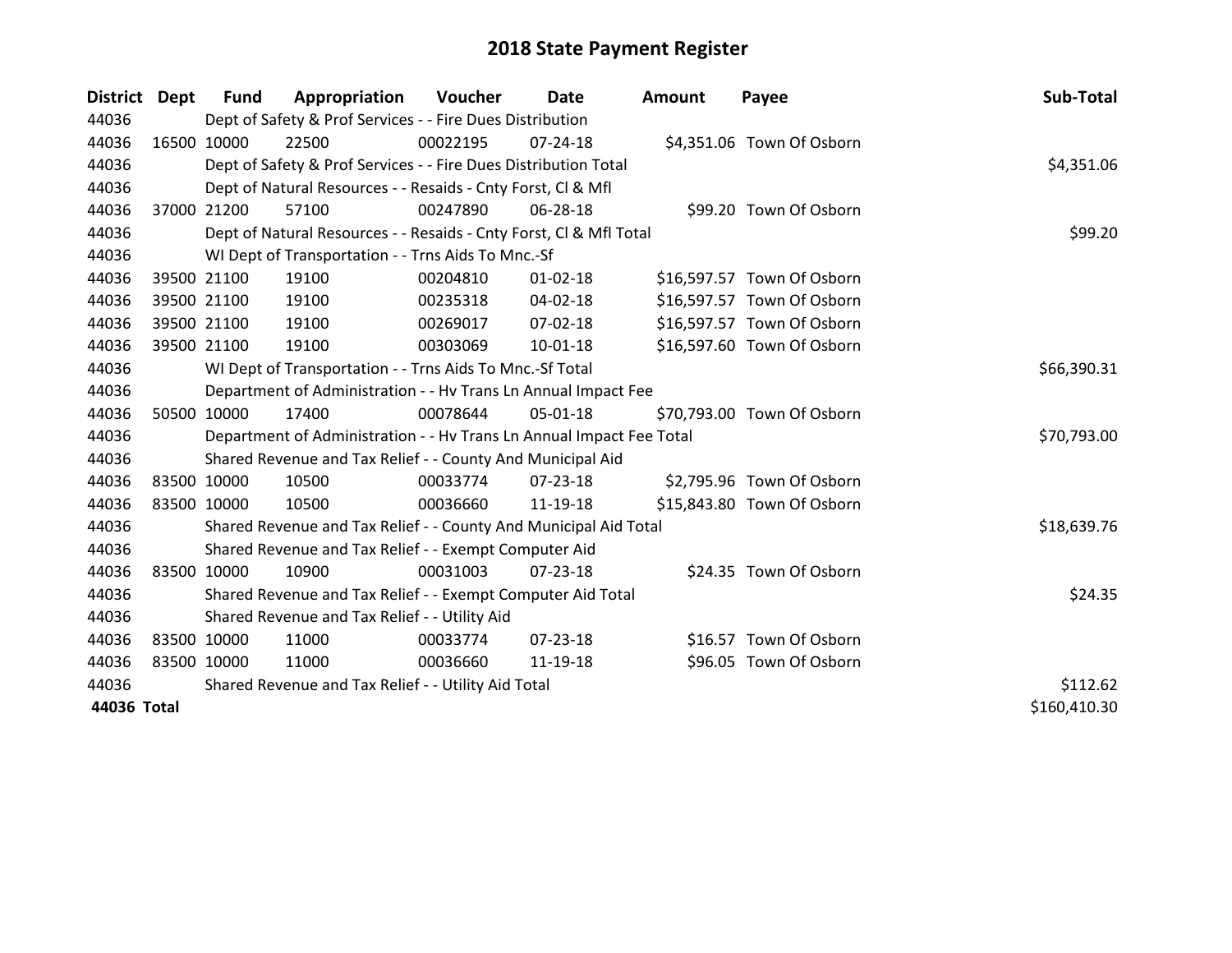# 2018 State Payment Register

| District | Dept | Fund | Appropriation | Voucher | Date | Amount | Payee | Sub-Total |
|---|---|---|---|---|---|---|---|---|
| 44036 | | Dept of Safety & Prof Services - - Fire Dues Distribution | | | | | | |
| 44036 | 16500 | 10000 | 22500 | 00022195 | 07-24-18 | $4,351.06 | Town Of Osborn | |
| 44036 | | Dept of Safety & Prof Services - - Fire Dues Distribution Total | | | | | | $4,351.06 |
| 44036 | | Dept of Natural Resources - - Resaids - Cnty Forst, Cl & Mfl | | | | | | |
| 44036 | 37000 | 21200 | 57100 | 00247890 | 06-28-18 | $99.20 | Town Of Osborn | |
| 44036 | | Dept of Natural Resources - - Resaids - Cnty Forst, Cl & Mfl Total | | | | | | $99.20 |
| 44036 | | WI Dept of Transportation - - Trns Aids To Mnc.-Sf | | | | | | |
| 44036 | 39500 | 21100 | 19100 | 00204810 | 01-02-18 | $16,597.57 | Town Of Osborn | |
| 44036 | 39500 | 21100 | 19100 | 00235318 | 04-02-18 | $16,597.57 | Town Of Osborn | |
| 44036 | 39500 | 21100 | 19100 | 00269017 | 07-02-18 | $16,597.57 | Town Of Osborn | |
| 44036 | 39500 | 21100 | 19100 | 00303069 | 10-01-18 | $16,597.60 | Town Of Osborn | |
| 44036 | | WI Dept of Transportation - - Trns Aids To Mnc.-Sf Total | | | | | | $66,390.31 |
| 44036 | | Department of Administration - - Hv Trans Ln Annual Impact Fee | | | | | | |
| 44036 | 50500 | 10000 | 17400 | 00078644 | 05-01-18 | $70,793.00 | Town Of Osborn | |
| 44036 | | Department of Administration - - Hv Trans Ln Annual Impact Fee Total | | | | | | $70,793.00 |
| 44036 | | Shared Revenue and Tax Relief - - County And Municipal Aid | | | | | | |
| 44036 | 83500 | 10000 | 10500 | 00033774 | 07-23-18 | $2,795.96 | Town Of Osborn | |
| 44036 | 83500 | 10000 | 10500 | 00036660 | 11-19-18 | $15,843.80 | Town Of Osborn | |
| 44036 | | Shared Revenue and Tax Relief - - County And Municipal Aid Total | | | | | | $18,639.76 |
| 44036 | | Shared Revenue and Tax Relief - - Exempt Computer Aid | | | | | | |
| 44036 | 83500 | 10000 | 10900 | 00031003 | 07-23-18 | $24.35 | Town Of Osborn | |
| 44036 | | Shared Revenue and Tax Relief - - Exempt Computer Aid Total | | | | | | $24.35 |
| 44036 | | Shared Revenue and Tax Relief - - Utility Aid | | | | | | |
| 44036 | 83500 | 10000 | 11000 | 00033774 | 07-23-18 | $16.57 | Town Of Osborn | |
| 44036 | 83500 | 10000 | 11000 | 00036660 | 11-19-18 | $96.05 | Town Of Osborn | |
| 44036 | | Shared Revenue and Tax Relief - - Utility Aid Total | | | | | | $112.62 |
| **44036 Total** | | | | | | | | $160,410.30 |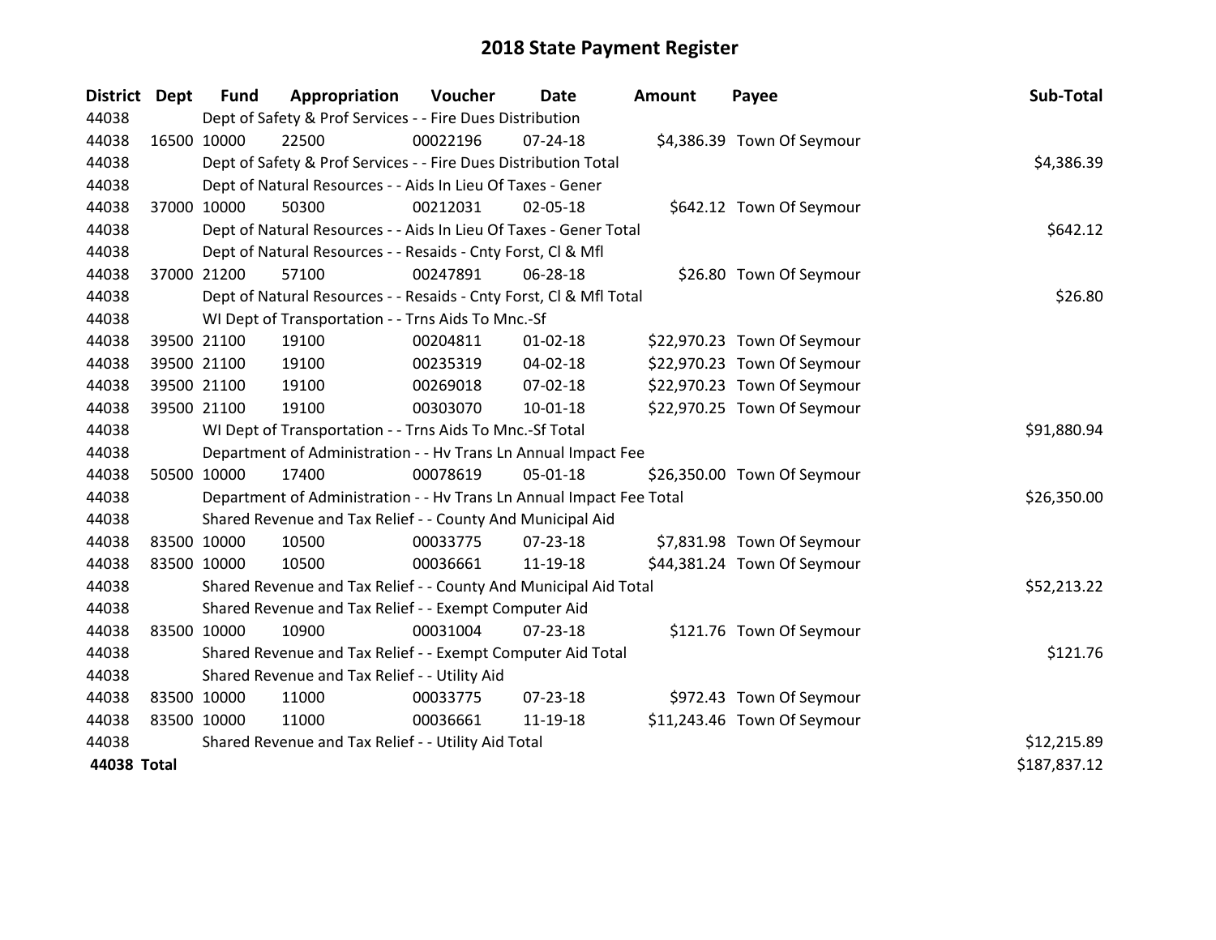# 2018 State Payment Register

| District | Dept | Fund | Appropriation | Voucher | Date | Amount | Payee | Sub-Total |
|---|---|---|---|---|---|---|---|---|
| 44038 | | Dept of Safety & Prof Services - - Fire Dues Distribution | | | | | | |
| 44038 | 16500 | 10000 | 22500 | 00022196 | 07-24-18 | $4,386.39 | Town Of Seymour | |
| 44038 | | Dept of Safety & Prof Services - - Fire Dues Distribution Total | | | | | | $4,386.39 |
| 44038 | | Dept of Natural Resources - - Aids In Lieu Of Taxes - Gener | | | | | | |
| 44038 | 37000 | 10000 | 50300 | 00212031 | 02-05-18 | $642.12 | Town Of Seymour | |
| 44038 | | Dept of Natural Resources - - Aids In Lieu Of Taxes - Gener Total | | | | | | $642.12 |
| 44038 | | Dept of Natural Resources - - Resaids - Cnty Forst, Cl & Mfl | | | | | | |
| 44038 | 37000 | 21200 | 57100 | 00247891 | 06-28-18 | $26.80 | Town Of Seymour | |
| 44038 | | Dept of Natural Resources - - Resaids - Cnty Forst, Cl & Mfl Total | | | | | | $26.80 |
| 44038 | | WI Dept of Transportation - - Trns Aids To Mnc.-Sf | | | | | | |
| 44038 | 39500 | 21100 | 19100 | 00204811 | 01-02-18 | $22,970.23 | Town Of Seymour | |
| 44038 | 39500 | 21100 | 19100 | 00235319 | 04-02-18 | $22,970.23 | Town Of Seymour | |
| 44038 | 39500 | 21100 | 19100 | 00269018 | 07-02-18 | $22,970.23 | Town Of Seymour | |
| 44038 | 39500 | 21100 | 19100 | 00303070 | 10-01-18 | $22,970.25 | Town Of Seymour | |
| 44038 | | WI Dept of Transportation - - Trns Aids To Mnc.-Sf Total | | | | | | $91,880.94 |
| 44038 | | Department of Administration - - Hv Trans Ln Annual Impact Fee | | | | | | |
| 44038 | 50500 | 10000 | 17400 | 00078619 | 05-01-18 | $26,350.00 | Town Of Seymour | |
| 44038 | | Department of Administration - - Hv Trans Ln Annual Impact Fee Total | | | | | | $26,350.00 |
| 44038 | | Shared Revenue and Tax Relief - - County And Municipal Aid | | | | | | |
| 44038 | 83500 | 10000 | 10500 | 00033775 | 07-23-18 | $7,831.98 | Town Of Seymour | |
| 44038 | 83500 | 10000 | 10500 | 00036661 | 11-19-18 | $44,381.24 | Town Of Seymour | |
| 44038 | | Shared Revenue and Tax Relief - - County And Municipal Aid Total | | | | | | $52,213.22 |
| 44038 | | Shared Revenue and Tax Relief - - Exempt Computer Aid | | | | | | |
| 44038 | 83500 | 10000 | 10900 | 00031004 | 07-23-18 | $121.76 | Town Of Seymour | |
| 44038 | | Shared Revenue and Tax Relief - - Exempt Computer Aid Total | | | | | | $121.76 |
| 44038 | | Shared Revenue and Tax Relief - - Utility Aid | | | | | | |
| 44038 | 83500 | 10000 | 11000 | 00033775 | 07-23-18 | $972.43 | Town Of Seymour | |
| 44038 | 83500 | 10000 | 11000 | 00036661 | 11-19-18 | $11,243.46 | Town Of Seymour | |
| 44038 | | Shared Revenue and Tax Relief - - Utility Aid Total | | | | | | $12,215.89 |
| **44038 Total** | | | | | | | | $187,837.12 |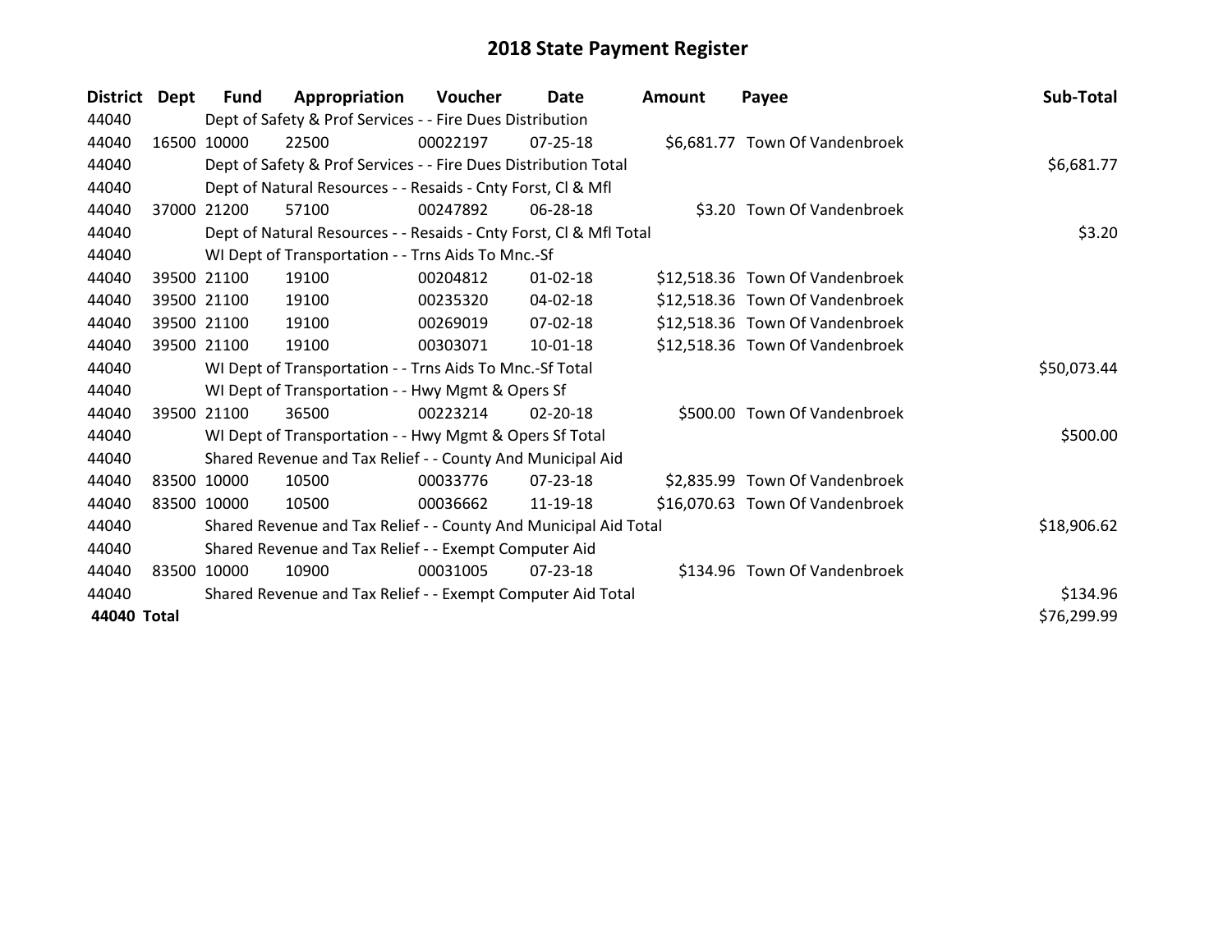# 2018 State Payment Register

| District | Dept | Fund | Appropriation | Voucher | Date | Amount | Payee | Sub-Total |
|---|---|---|---|---|---|---|---|---|
| 44040 | | Dept of Safety & Prof Services - - Fire Dues Distribution | | | | | | |
| 44040 | 16500 | 10000 | 22500 | 00022197 | 07-25-18 | $6,681.77 | Town Of Vandenbroek | |
| 44040 | | Dept of Safety & Prof Services - - Fire Dues Distribution Total | | | | | | $6,681.77 |
| 44040 | | Dept of Natural Resources - - Resaids - Cnty Forst, Cl & Mfl | | | | | | |
| 44040 | 37000 | 21200 | 57100 | 00247892 | 06-28-18 | $3.20 | Town Of Vandenbroek | |
| 44040 | | Dept of Natural Resources - - Resaids - Cnty Forst, Cl & Mfl Total | | | | | | $3.20 |
| 44040 | | WI Dept of Transportation - - Trns Aids To Mnc.-Sf | | | | | | |
| 44040 | 39500 | 21100 | 19100 | 00204812 | 01-02-18 | $12,518.36 | Town Of Vandenbroek | |
| 44040 | 39500 | 21100 | 19100 | 00235320 | 04-02-18 | $12,518.36 | Town Of Vandenbroek | |
| 44040 | 39500 | 21100 | 19100 | 00269019 | 07-02-18 | $12,518.36 | Town Of Vandenbroek | |
| 44040 | 39500 | 21100 | 19100 | 00303071 | 10-01-18 | $12,518.36 | Town Of Vandenbroek | |
| 44040 | | WI Dept of Transportation - - Trns Aids To Mnc.-Sf Total | | | | | | $50,073.44 |
| 44040 | | WI Dept of Transportation - - Hwy Mgmt & Opers Sf | | | | | | |
| 44040 | 39500 | 21100 | 36500 | 00223214 | 02-20-18 | $500.00 | Town Of Vandenbroek | |
| 44040 | | WI Dept of Transportation - - Hwy Mgmt & Opers Sf Total | | | | | | $500.00 |
| 44040 | | Shared Revenue and Tax Relief - - County And Municipal Aid | | | | | | |
| 44040 | 83500 | 10000 | 10500 | 00033776 | 07-23-18 | $2,835.99 | Town Of Vandenbroek | |
| 44040 | 83500 | 10000 | 10500 | 00036662 | 11-19-18 | $16,070.63 | Town Of Vandenbroek | |
| 44040 | | Shared Revenue and Tax Relief - - County And Municipal Aid Total | | | | | | $18,906.62 |
| 44040 | | Shared Revenue and Tax Relief - - Exempt Computer Aid | | | | | | |
| 44040 | 83500 | 10000 | 10900 | 00031005 | 07-23-18 | $134.96 | Town Of Vandenbroek | |
| 44040 | | Shared Revenue and Tax Relief - - Exempt Computer Aid Total | | | | | | $134.96 |
| **44040 Total** | | | | | | | | $76,299.99 |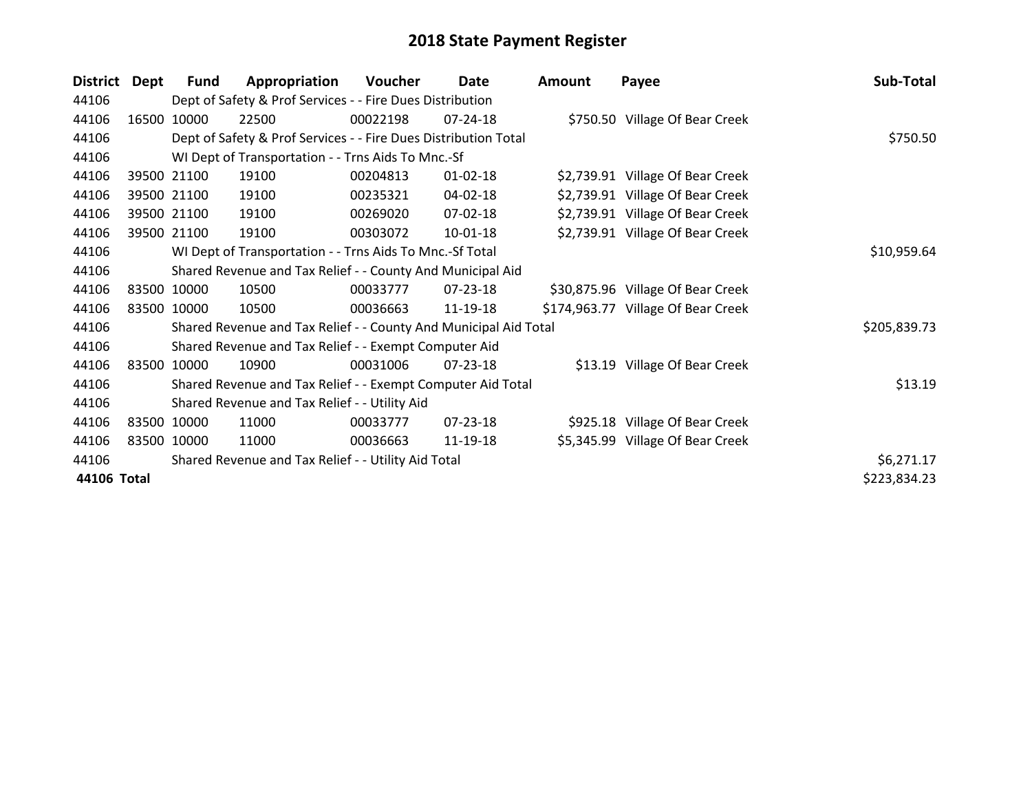# 2018 State Payment Register

| District | Dept | Fund | Appropriation | Voucher | Date | Amount | Payee | Sub-Total |
|---|---|---|---|---|---|---|---|---|
| 44106 | | Dept of Safety & Prof Services - - Fire Dues Distribution | | | | | | |
| 44106 | 16500 | 10000 | 22500 | 00022198 | 07-24-18 | $750.50 | Village Of Bear Creek | |
| 44106 | | Dept of Safety & Prof Services - - Fire Dues Distribution Total | | | | | | $750.50 |
| 44106 | | WI Dept of Transportation - - Trns Aids To Mnc.-Sf | | | | | | |
| 44106 | 39500 | 21100 | 19100 | 00204813 | 01-02-18 | $2,739.91 | Village Of Bear Creek | |
| 44106 | 39500 | 21100 | 19100 | 00235321 | 04-02-18 | $2,739.91 | Village Of Bear Creek | |
| 44106 | 39500 | 21100 | 19100 | 00269020 | 07-02-18 | $2,739.91 | Village Of Bear Creek | |
| 44106 | 39500 | 21100 | 19100 | 00303072 | 10-01-18 | $2,739.91 | Village Of Bear Creek | |
| 44106 | | WI Dept of Transportation - - Trns Aids To Mnc.-Sf Total | | | | | | $10,959.64 |
| 44106 | | Shared Revenue and Tax Relief - - County And Municipal Aid | | | | | | |
| 44106 | 83500 | 10000 | 10500 | 00033777 | 07-23-18 | $30,875.96 | Village Of Bear Creek | |
| 44106 | 83500 | 10000 | 10500 | 00036663 | 11-19-18 | $174,963.77 | Village Of Bear Creek | |
| 44106 | | Shared Revenue and Tax Relief - - County And Municipal Aid Total | | | | | | $205,839.73 |
| 44106 | | Shared Revenue and Tax Relief - - Exempt Computer Aid | | | | | | |
| 44106 | 83500 | 10000 | 10900 | 00031006 | 07-23-18 | $13.19 | Village Of Bear Creek | |
| 44106 | | Shared Revenue and Tax Relief - - Exempt Computer Aid Total | | | | | | $13.19 |
| 44106 | | Shared Revenue and Tax Relief - - Utility Aid | | | | | | |
| 44106 | 83500 | 10000 | 11000 | 00033777 | 07-23-18 | $925.18 | Village Of Bear Creek | |
| 44106 | 83500 | 10000 | 11000 | 00036663 | 11-19-18 | $5,345.99 | Village Of Bear Creek | |
| 44106 | | Shared Revenue and Tax Relief - - Utility Aid Total | | | | | | $6,271.17 |
| **44106 Total** | | | | | | | | $223,834.23 |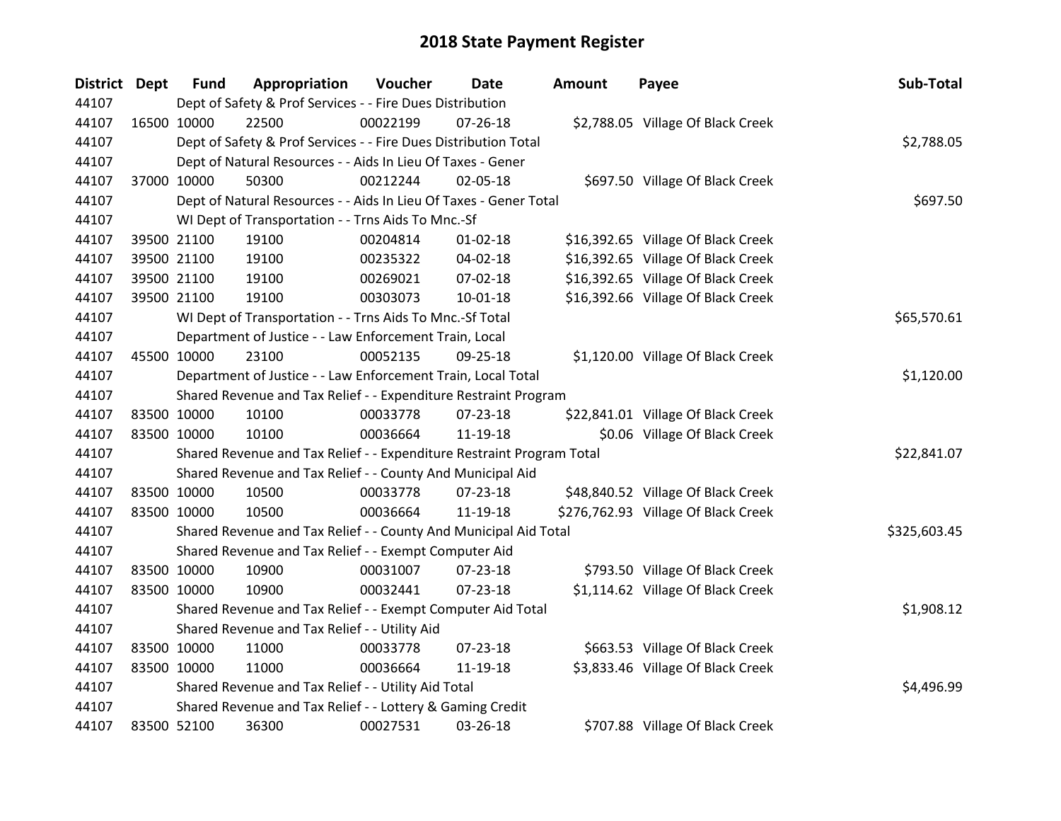# 2018 State Payment Register

| District | Dept | Fund | Appropriation | Voucher | Date | Amount | Payee | Sub-Total |
|---|---|---|---|---|---|---|---|---|
| 44107 | | Dept of Safety & Prof Services - - Fire Dues Distribution | | | | | | |
| 44107 | 16500 | 10000 | 22500 | 00022199 | 07-26-18 | $2,788.05 | Village Of Black Creek | |
| 44107 | | Dept of Safety & Prof Services - - Fire Dues Distribution Total | | | | | | $2,788.05 |
| 44107 | | Dept of Natural Resources - - Aids In Lieu Of Taxes - Gener | | | | | | |
| 44107 | 37000 | 10000 | 50300 | 00212244 | 02-05-18 | $697.50 | Village Of Black Creek | |
| 44107 | | Dept of Natural Resources - - Aids In Lieu Of Taxes - Gener Total | | | | | | $697.50 |
| 44107 | | WI Dept of Transportation - - Trns Aids To Mnc.-Sf | | | | | | |
| 44107 | 39500 | 21100 | 19100 | 00204814 | 01-02-18 | $16,392.65 | Village Of Black Creek | |
| 44107 | 39500 | 21100 | 19100 | 00235322 | 04-02-18 | $16,392.65 | Village Of Black Creek | |
| 44107 | 39500 | 21100 | 19100 | 00269021 | 07-02-18 | $16,392.65 | Village Of Black Creek | |
| 44107 | 39500 | 21100 | 19100 | 00303073 | 10-01-18 | $16,392.66 | Village Of Black Creek | |
| 44107 | | WI Dept of Transportation - - Trns Aids To Mnc.-Sf Total | | | | | | $65,570.61 |
| 44107 | | Department of Justice - - Law Enforcement Train, Local | | | | | | |
| 44107 | 45500 | 10000 | 23100 | 00052135 | 09-25-18 | $1,120.00 | Village Of Black Creek | |
| 44107 | | Department of Justice - - Law Enforcement Train, Local Total | | | | | | $1,120.00 |
| 44107 | | Shared Revenue and Tax Relief - - Expenditure Restraint Program | | | | | | |
| 44107 | 83500 | 10000 | 10100 | 00033778 | 07-23-18 | $22,841.01 | Village Of Black Creek | |
| 44107 | 83500 | 10000 | 10100 | 00036664 | 11-19-18 | $0.06 | Village Of Black Creek | |
| 44107 | | Shared Revenue and Tax Relief - - Expenditure Restraint Program Total | | | | | | $22,841.07 |
| 44107 | | Shared Revenue and Tax Relief - - County And Municipal Aid | | | | | | |
| 44107 | 83500 | 10000 | 10500 | 00033778 | 07-23-18 | $48,840.52 | Village Of Black Creek | |
| 44107 | 83500 | 10000 | 10500 | 00036664 | 11-19-18 | $276,762.93 | Village Of Black Creek | |
| 44107 | | Shared Revenue and Tax Relief - - County And Municipal Aid Total | | | | | | $325,603.45 |
| 44107 | | Shared Revenue and Tax Relief - - Exempt Computer Aid | | | | | | |
| 44107 | 83500 | 10000 | 10900 | 00031007 | 07-23-18 | $793.50 | Village Of Black Creek | |
| 44107 | 83500 | 10000 | 10900 | 00032441 | 07-23-18 | $1,114.62 | Village Of Black Creek | |
| 44107 | | Shared Revenue and Tax Relief - - Exempt Computer Aid Total | | | | | | $1,908.12 |
| 44107 | | Shared Revenue and Tax Relief - - Utility Aid | | | | | | |
| 44107 | 83500 | 10000 | 11000 | 00033778 | 07-23-18 | $663.53 | Village Of Black Creek | |
| 44107 | 83500 | 10000 | 11000 | 00036664 | 11-19-18 | $3,833.46 | Village Of Black Creek | |
| 44107 | | Shared Revenue and Tax Relief - - Utility Aid Total | | | | | | $4,496.99 |
| 44107 | | Shared Revenue and Tax Relief - - Lottery & Gaming Credit | | | | | | |
| 44107 | 83500 | 52100 | 36300 | 00027531 | 03-26-18 | $707.88 | Village Of Black Creek | |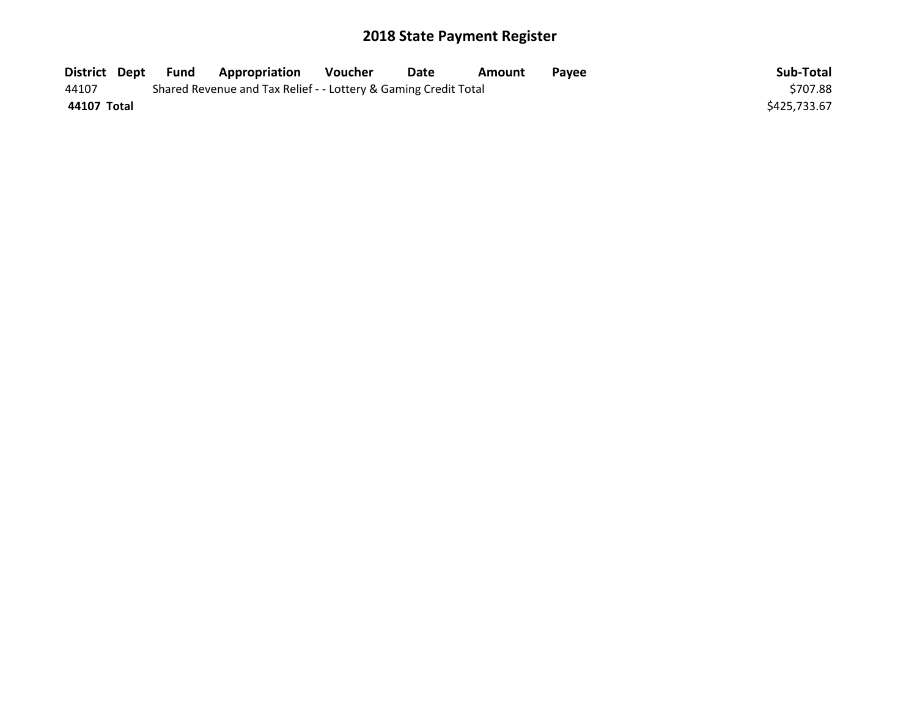# 2018 State Payment Register

| District | Dept | Fund | Appropriation | Voucher | Date | Amount | Payee | Sub-Total |
|---|---|---|---|---|---|---|---|---|
| 44107 | | Shared Revenue and Tax Relief - - Lottery & Gaming Credit Total | | | | | | $707.88 |
| **44107 Total** | | | | | | | | $425,733.67 |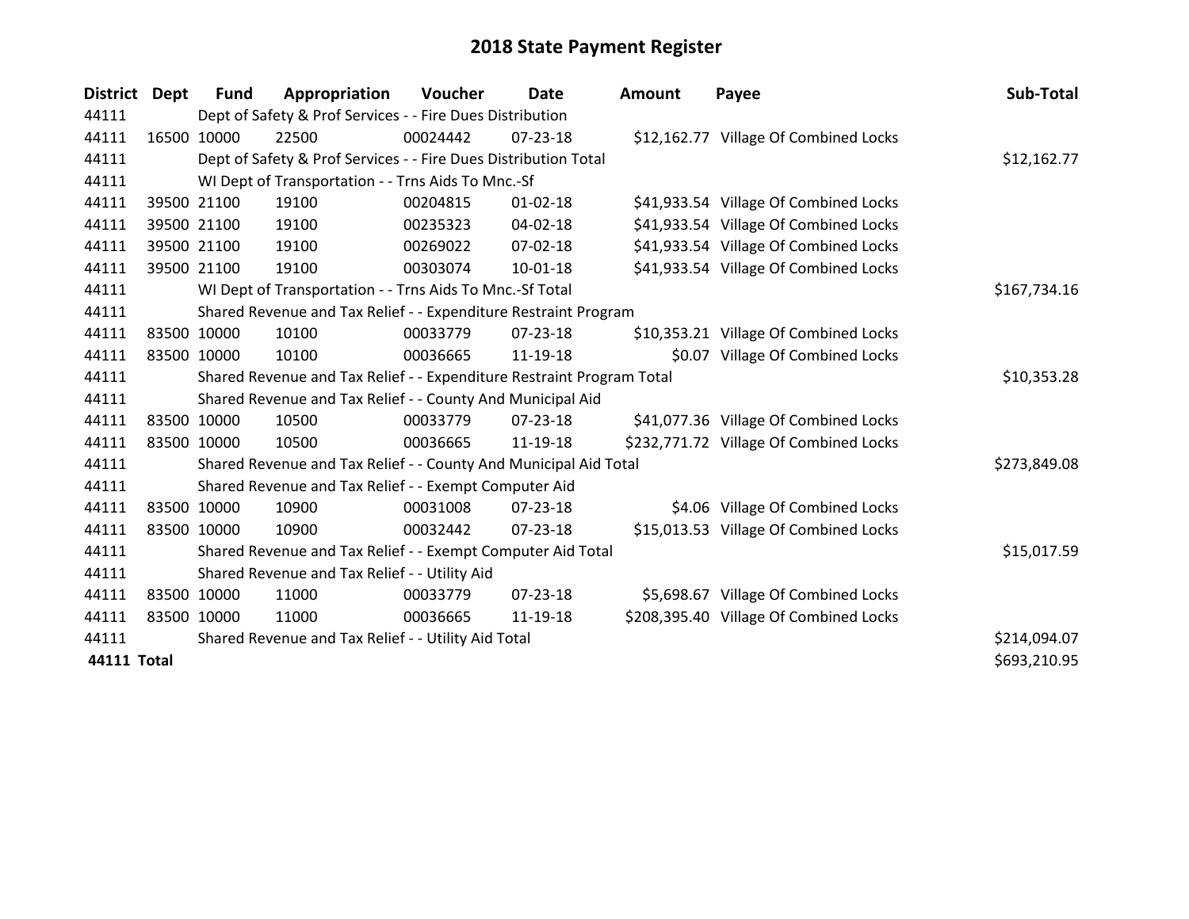# 2018 State Payment Register

| District | Dept | Fund | Appropriation | Voucher | Date | Amount | Payee | Sub-Total |
|---|---|---|---|---|---|---|---|---|
| 44111 | | Dept of Safety & Prof Services - - Fire Dues Distribution | | | | | | |
| 44111 | 16500 | 10000 | 22500 | 00024442 | 07-23-18 | $12,162.77 | Village Of Combined Locks | |
| 44111 | | Dept of Safety & Prof Services - - Fire Dues Distribution Total | | | | | | $12,162.77 |
| 44111 | | WI Dept of Transportation - - Trns Aids To Mnc.-Sf | | | | | | |
| 44111 | 39500 | 21100 | 19100 | 00204815 | 01-02-18 | $41,933.54 | Village Of Combined Locks | |
| 44111 | 39500 | 21100 | 19100 | 00235323 | 04-02-18 | $41,933.54 | Village Of Combined Locks | |
| 44111 | 39500 | 21100 | 19100 | 00269022 | 07-02-18 | $41,933.54 | Village Of Combined Locks | |
| 44111 | 39500 | 21100 | 19100 | 00303074 | 10-01-18 | $41,933.54 | Village Of Combined Locks | |
| 44111 | | WI Dept of Transportation - - Trns Aids To Mnc.-Sf Total | | | | | | $167,734.16 |
| 44111 | | Shared Revenue and Tax Relief - - Expenditure Restraint Program | | | | | | |
| 44111 | 83500 | 10000 | 10100 | 00033779 | 07-23-18 | $10,353.21 | Village Of Combined Locks | |
| 44111 | 83500 | 10000 | 10100 | 00036665 | 11-19-18 | $0.07 | Village Of Combined Locks | |
| 44111 | | Shared Revenue and Tax Relief - - Expenditure Restraint Program Total | | | | | | $10,353.28 |
| 44111 | | Shared Revenue and Tax Relief - - County And Municipal Aid | | | | | | |
| 44111 | 83500 | 10000 | 10500 | 00033779 | 07-23-18 | $41,077.36 | Village Of Combined Locks | |
| 44111 | 83500 | 10000 | 10500 | 00036665 | 11-19-18 | $232,771.72 | Village Of Combined Locks | |
| 44111 | | Shared Revenue and Tax Relief - - County And Municipal Aid Total | | | | | | $273,849.08 |
| 44111 | | Shared Revenue and Tax Relief - - Exempt Computer Aid | | | | | | |
| 44111 | 83500 | 10000 | 10900 | 00031008 | 07-23-18 | $4.06 | Village Of Combined Locks | |
| 44111 | 83500 | 10000 | 10900 | 00032442 | 07-23-18 | $15,013.53 | Village Of Combined Locks | |
| 44111 | | Shared Revenue and Tax Relief - - Exempt Computer Aid Total | | | | | | $15,017.59 |
| 44111 | | Shared Revenue and Tax Relief - - Utility Aid | | | | | | |
| 44111 | 83500 | 10000 | 11000 | 00033779 | 07-23-18 | $5,698.67 | Village Of Combined Locks | |
| 44111 | 83500 | 10000 | 11000 | 00036665 | 11-19-18 | $208,395.40 | Village Of Combined Locks | |
| 44111 | | Shared Revenue and Tax Relief - - Utility Aid Total | | | | | | $214,094.07 |
| **44111 Total** | | | | | | | | $693,210.95 |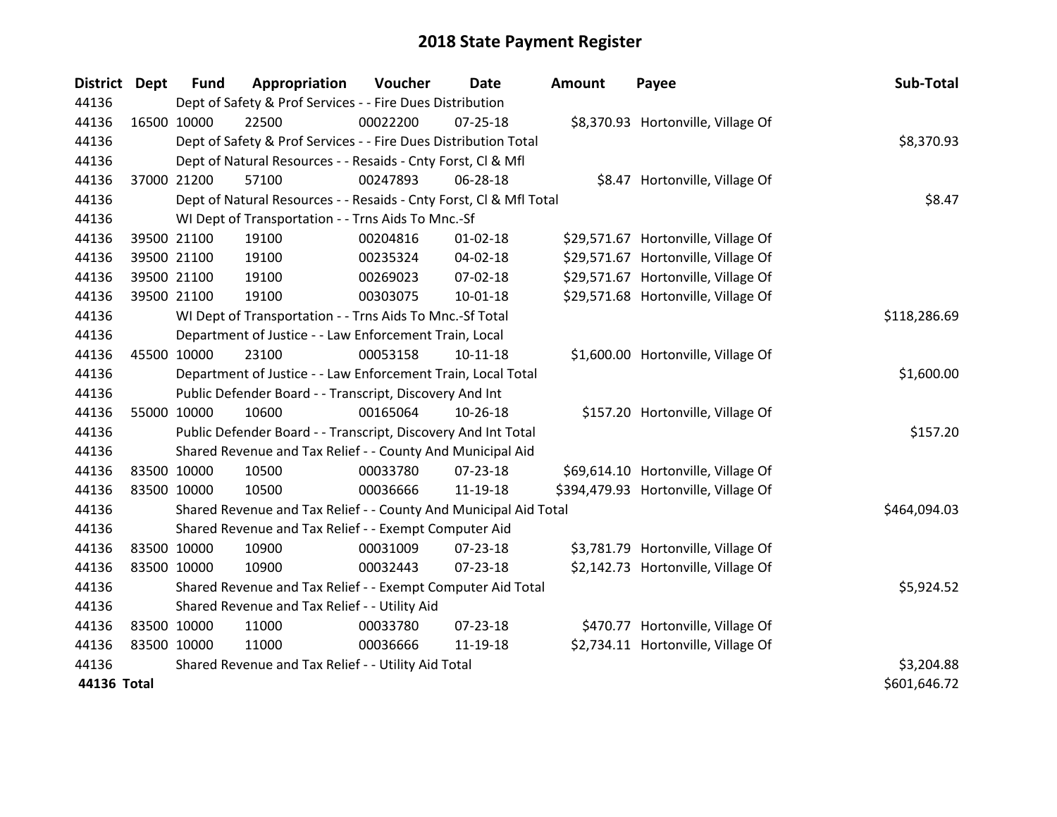# 2018 State Payment Register

| District | Dept | Fund | Appropriation | Voucher | Date | Amount | Payee | Sub-Total |
|---|---|---|---|---|---|---|---|---|
| 44136 | Dept of Safety & Prof Services - - Fire Dues Distribution | | | | | | | |
| 44136 | 16500 | 10000 | 22500 | 00022200 | 07-25-18 | $8,370.93 | Hortonville, Village Of | |
| 44136 | Dept of Safety & Prof Services - - Fire Dues Distribution Total | | | | | | | $8,370.93 |
| 44136 | Dept of Natural Resources - - Resaids - Cnty Forst, Cl & Mfl | | | | | | | |
| 44136 | 37000 | 21200 | 57100 | 00247893 | 06-28-18 | $8.47 | Hortonville, Village Of | |
| 44136 | Dept of Natural Resources - - Resaids - Cnty Forst, Cl & Mfl Total | | | | | | | $8.47 |
| 44136 | WI Dept of Transportation - - Trns Aids To Mnc.-Sf | | | | | | | |
| 44136 | 39500 | 21100 | 19100 | 00204816 | 01-02-18 | $29,571.67 | Hortonville, Village Of | |
| 44136 | 39500 | 21100 | 19100 | 00235324 | 04-02-18 | $29,571.67 | Hortonville, Village Of | |
| 44136 | 39500 | 21100 | 19100 | 00269023 | 07-02-18 | $29,571.67 | Hortonville, Village Of | |
| 44136 | 39500 | 21100 | 19100 | 00303075 | 10-01-18 | $29,571.68 | Hortonville, Village Of | |
| 44136 | WI Dept of Transportation - - Trns Aids To Mnc.-Sf Total | | | | | | | $118,286.69 |
| 44136 | Department of Justice - - Law Enforcement Train, Local | | | | | | | |
| 44136 | 45500 | 10000 | 23100 | 00053158 | 10-11-18 | $1,600.00 | Hortonville, Village Of | |
| 44136 | Department of Justice - - Law Enforcement Train, Local Total | | | | | | | $1,600.00 |
| 44136 | Public Defender Board - - Transcript, Discovery And Int | | | | | | | |
| 44136 | 55000 | 10000 | 10600 | 00165064 | 10-26-18 | $157.20 | Hortonville, Village Of | |
| 44136 | Public Defender Board - - Transcript, Discovery And Int Total | | | | | | | $157.20 |
| 44136 | Shared Revenue and Tax Relief - - County And Municipal Aid | | | | | | | |
| 44136 | 83500 | 10000 | 10500 | 00033780 | 07-23-18 | $69,614.10 | Hortonville, Village Of | |
| 44136 | 83500 | 10000 | 10500 | 00036666 | 11-19-18 | $394,479.93 | Hortonville, Village Of | |
| 44136 | Shared Revenue and Tax Relief - - County And Municipal Aid Total | | | | | | | $464,094.03 |
| 44136 | Shared Revenue and Tax Relief - - Exempt Computer Aid | | | | | | | |
| 44136 | 83500 | 10000 | 10900 | 00031009 | 07-23-18 | $3,781.79 | Hortonville, Village Of | |
| 44136 | 83500 | 10000 | 10900 | 00032443 | 07-23-18 | $2,142.73 | Hortonville, Village Of | |
| 44136 | Shared Revenue and Tax Relief - - Exempt Computer Aid Total | | | | | | | $5,924.52 |
| 44136 | Shared Revenue and Tax Relief - - Utility Aid | | | | | | | |
| 44136 | 83500 | 10000 | 11000 | 00033780 | 07-23-18 | $470.77 | Hortonville, Village Of | |
| 44136 | 83500 | 10000 | 11000 | 00036666 | 11-19-18 | $2,734.11 | Hortonville, Village Of | |
| 44136 | Shared Revenue and Tax Relief - - Utility Aid Total | | | | | | | $3,204.88 |
| **44136 Total** | | | | | | | | $601,646.72 |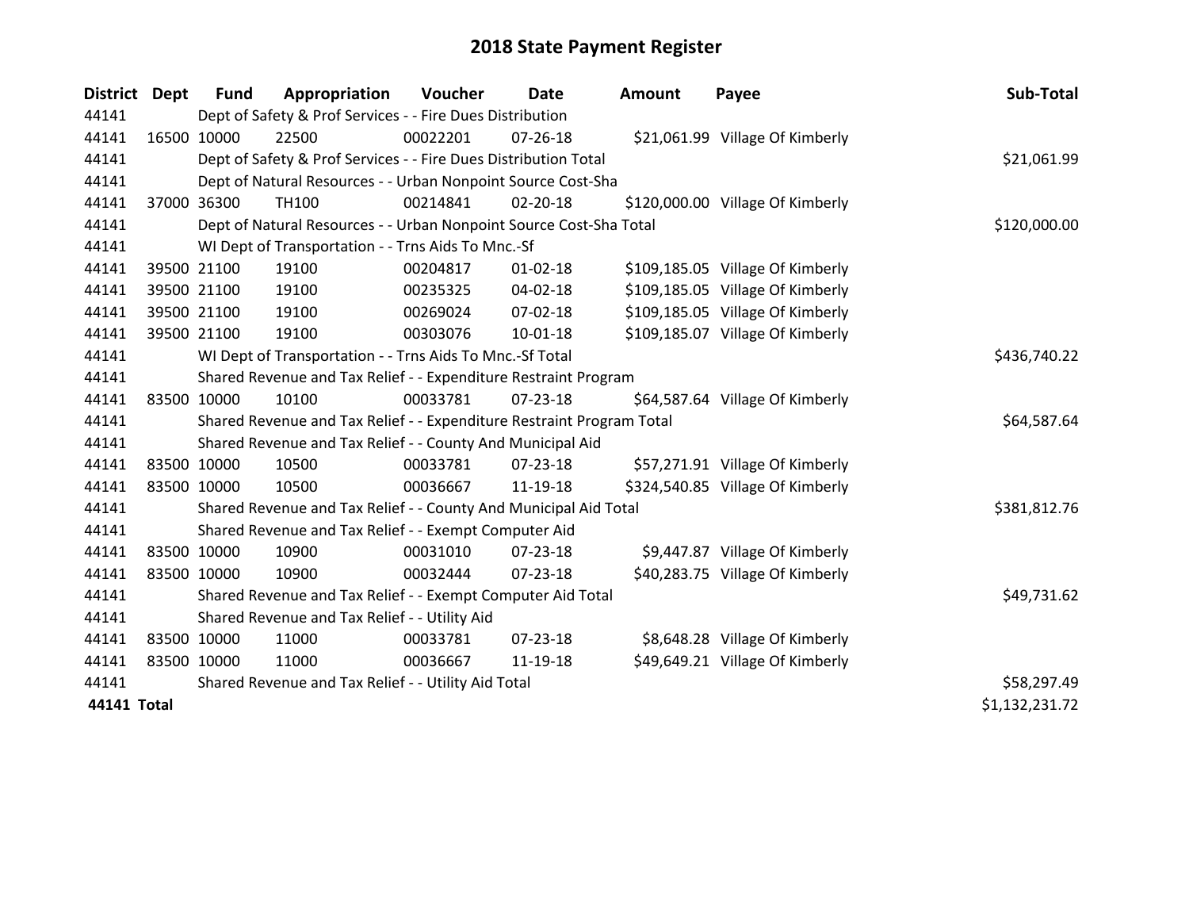# 2018 State Payment Register

| District | Dept | Fund | Appropriation | Voucher | Date | Amount | Payee | Sub-Total |
|---|---|---|---|---|---|---|---|---|
| 44141 | | Dept of Safety & Prof Services - - Fire Dues Distribution | | | | | | |
| 44141 | 16500 | 10000 | 22500 | 00022201 | 07-26-18 | $21,061.99 | Village Of Kimberly | |
| 44141 | | Dept of Safety & Prof Services - - Fire Dues Distribution Total | | | | | | $21,061.99 |
| 44141 | | Dept of Natural Resources - - Urban Nonpoint Source Cost-Sha | | | | | | |
| 44141 | 37000 | 36300 | TH100 | 00214841 | 02-20-18 | $120,000.00 | Village Of Kimberly | |
| 44141 | | Dept of Natural Resources - - Urban Nonpoint Source Cost-Sha Total | | | | | | $120,000.00 |
| 44141 | | WI Dept of Transportation - - Trns Aids To Mnc.-Sf | | | | | | |
| 44141 | 39500 | 21100 | 19100 | 00204817 | 01-02-18 | $109,185.05 | Village Of Kimberly | |
| 44141 | 39500 | 21100 | 19100 | 00235325 | 04-02-18 | $109,185.05 | Village Of Kimberly | |
| 44141 | 39500 | 21100 | 19100 | 00269024 | 07-02-18 | $109,185.05 | Village Of Kimberly | |
| 44141 | 39500 | 21100 | 19100 | 00303076 | 10-01-18 | $109,185.07 | Village Of Kimberly | |
| 44141 | | WI Dept of Transportation - - Trns Aids To Mnc.-Sf Total | | | | | | $436,740.22 |
| 44141 | | Shared Revenue and Tax Relief - - Expenditure Restraint Program | | | | | | |
| 44141 | 83500 | 10000 | 10100 | 00033781 | 07-23-18 | $64,587.64 | Village Of Kimberly | |
| 44141 | | Shared Revenue and Tax Relief - - Expenditure Restraint Program Total | | | | | | $64,587.64 |
| 44141 | | Shared Revenue and Tax Relief - - County And Municipal Aid | | | | | | |
| 44141 | 83500 | 10000 | 10500 | 00033781 | 07-23-18 | $57,271.91 | Village Of Kimberly | |
| 44141 | 83500 | 10000 | 10500 | 00036667 | 11-19-18 | $324,540.85 | Village Of Kimberly | |
| 44141 | | Shared Revenue and Tax Relief - - County And Municipal Aid Total | | | | | | $381,812.76 |
| 44141 | | Shared Revenue and Tax Relief - - Exempt Computer Aid | | | | | | |
| 44141 | 83500 | 10000 | 10900 | 00031010 | 07-23-18 | $9,447.87 | Village Of Kimberly | |
| 44141 | 83500 | 10000 | 10900 | 00032444 | 07-23-18 | $40,283.75 | Village Of Kimberly | |
| 44141 | | Shared Revenue and Tax Relief - - Exempt Computer Aid Total | | | | | | $49,731.62 |
| 44141 | | Shared Revenue and Tax Relief - - Utility Aid | | | | | | |
| 44141 | 83500 | 10000 | 11000 | 00033781 | 07-23-18 | $8,648.28 | Village Of Kimberly | |
| 44141 | 83500 | 10000 | 11000 | 00036667 | 11-19-18 | $49,649.21 | Village Of Kimberly | |
| 44141 | | Shared Revenue and Tax Relief - - Utility Aid Total | | | | | | $58,297.49 |
| **44141 Total** | | | | | | | | $1,132,231.72 |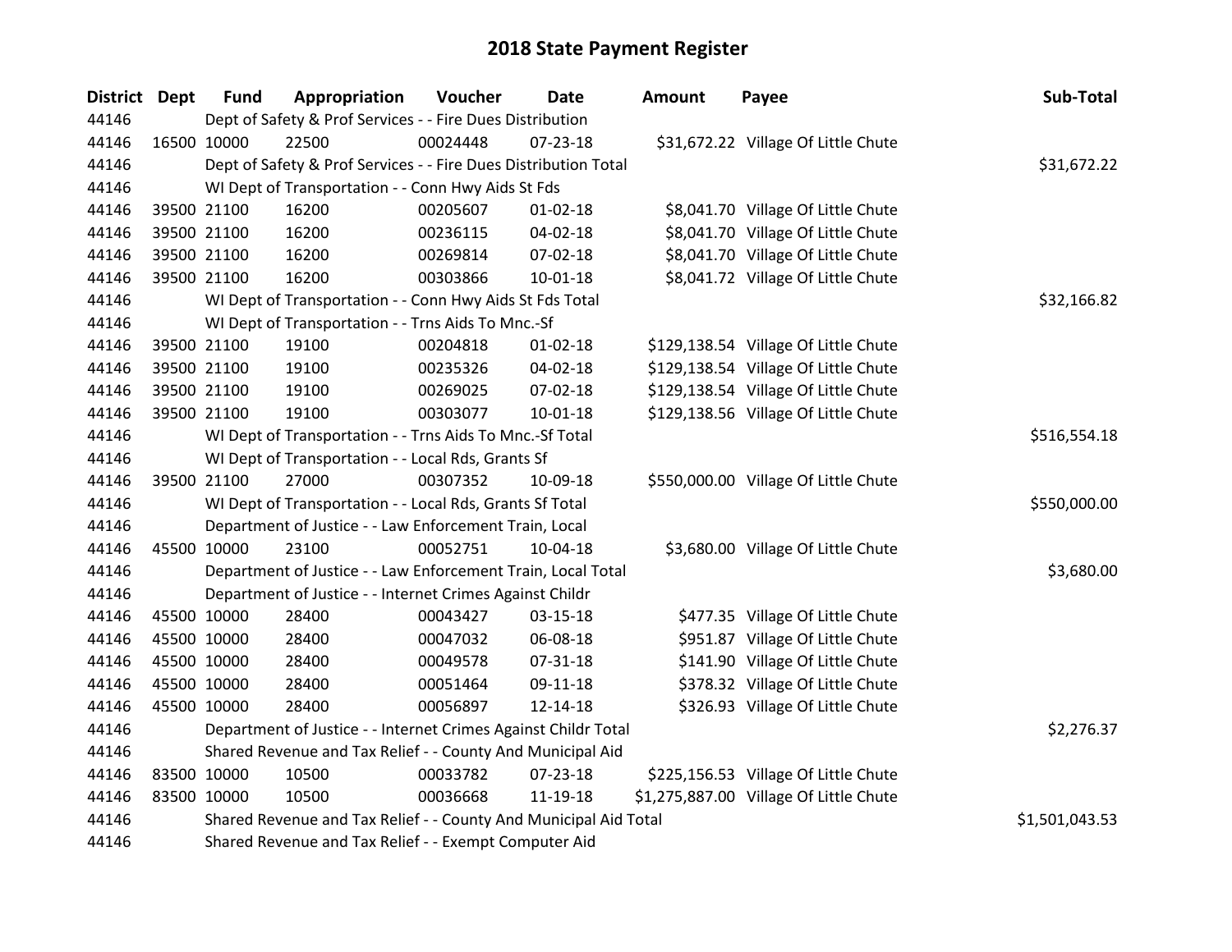# 2018 State Payment Register

| District | Dept | Fund | Appropriation | Voucher | Date | Amount | Payee | Sub-Total |
|---|---|---|---|---|---|---|---|---|
| 44146 | | Dept of Safety & Prof Services - - Fire Dues Distribution | | | | | | |
| 44146 | 16500 | 10000 | 22500 | 00024448 | 07-23-18 | $31,672.22 | Village Of Little Chute | |
| 44146 | | Dept of Safety & Prof Services - - Fire Dues Distribution Total | | | | | | $31,672.22 |
| 44146 | | WI Dept of Transportation - - Conn Hwy Aids St Fds | | | | | | |
| 44146 | 39500 | 21100 | 16200 | 00205607 | 01-02-18 | $8,041.70 | Village Of Little Chute | |
| 44146 | 39500 | 21100 | 16200 | 00236115 | 04-02-18 | $8,041.70 | Village Of Little Chute | |
| 44146 | 39500 | 21100 | 16200 | 00269814 | 07-02-18 | $8,041.70 | Village Of Little Chute | |
| 44146 | 39500 | 21100 | 16200 | 00303866 | 10-01-18 | $8,041.72 | Village Of Little Chute | |
| 44146 | | WI Dept of Transportation - - Conn Hwy Aids St Fds Total | | | | | | $32,166.82 |
| 44146 | | WI Dept of Transportation - - Trns Aids To Mnc.-Sf | | | | | | |
| 44146 | 39500 | 21100 | 19100 | 00204818 | 01-02-18 | $129,138.54 | Village Of Little Chute | |
| 44146 | 39500 | 21100 | 19100 | 00235326 | 04-02-18 | $129,138.54 | Village Of Little Chute | |
| 44146 | 39500 | 21100 | 19100 | 00269025 | 07-02-18 | $129,138.54 | Village Of Little Chute | |
| 44146 | 39500 | 21100 | 19100 | 00303077 | 10-01-18 | $129,138.56 | Village Of Little Chute | |
| 44146 | | WI Dept of Transportation - - Trns Aids To Mnc.-Sf Total | | | | | | $516,554.18 |
| 44146 | | WI Dept of Transportation - - Local Rds, Grants Sf | | | | | | |
| 44146 | 39500 | 21100 | 27000 | 00307352 | 10-09-18 | $550,000.00 | Village Of Little Chute | |
| 44146 | | WI Dept of Transportation - - Local Rds, Grants Sf Total | | | | | | $550,000.00 |
| 44146 | | Department of Justice - - Law Enforcement Train, Local | | | | | | |
| 44146 | 45500 | 10000 | 23100 | 00052751 | 10-04-18 | $3,680.00 | Village Of Little Chute | |
| 44146 | | Department of Justice - - Law Enforcement Train, Local Total | | | | | | $3,680.00 |
| 44146 | | Department of Justice - - Internet Crimes Against Childr | | | | | | |
| 44146 | 45500 | 10000 | 28400 | 00043427 | 03-15-18 | $477.35 | Village Of Little Chute | |
| 44146 | 45500 | 10000 | 28400 | 00047032 | 06-08-18 | $951.87 | Village Of Little Chute | |
| 44146 | 45500 | 10000 | 28400 | 00049578 | 07-31-18 | $141.90 | Village Of Little Chute | |
| 44146 | 45500 | 10000 | 28400 | 00051464 | 09-11-18 | $378.32 | Village Of Little Chute | |
| 44146 | 45500 | 10000 | 28400 | 00056897 | 12-14-18 | $326.93 | Village Of Little Chute | |
| 44146 | | Department of Justice - - Internet Crimes Against Childr Total | | | | | | $2,276.37 |
| 44146 | | Shared Revenue and Tax Relief - - County And Municipal Aid | | | | | | |
| 44146 | 83500 | 10000 | 10500 | 00033782 | 07-23-18 | $225,156.53 | Village Of Little Chute | |
| 44146 | 83500 | 10000 | 10500 | 00036668 | 11-19-18 | $1,275,887.00 | Village Of Little Chute | |
| 44146 | | Shared Revenue and Tax Relief - - County And Municipal Aid Total | | | | | | $1,501,043.53 |
| 44146 | | Shared Revenue and Tax Relief - - Exempt Computer Aid | | | | | | |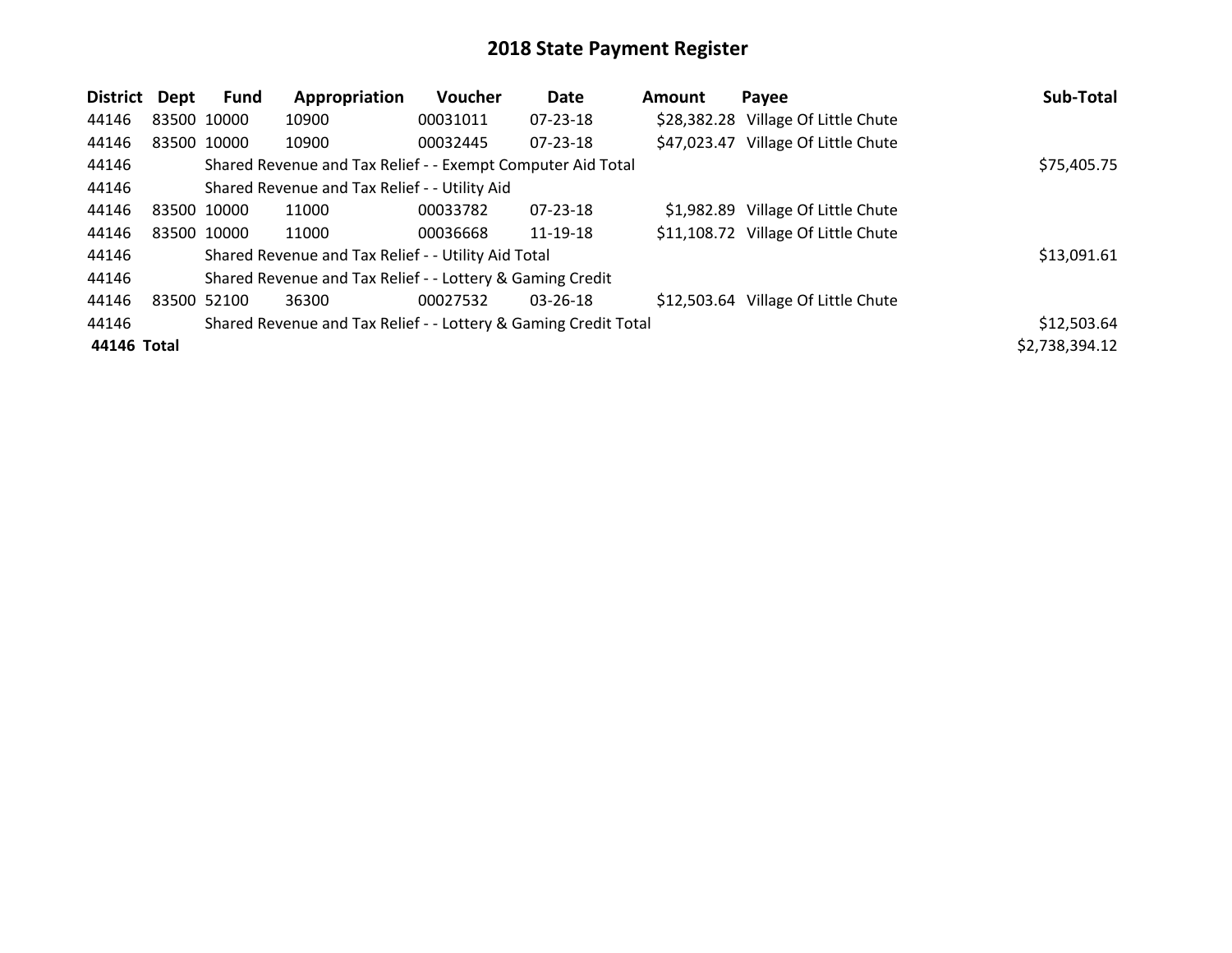# 2018 State Payment Register

| District | Dept | Fund | Appropriation | Voucher | Date | Amount | Payee | Sub-Total |
|---|---|---|---|---|---|---|---|---|
| 44146 | 83500 | 10000 | 10900 | 00031011 | 07-23-18 | $28,382.28 | Village Of Little Chute | |
| 44146 | 83500 | 10000 | 10900 | 00032445 | 07-23-18 | $47,023.47 | Village Of Little Chute | |
| 44146 | | Shared Revenue and Tax Relief - - Exempt Computer Aid Total | | | | | | $75,405.75 |
| 44146 | | Shared Revenue and Tax Relief - - Utility Aid | | | | | | |
| 44146 | 83500 | 10000 | 11000 | 00033782 | 07-23-18 | $1,982.89 | Village Of Little Chute | |
| 44146 | 83500 | 10000 | 11000 | 00036668 | 11-19-18 | $11,108.72 | Village Of Little Chute | |
| 44146 | | Shared Revenue and Tax Relief - - Utility Aid Total | | | | | | $13,091.61 |
| 44146 | | Shared Revenue and Tax Relief - - Lottery & Gaming Credit | | | | | | |
| 44146 | 83500 | 52100 | 36300 | 00027532 | 03-26-18 | $12,503.64 | Village Of Little Chute | |
| 44146 | | Shared Revenue and Tax Relief - - Lottery & Gaming Credit Total | | | | | | $12,503.64 |
| **44146 Total** | | | | | | | | $2,738,394.12 |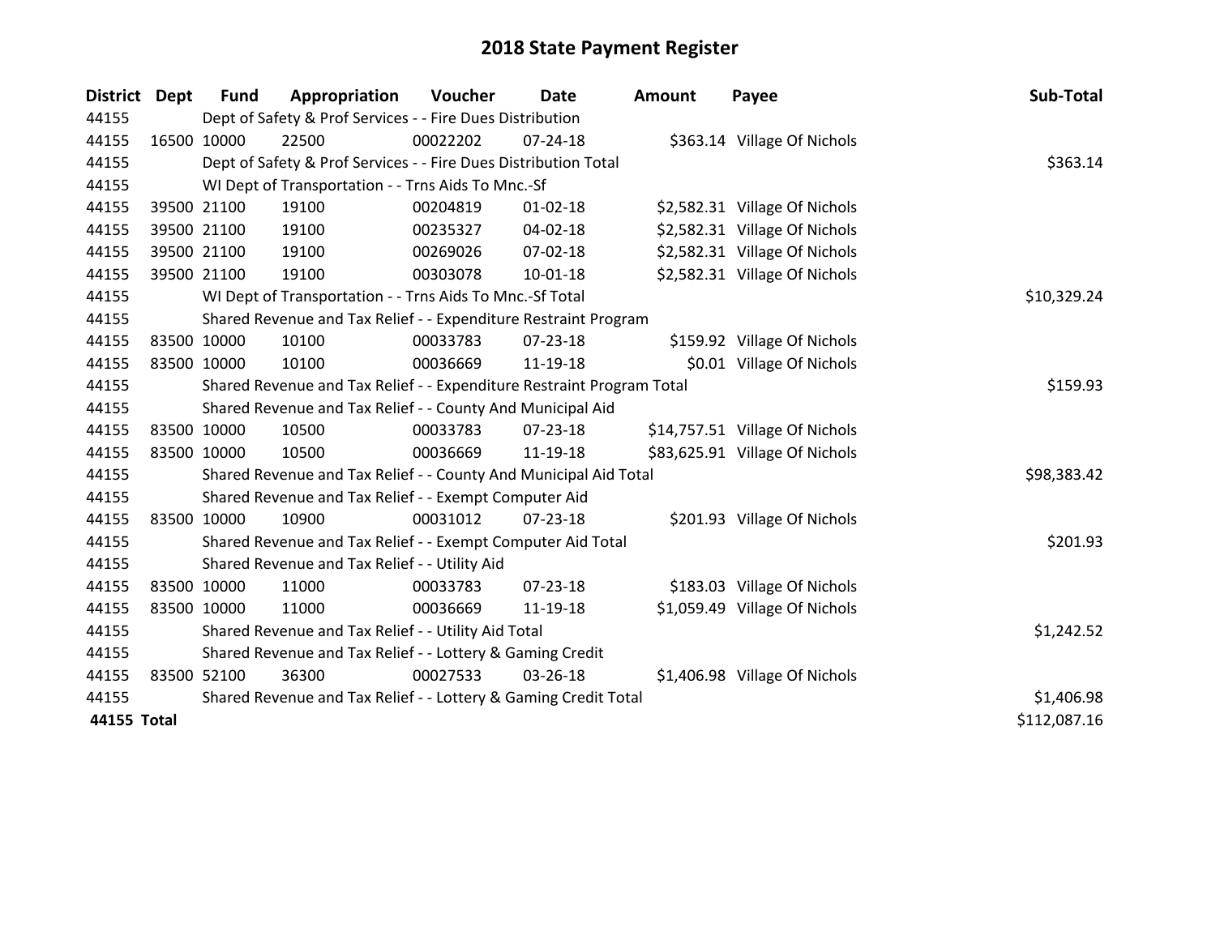# 2018 State Payment Register

| District | Dept | Fund | Appropriation | Voucher | Date | Amount | Payee | Sub-Total |
|---|---|---|---|---|---|---|---|---|
| 44155 | | Dept of Safety & Prof Services - - Fire Dues Distribution | | | | | | |
| 44155 | 16500 | 10000 | 22500 | 00022202 | 07-24-18 | $363.14 | Village Of Nichols | |
| 44155 | | Dept of Safety & Prof Services - - Fire Dues Distribution Total | | | | | | $363.14 |
| 44155 | | WI Dept of Transportation - - Trns Aids To Mnc.-Sf | | | | | | |
| 44155 | 39500 | 21100 | 19100 | 00204819 | 01-02-18 | $2,582.31 | Village Of Nichols | |
| 44155 | 39500 | 21100 | 19100 | 00235327 | 04-02-18 | $2,582.31 | Village Of Nichols | |
| 44155 | 39500 | 21100 | 19100 | 00269026 | 07-02-18 | $2,582.31 | Village Of Nichols | |
| 44155 | 39500 | 21100 | 19100 | 00303078 | 10-01-18 | $2,582.31 | Village Of Nichols | |
| 44155 | | WI Dept of Transportation - - Trns Aids To Mnc.-Sf Total | | | | | | $10,329.24 |
| 44155 | | Shared Revenue and Tax Relief - - Expenditure Restraint Program | | | | | | |
| 44155 | 83500 | 10000 | 10100 | 00033783 | 07-23-18 | $159.92 | Village Of Nichols | |
| 44155 | 83500 | 10000 | 10100 | 00036669 | 11-19-18 | $0.01 | Village Of Nichols | |
| 44155 | | Shared Revenue and Tax Relief - - Expenditure Restraint Program Total | | | | | | $159.93 |
| 44155 | | Shared Revenue and Tax Relief - - County And Municipal Aid | | | | | | |
| 44155 | 83500 | 10000 | 10500 | 00033783 | 07-23-18 | $14,757.51 | Village Of Nichols | |
| 44155 | 83500 | 10000 | 10500 | 00036669 | 11-19-18 | $83,625.91 | Village Of Nichols | |
| 44155 | | Shared Revenue and Tax Relief - - County And Municipal Aid Total | | | | | | $98,383.42 |
| 44155 | | Shared Revenue and Tax Relief - - Exempt Computer Aid | | | | | | |
| 44155 | 83500 | 10000 | 10900 | 00031012 | 07-23-18 | $201.93 | Village Of Nichols | |
| 44155 | | Shared Revenue and Tax Relief - - Exempt Computer Aid Total | | | | | | $201.93 |
| 44155 | | Shared Revenue and Tax Relief - - Utility Aid | | | | | | |
| 44155 | 83500 | 10000 | 11000 | 00033783 | 07-23-18 | $183.03 | Village Of Nichols | |
| 44155 | 83500 | 10000 | 11000 | 00036669 | 11-19-18 | $1,059.49 | Village Of Nichols | |
| 44155 | | Shared Revenue and Tax Relief - - Utility Aid Total | | | | | | $1,242.52 |
| 44155 | | Shared Revenue and Tax Relief - - Lottery & Gaming Credit | | | | | | |
| 44155 | 83500 | 52100 | 36300 | 00027533 | 03-26-18 | $1,406.98 | Village Of Nichols | |
| 44155 | | Shared Revenue and Tax Relief - - Lottery & Gaming Credit Total | | | | | | $1,406.98 |
| **44155 Total** | | | | | | | | $112,087.16 |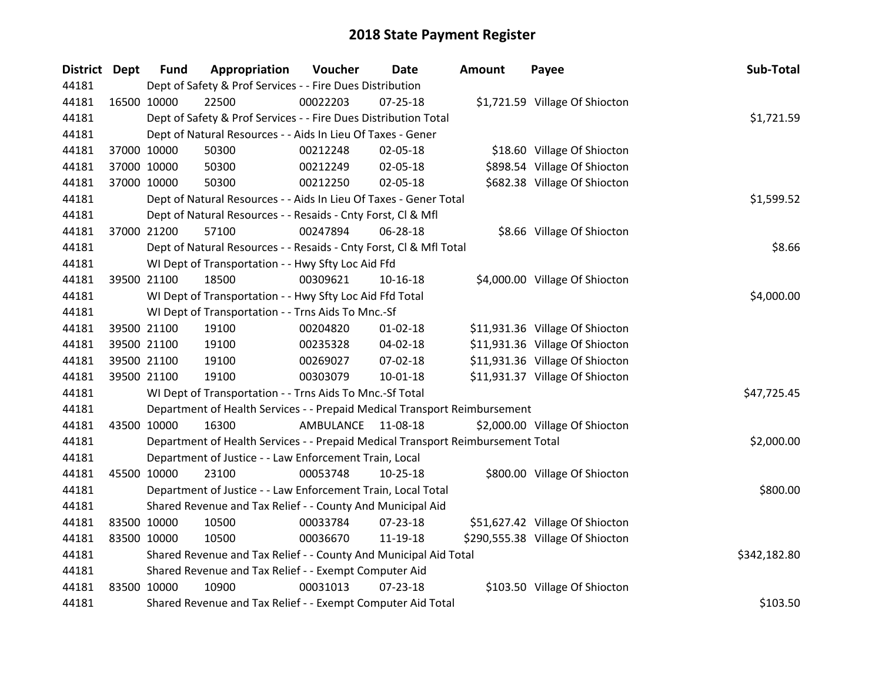# 2018 State Payment Register

| District | Dept | Fund | Appropriation | Voucher | Date | Amount | Payee | Sub-Total |
|---|---|---|---|---|---|---|---|---|
| 44181 | | Dept of Safety & Prof Services - - Fire Dues Distribution | | | | | | |
| 44181 | 16500 | 10000 | 22500 | 00022203 | 07-25-18 | $1,721.59 | Village Of Shiocton | |
| 44181 | | Dept of Safety & Prof Services - - Fire Dues Distribution Total | | | | | | $1,721.59 |
| 44181 | | Dept of Natural Resources - - Aids In Lieu Of Taxes - Gener | | | | | | |
| 44181 | 37000 | 10000 | 50300 | 00212248 | 02-05-18 | $18.60 | Village Of Shiocton | |
| 44181 | 37000 | 10000 | 50300 | 00212249 | 02-05-18 | $898.54 | Village Of Shiocton | |
| 44181 | 37000 | 10000 | 50300 | 00212250 | 02-05-18 | $682.38 | Village Of Shiocton | |
| 44181 | | Dept of Natural Resources - - Aids In Lieu Of Taxes - Gener Total | | | | | | $1,599.52 |
| 44181 | | Dept of Natural Resources - - Resaids - Cnty Forst, Cl & Mfl | | | | | | |
| 44181 | 37000 | 21200 | 57100 | 00247894 | 06-28-18 | $8.66 | Village Of Shiocton | |
| 44181 | | Dept of Natural Resources - - Resaids - Cnty Forst, Cl & Mfl Total | | | | | | $8.66 |
| 44181 | | WI Dept of Transportation - - Hwy Sfty Loc Aid Ffd | | | | | | |
| 44181 | 39500 | 21100 | 18500 | 00309621 | 10-16-18 | $4,000.00 | Village Of Shiocton | |
| 44181 | | WI Dept of Transportation - - Hwy Sfty Loc Aid Ffd Total | | | | | | $4,000.00 |
| 44181 | | WI Dept of Transportation - - Trns Aids To Mnc.-Sf | | | | | | |
| 44181 | 39500 | 21100 | 19100 | 00204820 | 01-02-18 | $11,931.36 | Village Of Shiocton | |
| 44181 | 39500 | 21100 | 19100 | 00235328 | 04-02-18 | $11,931.36 | Village Of Shiocton | |
| 44181 | 39500 | 21100 | 19100 | 00269027 | 07-02-18 | $11,931.36 | Village Of Shiocton | |
| 44181 | 39500 | 21100 | 19100 | 00303079 | 10-01-18 | $11,931.37 | Village Of Shiocton | |
| 44181 | | WI Dept of Transportation - - Trns Aids To Mnc.-Sf Total | | | | | | $47,725.45 |
| 44181 | | Department of Health Services - - Prepaid Medical Transport Reimbursement | | | | | | |
| 44181 | 43500 | 10000 | 16300 | AMBULANCE | 11-08-18 | $2,000.00 | Village Of Shiocton | |
| 44181 | | Department of Health Services - - Prepaid Medical Transport Reimbursement Total | | | | | | $2,000.00 |
| 44181 | | Department of Justice - - Law Enforcement Train, Local | | | | | | |
| 44181 | 45500 | 10000 | 23100 | 00053748 | 10-25-18 | $800.00 | Village Of Shiocton | |
| 44181 | | Department of Justice - - Law Enforcement Train, Local Total | | | | | | $800.00 |
| 44181 | | Shared Revenue and Tax Relief - - County And Municipal Aid | | | | | | |
| 44181 | 83500 | 10000 | 10500 | 00033784 | 07-23-18 | $51,627.42 | Village Of Shiocton | |
| 44181 | 83500 | 10000 | 10500 | 00036670 | 11-19-18 | $290,555.38 | Village Of Shiocton | |
| 44181 | | Shared Revenue and Tax Relief - - County And Municipal Aid Total | | | | | | $342,182.80 |
| 44181 | | Shared Revenue and Tax Relief - - Exempt Computer Aid | | | | | | |
| 44181 | 83500 | 10000 | 10900 | 00031013 | 07-23-18 | $103.50 | Village Of Shiocton | |
| 44181 | | Shared Revenue and Tax Relief - - Exempt Computer Aid Total | | | | | | $103.50 |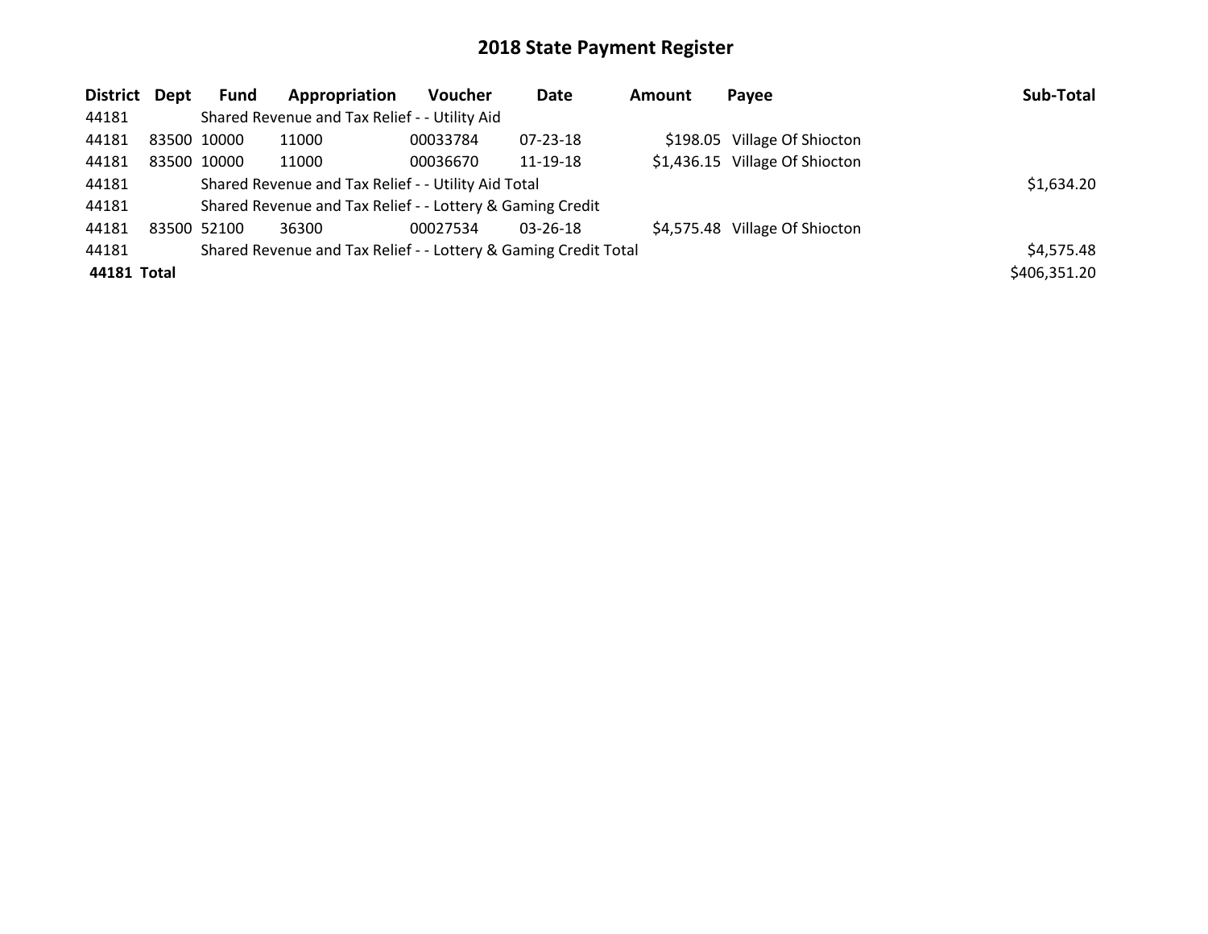# 2018 State Payment Register

| District | Dept | Fund | Appropriation | Voucher | Date | Amount | Payee | Sub-Total |
|---|---|---|---|---|---|---|---|---|
| 44181 | | Shared Revenue and Tax Relief - - Utility Aid | | | | | | |
| 44181 | 83500 | 10000 | 11000 | 00033784 | 07-23-18 | $198.05 | Village Of Shiocton | |
| 44181 | 83500 | 10000 | 11000 | 00036670 | 11-19-18 | $1,436.15 | Village Of Shiocton | |
| 44181 | | Shared Revenue and Tax Relief - - Utility Aid Total | | | | | | $1,634.20 |
| 44181 | | Shared Revenue and Tax Relief - - Lottery & Gaming Credit | | | | | | |
| 44181 | 83500 | 52100 | 36300 | 00027534 | 03-26-18 | $4,575.48 | Village Of Shiocton | |
| 44181 | | Shared Revenue and Tax Relief - - Lottery & Gaming Credit Total | | | | | | $4,575.48 |
| **44181 Total** | | | | | | | | $406,351.20 |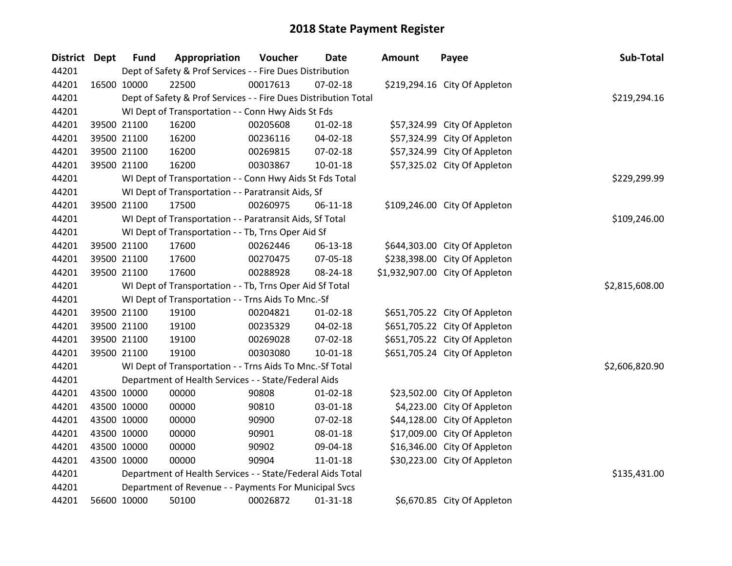# 2018 State Payment Register

| District | Dept | Fund | Appropriation | Voucher | Date | Amount | Payee | Sub-Total |
|---|---|---|---|---|---|---|---|---|
| 44201 | | Dept of Safety & Prof Services - - Fire Dues Distribution | | | | | | |
| 44201 | 16500 | 10000 | 22500 | 00017613 | 07-02-18 | $219,294.16 | City Of Appleton | |
| 44201 | | Dept of Safety & Prof Services - - Fire Dues Distribution Total | | | | | | $219,294.16 |
| 44201 | | WI Dept of Transportation - - Conn Hwy Aids St Fds | | | | | | |
| 44201 | 39500 | 21100 | 16200 | 00205608 | 01-02-18 | $57,324.99 | City Of Appleton | |
| 44201 | 39500 | 21100 | 16200 | 00236116 | 04-02-18 | $57,324.99 | City Of Appleton | |
| 44201 | 39500 | 21100 | 16200 | 00269815 | 07-02-18 | $57,324.99 | City Of Appleton | |
| 44201 | 39500 | 21100 | 16200 | 00303867 | 10-01-18 | $57,325.02 | City Of Appleton | |
| 44201 | | WI Dept of Transportation - - Conn Hwy Aids St Fds Total | | | | | | $229,299.99 |
| 44201 | | WI Dept of Transportation - - Paratransit Aids, Sf | | | | | | |
| 44201 | 39500 | 21100 | 17500 | 00260975 | 06-11-18 | $109,246.00 | City Of Appleton | |
| 44201 | | WI Dept of Transportation - - Paratransit Aids, Sf Total | | | | | | $109,246.00 |
| 44201 | | WI Dept of Transportation - - Tb, Trns Oper Aid Sf | | | | | | |
| 44201 | 39500 | 21100 | 17600 | 00262446 | 06-13-18 | $644,303.00 | City Of Appleton | |
| 44201 | 39500 | 21100 | 17600 | 00270475 | 07-05-18 | $238,398.00 | City Of Appleton | |
| 44201 | 39500 | 21100 | 17600 | 00288928 | 08-24-18 | $1,932,907.00 | City Of Appleton | |
| 44201 | | WI Dept of Transportation - - Tb, Trns Oper Aid Sf Total | | | | | | $2,815,608.00 |
| 44201 | | WI Dept of Transportation - - Trns Aids To Mnc.-Sf | | | | | | |
| 44201 | 39500 | 21100 | 19100 | 00204821 | 01-02-18 | $651,705.22 | City Of Appleton | |
| 44201 | 39500 | 21100 | 19100 | 00235329 | 04-02-18 | $651,705.22 | City Of Appleton | |
| 44201 | 39500 | 21100 | 19100 | 00269028 | 07-02-18 | $651,705.22 | City Of Appleton | |
| 44201 | 39500 | 21100 | 19100 | 00303080 | 10-01-18 | $651,705.24 | City Of Appleton | |
| 44201 | | WI Dept of Transportation - - Trns Aids To Mnc.-Sf Total | | | | | | $2,606,820.90 |
| 44201 | | Department of Health Services - - State/Federal Aids | | | | | | |
| 44201 | 43500 | 10000 | 00000 | 90808 | 01-02-18 | $23,502.00 | City Of Appleton | |
| 44201 | 43500 | 10000 | 00000 | 90810 | 03-01-18 | $4,223.00 | City Of Appleton | |
| 44201 | 43500 | 10000 | 00000 | 90900 | 07-02-18 | $44,128.00 | City Of Appleton | |
| 44201 | 43500 | 10000 | 00000 | 90901 | 08-01-18 | $17,009.00 | City Of Appleton | |
| 44201 | 43500 | 10000 | 00000 | 90902 | 09-04-18 | $16,346.00 | City Of Appleton | |
| 44201 | 43500 | 10000 | 00000 | 90904 | 11-01-18 | $30,223.00 | City Of Appleton | |
| 44201 | | Department of Health Services - - State/Federal Aids Total | | | | | | $135,431.00 |
| 44201 | | Department of Revenue - - Payments For Municipal Svcs | | | | | | |
| 44201 | 56600 | 10000 | 50100 | 00026872 | 01-31-18 | $6,670.85 | City Of Appleton | |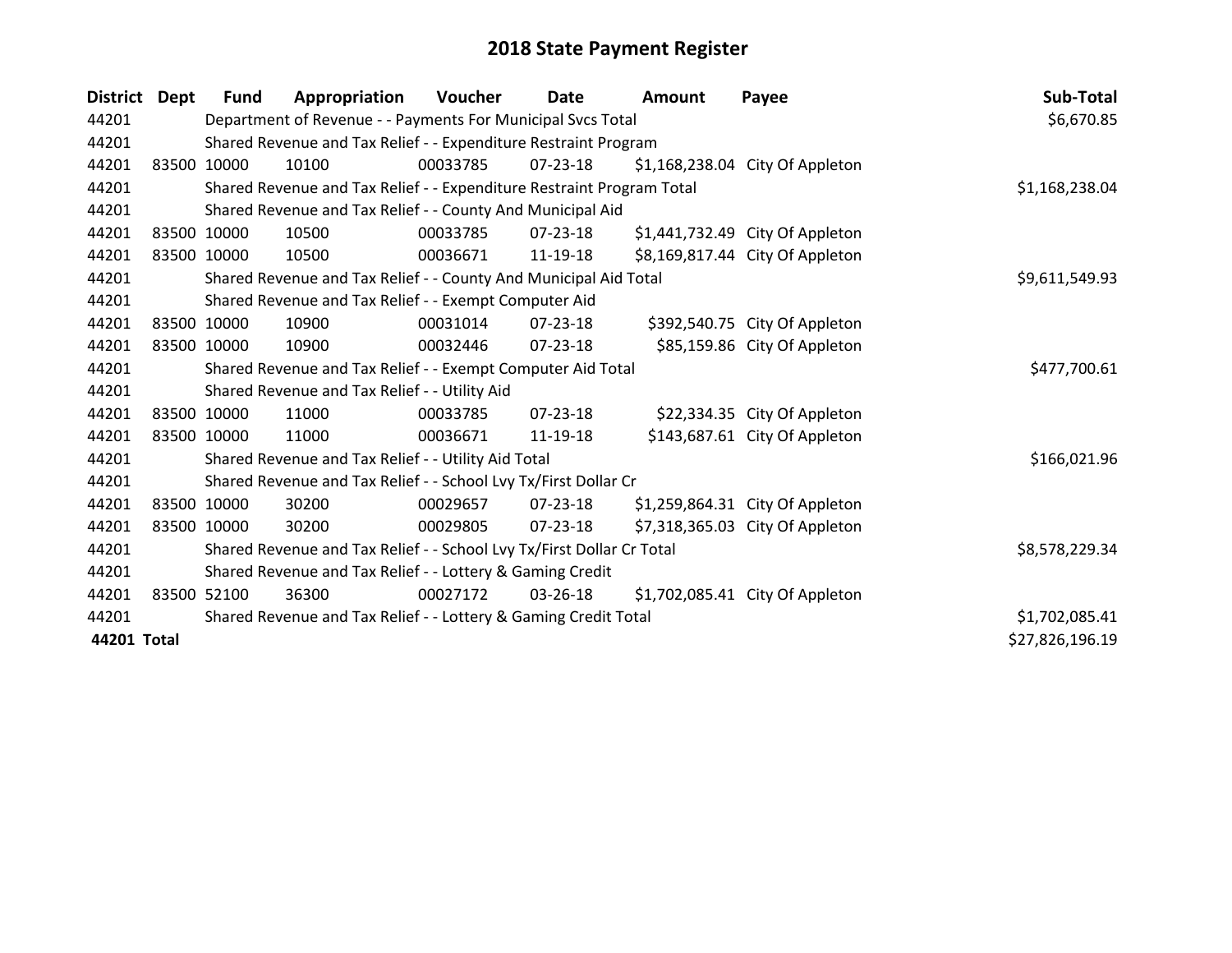# 2018 State Payment Register

| District | Dept | Fund | Appropriation | Voucher | Date | Amount | Payee | Sub-Total |
|---|---|---|---|---|---|---|---|---|
| 44201 | | Department of Revenue - - Payments For Municipal Svcs Total | | | | | | $6,670.85 |
| 44201 | | Shared Revenue and Tax Relief - - Expenditure Restraint Program | | | | | | |
| 44201 | 83500 | 10000 | 10100 | 00033785 | 07-23-18 | $1,168,238.04 | City Of Appleton | |
| 44201 | | Shared Revenue and Tax Relief - - Expenditure Restraint Program Total | | | | | | $1,168,238.04 |
| 44201 | | Shared Revenue and Tax Relief - - County And Municipal Aid | | | | | | |
| 44201 | 83500 | 10000 | 10500 | 00033785 | 07-23-18 | $1,441,732.49 | City Of Appleton | |
| 44201 | 83500 | 10000 | 10500 | 00036671 | 11-19-18 | $8,169,817.44 | City Of Appleton | |
| 44201 | | Shared Revenue and Tax Relief - - County And Municipal Aid Total | | | | | | $9,611,549.93 |
| 44201 | | Shared Revenue and Tax Relief - - Exempt Computer Aid | | | | | | |
| 44201 | 83500 | 10000 | 10900 | 00031014 | 07-23-18 | $392,540.75 | City Of Appleton | |
| 44201 | 83500 | 10000 | 10900 | 00032446 | 07-23-18 | $85,159.86 | City Of Appleton | |
| 44201 | | Shared Revenue and Tax Relief - - Exempt Computer Aid Total | | | | | | $477,700.61 |
| 44201 | | Shared Revenue and Tax Relief - - Utility Aid | | | | | | |
| 44201 | 83500 | 10000 | 11000 | 00033785 | 07-23-18 | $22,334.35 | City Of Appleton | |
| 44201 | 83500 | 10000 | 11000 | 00036671 | 11-19-18 | $143,687.61 | City Of Appleton | |
| 44201 | | Shared Revenue and Tax Relief - - Utility Aid Total | | | | | | $166,021.96 |
| 44201 | | Shared Revenue and Tax Relief - - School Lvy Tx/First Dollar Cr | | | | | | |
| 44201 | 83500 | 10000 | 30200 | 00029657 | 07-23-18 | $1,259,864.31 | City Of Appleton | |
| 44201 | 83500 | 10000 | 30200 | 00029805 | 07-23-18 | $7,318,365.03 | City Of Appleton | |
| 44201 | | Shared Revenue and Tax Relief - - School Lvy Tx/First Dollar Cr Total | | | | | | $8,578,229.34 |
| 44201 | | Shared Revenue and Tax Relief - - Lottery & Gaming Credit | | | | | | |
| 44201 | 83500 | 52100 | 36300 | 00027172 | 03-26-18 | $1,702,085.41 | City Of Appleton | |
| 44201 | | Shared Revenue and Tax Relief - - Lottery & Gaming Credit Total | | | | | | $1,702,085.41 |
| **44201 Total** | | | | | | | | $27,826,196.19 |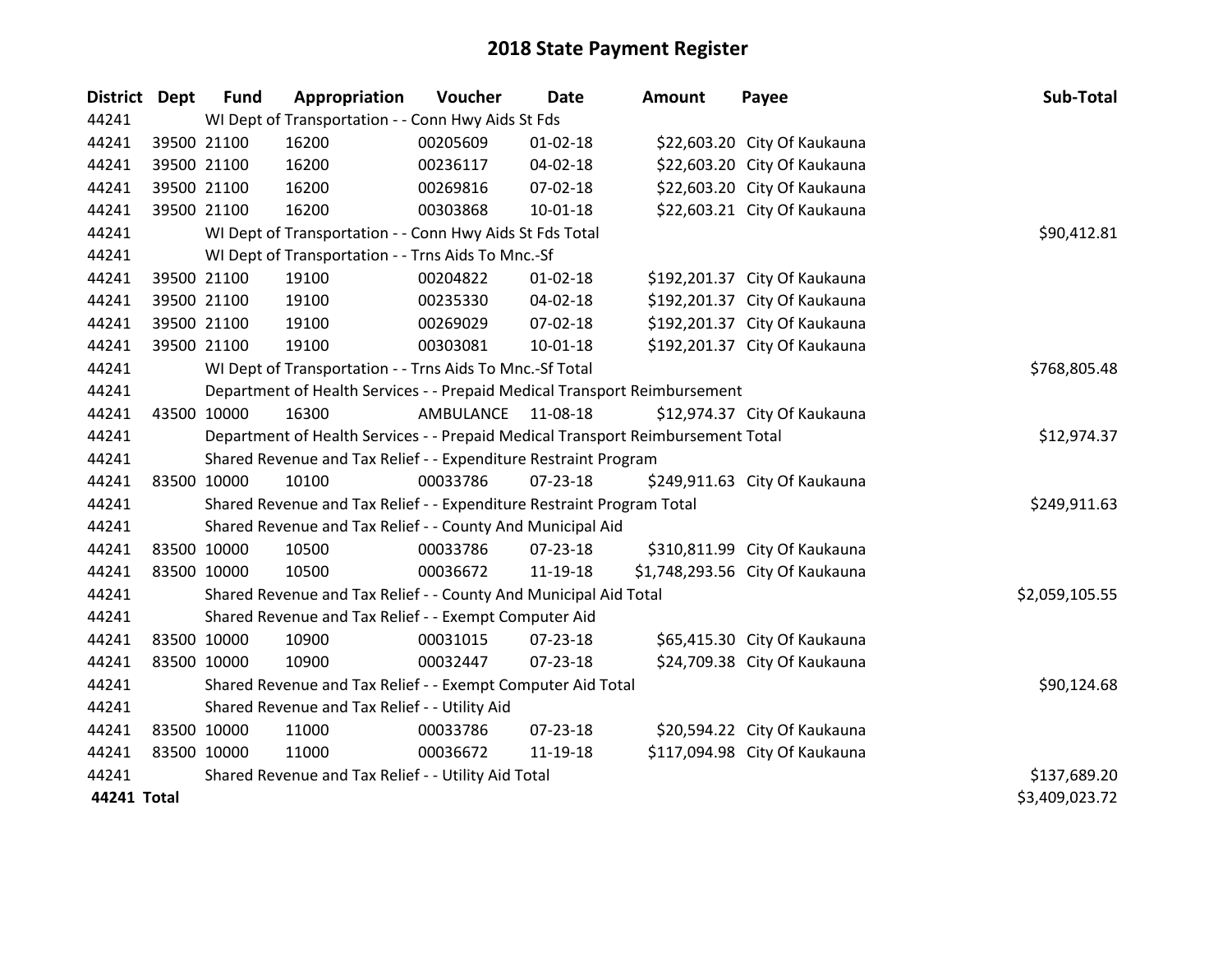# 2018 State Payment Register

| District | Dept | Fund | Appropriation | Voucher | Date | Amount | Payee | Sub-Total |
|---|---|---|---|---|---|---|---|---|
| 44241 | | WI Dept of Transportation - - Conn Hwy Aids St Fds | | | | | | |
| 44241 | 39500 | 21100 | 16200 | 00205609 | 01-02-18 | $22,603.20 | City Of Kaukauna | |
| 44241 | 39500 | 21100 | 16200 | 00236117 | 04-02-18 | $22,603.20 | City Of Kaukauna | |
| 44241 | 39500 | 21100 | 16200 | 00269816 | 07-02-18 | $22,603.20 | City Of Kaukauna | |
| 44241 | 39500 | 21100 | 16200 | 00303868 | 10-01-18 | $22,603.21 | City Of Kaukauna | |
| 44241 | | WI Dept of Transportation - - Conn Hwy Aids St Fds Total | | | | | | $90,412.81 |
| 44241 | | WI Dept of Transportation - - Trns Aids To Mnc.-Sf | | | | | | |
| 44241 | 39500 | 21100 | 19100 | 00204822 | 01-02-18 | $192,201.37 | City Of Kaukauna | |
| 44241 | 39500 | 21100 | 19100 | 00235330 | 04-02-18 | $192,201.37 | City Of Kaukauna | |
| 44241 | 39500 | 21100 | 19100 | 00269029 | 07-02-18 | $192,201.37 | City Of Kaukauna | |
| 44241 | 39500 | 21100 | 19100 | 00303081 | 10-01-18 | $192,201.37 | City Of Kaukauna | |
| 44241 | | WI Dept of Transportation - - Trns Aids To Mnc.-Sf Total | | | | | | $768,805.48 |
| 44241 | | Department of Health Services - - Prepaid Medical Transport Reimbursement | | | | | | |
| 44241 | 43500 | 10000 | 16300 | AMBULANCE | 11-08-18 | $12,974.37 | City Of Kaukauna | |
| 44241 | | Department of Health Services - - Prepaid Medical Transport Reimbursement Total | | | | | | $12,974.37 |
| 44241 | | Shared Revenue and Tax Relief - - Expenditure Restraint Program | | | | | | |
| 44241 | 83500 | 10000 | 10100 | 00033786 | 07-23-18 | $249,911.63 | City Of Kaukauna | |
| 44241 | | Shared Revenue and Tax Relief - - Expenditure Restraint Program Total | | | | | | $249,911.63 |
| 44241 | | Shared Revenue and Tax Relief - - County And Municipal Aid | | | | | | |
| 44241 | 83500 | 10000 | 10500 | 00033786 | 07-23-18 | $310,811.99 | City Of Kaukauna | |
| 44241 | 83500 | 10000 | 10500 | 00036672 | 11-19-18 | $1,748,293.56 | City Of Kaukauna | |
| 44241 | | Shared Revenue and Tax Relief - - County And Municipal Aid Total | | | | | | $2,059,105.55 |
| 44241 | | Shared Revenue and Tax Relief - - Exempt Computer Aid | | | | | | |
| 44241 | 83500 | 10000 | 10900 | 00031015 | 07-23-18 | $65,415.30 | City Of Kaukauna | |
| 44241 | 83500 | 10000 | 10900 | 00032447 | 07-23-18 | $24,709.38 | City Of Kaukauna | |
| 44241 | | Shared Revenue and Tax Relief - - Exempt Computer Aid Total | | | | | | $90,124.68 |
| 44241 | | Shared Revenue and Tax Relief - - Utility Aid | | | | | | |
| 44241 | 83500 | 10000 | 11000 | 00033786 | 07-23-18 | $20,594.22 | City Of Kaukauna | |
| 44241 | 83500 | 10000 | 11000 | 00036672 | 11-19-18 | $117,094.98 | City Of Kaukauna | |
| 44241 | | Shared Revenue and Tax Relief - - Utility Aid Total | | | | | | $137,689.20 |
| **44241 Total** | | | | | | | | $3,409,023.72 |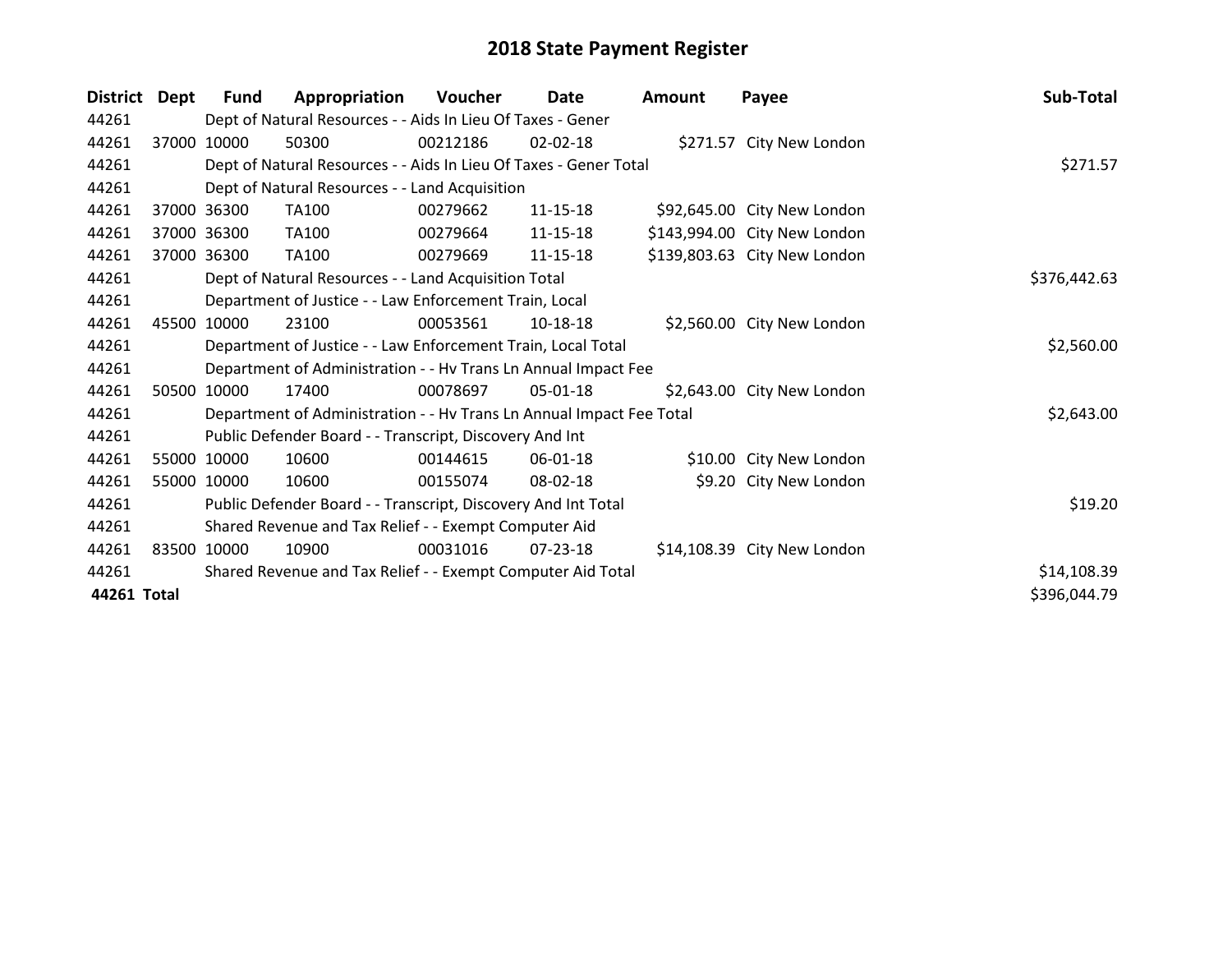# 2018 State Payment Register

| District | Dept | Fund | Appropriation | Voucher | Date | Amount | Payee | Sub-Total |
|---|---|---|---|---|---|---|---|---|
| 44261 | | Dept of Natural Resources - - Aids In Lieu Of Taxes - Gener | | | | | | |
| 44261 | 37000 | 10000 | 50300 | 00212186 | 02-02-18 | $271.57 | City New London | |
| 44261 | | Dept of Natural Resources - - Aids In Lieu Of Taxes - Gener Total | | | | | | $271.57 |
| 44261 | | Dept of Natural Resources - - Land Acquisition | | | | | | |
| 44261 | 37000 | 36300 | TA100 | 00279662 | 11-15-18 | $92,645.00 | City New London | |
| 44261 | 37000 | 36300 | TA100 | 00279664 | 11-15-18 | $143,994.00 | City New London | |
| 44261 | 37000 | 36300 | TA100 | 00279669 | 11-15-18 | $139,803.63 | City New London | |
| 44261 | | Dept of Natural Resources - - Land Acquisition Total | | | | | | $376,442.63 |
| 44261 | | Department of Justice - - Law Enforcement Train, Local | | | | | | |
| 44261 | 45500 | 10000 | 23100 | 00053561 | 10-18-18 | $2,560.00 | City New London | |
| 44261 | | Department of Justice - - Law Enforcement Train, Local Total | | | | | | $2,560.00 |
| 44261 | | Department of Administration - - Hv Trans Ln Annual Impact Fee | | | | | | |
| 44261 | 50500 | 10000 | 17400 | 00078697 | 05-01-18 | $2,643.00 | City New London | |
| 44261 | | Department of Administration - - Hv Trans Ln Annual Impact Fee Total | | | | | | $2,643.00 |
| 44261 | | Public Defender Board - - Transcript, Discovery And Int | | | | | | |
| 44261 | 55000 | 10000 | 10600 | 00144615 | 06-01-18 | $10.00 | City New London | |
| 44261 | 55000 | 10000 | 10600 | 00155074 | 08-02-18 | $9.20 | City New London | |
| 44261 | | Public Defender Board - - Transcript, Discovery And Int Total | | | | | | $19.20 |
| 44261 | | Shared Revenue and Tax Relief - - Exempt Computer Aid | | | | | | |
| 44261 | 83500 | 10000 | 10900 | 00031016 | 07-23-18 | $14,108.39 | City New London | |
| 44261 | | Shared Revenue and Tax Relief - - Exempt Computer Aid Total | | | | | | $14,108.39 |
| **44261 Total** | | | | | | | | $396,044.79 |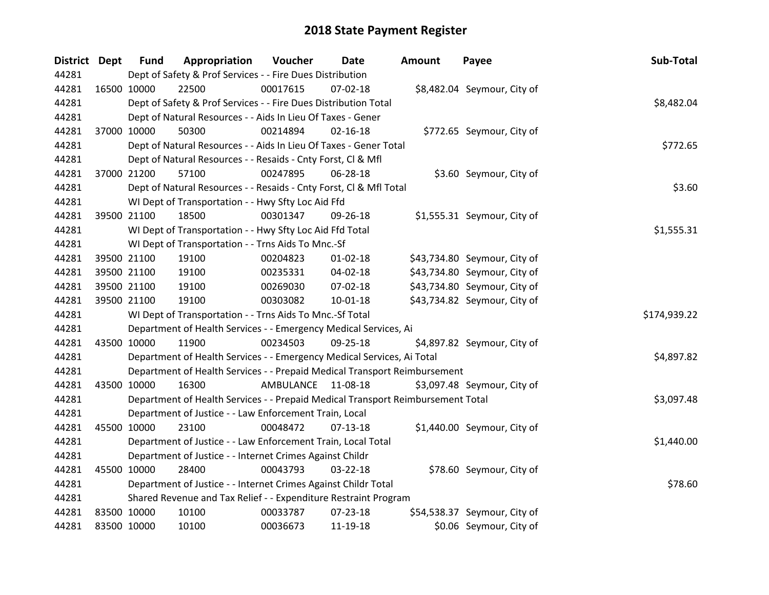# 2018 State Payment Register

| District | Dept | Fund | Appropriation | Voucher | Date | Amount | Payee | Sub-Total |
|---|---|---|---|---|---|---|---|---|
| 44281 | | Dept of Safety & Prof Services - - Fire Dues Distribution | | | | | | |
| 44281 | 16500 | 10000 | 22500 | 00017615 | 07-02-18 | $8,482.04 | Seymour, City of | |
| 44281 | | Dept of Safety & Prof Services - - Fire Dues Distribution Total | | | | | | $8,482.04 |
| 44281 | | Dept of Natural Resources - - Aids In Lieu Of Taxes - Gener | | | | | | |
| 44281 | 37000 | 10000 | 50300 | 00214894 | 02-16-18 | $772.65 | Seymour, City of | |
| 44281 | | Dept of Natural Resources - - Aids In Lieu Of Taxes - Gener Total | | | | | | $772.65 |
| 44281 | | Dept of Natural Resources - - Resaids - Cnty Forst, Cl & Mfl | | | | | | |
| 44281 | 37000 | 21200 | 57100 | 00247895 | 06-28-18 | $3.60 | Seymour, City of | |
| 44281 | | Dept of Natural Resources - - Resaids - Cnty Forst, Cl & Mfl Total | | | | | | $3.60 |
| 44281 | | WI Dept of Transportation - - Hwy Sfty Loc Aid Ffd | | | | | | |
| 44281 | 39500 | 21100 | 18500 | 00301347 | 09-26-18 | $1,555.31 | Seymour, City of | |
| 44281 | | WI Dept of Transportation - - Hwy Sfty Loc Aid Ffd Total | | | | | | $1,555.31 |
| 44281 | | WI Dept of Transportation - - Trns Aids To Mnc.-Sf | | | | | | |
| 44281 | 39500 | 21100 | 19100 | 00204823 | 01-02-18 | $43,734.80 | Seymour, City of | |
| 44281 | 39500 | 21100 | 19100 | 00235331 | 04-02-18 | $43,734.80 | Seymour, City of | |
| 44281 | 39500 | 21100 | 19100 | 00269030 | 07-02-18 | $43,734.80 | Seymour, City of | |
| 44281 | 39500 | 21100 | 19100 | 00303082 | 10-01-18 | $43,734.82 | Seymour, City of | |
| 44281 | | WI Dept of Transportation - - Trns Aids To Mnc.-Sf Total | | | | | | $174,939.22 |
| 44281 | | Department of Health Services - - Emergency Medical Services, Ai | | | | | | |
| 44281 | 43500 | 10000 | 11900 | 00234503 | 09-25-18 | $4,897.82 | Seymour, City of | |
| 44281 | | Department of Health Services - - Emergency Medical Services, Ai Total | | | | | | $4,897.82 |
| 44281 | | Department of Health Services - - Prepaid Medical Transport Reimbursement | | | | | | |
| 44281 | 43500 | 10000 | 16300 | AMBULANCE | 11-08-18 | $3,097.48 | Seymour, City of | |
| 44281 | | Department of Health Services - - Prepaid Medical Transport Reimbursement Total | | | | | | $3,097.48 |
| 44281 | | Department of Justice - - Law Enforcement Train, Local | | | | | | |
| 44281 | 45500 | 10000 | 23100 | 00048472 | 07-13-18 | $1,440.00 | Seymour, City of | |
| 44281 | | Department of Justice - - Law Enforcement Train, Local Total | | | | | | $1,440.00 |
| 44281 | | Department of Justice - - Internet Crimes Against Childr | | | | | | |
| 44281 | 45500 | 10000 | 28400 | 00043793 | 03-22-18 | $78.60 | Seymour, City of | |
| 44281 | | Department of Justice - - Internet Crimes Against Childr Total | | | | | | $78.60 |
| 44281 | | Shared Revenue and Tax Relief - - Expenditure Restraint Program | | | | | | |
| 44281 | 83500 | 10000 | 10100 | 00033787 | 07-23-18 | $54,538.37 | Seymour, City of | |
| 44281 | 83500 | 10000 | 10100 | 00036673 | 11-19-18 | $0.06 | Seymour, City of | |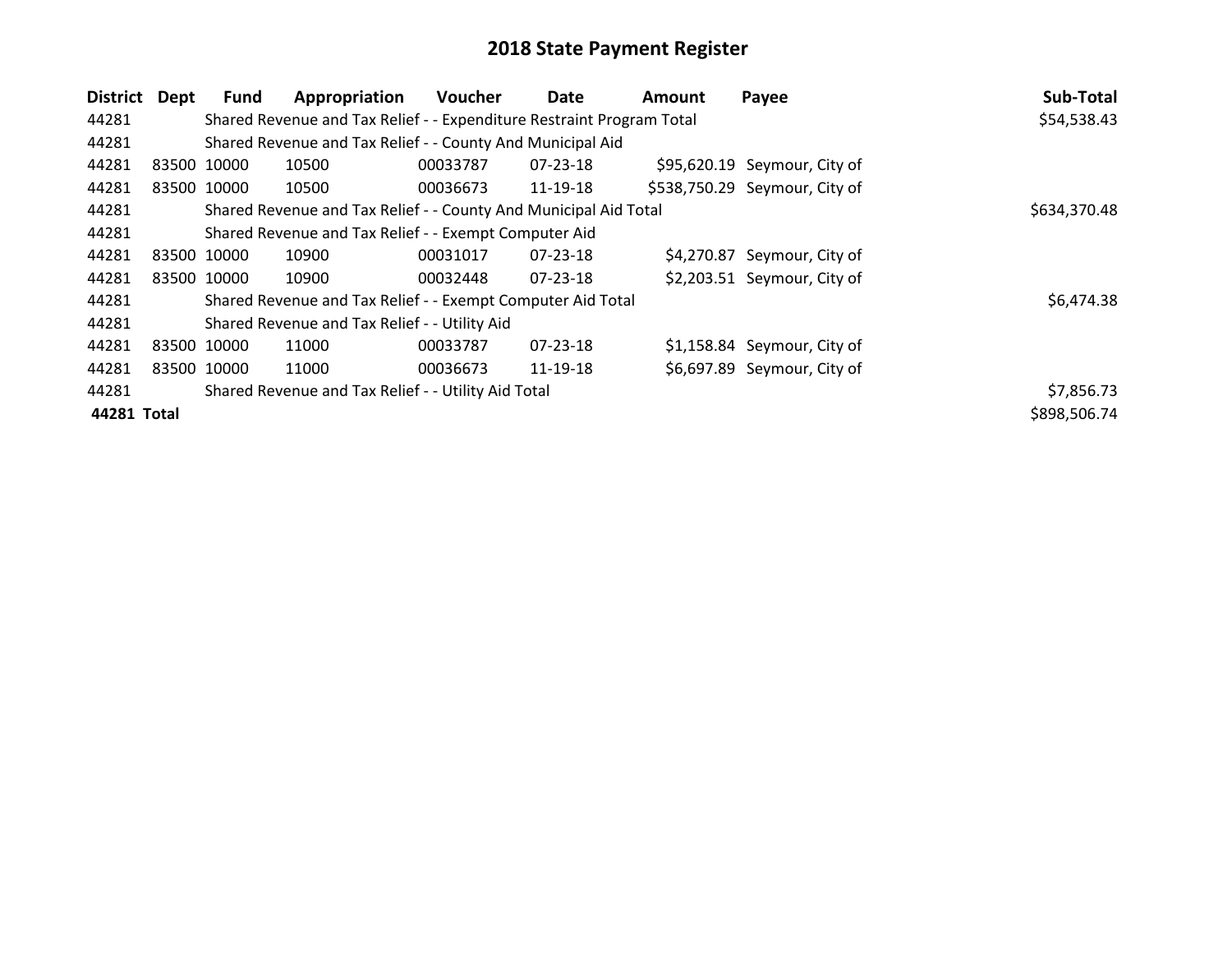# 2018 State Payment Register

| District | Dept | Fund | Appropriation | Voucher | Date | Amount | Payee | Sub-Total |
|---|---|---|---|---|---|---|---|---|
| 44281 | | Shared Revenue and Tax Relief - - Expenditure Restraint Program Total | | | | | | $54,538.43 |
| 44281 | | Shared Revenue and Tax Relief - - County And Municipal Aid | | | | | | |
| 44281 | 83500 | 10000 | 10500 | 00033787 | 07-23-18 | $95,620.19 | Seymour, City of | |
| 44281 | 83500 | 10000 | 10500 | 00036673 | 11-19-18 | $538,750.29 | Seymour, City of | |
| 44281 | | Shared Revenue and Tax Relief - - County And Municipal Aid Total | | | | | | $634,370.48 |
| 44281 | | Shared Revenue and Tax Relief - - Exempt Computer Aid | | | | | | |
| 44281 | 83500 | 10000 | 10900 | 00031017 | 07-23-18 | $4,270.87 | Seymour, City of | |
| 44281 | 83500 | 10000 | 10900 | 00032448 | 07-23-18 | $2,203.51 | Seymour, City of | |
| 44281 | | Shared Revenue and Tax Relief - - Exempt Computer Aid Total | | | | | | $6,474.38 |
| 44281 | | Shared Revenue and Tax Relief - - Utility Aid | | | | | | |
| 44281 | 83500 | 10000 | 11000 | 00033787 | 07-23-18 | $1,158.84 | Seymour, City of | |
| 44281 | 83500 | 10000 | 11000 | 00036673 | 11-19-18 | $6,697.89 | Seymour, City of | |
| 44281 | | Shared Revenue and Tax Relief - - Utility Aid Total | | | | | | $7,856.73 |
| **44281 Total** | | | | | | | | $898,506.74 |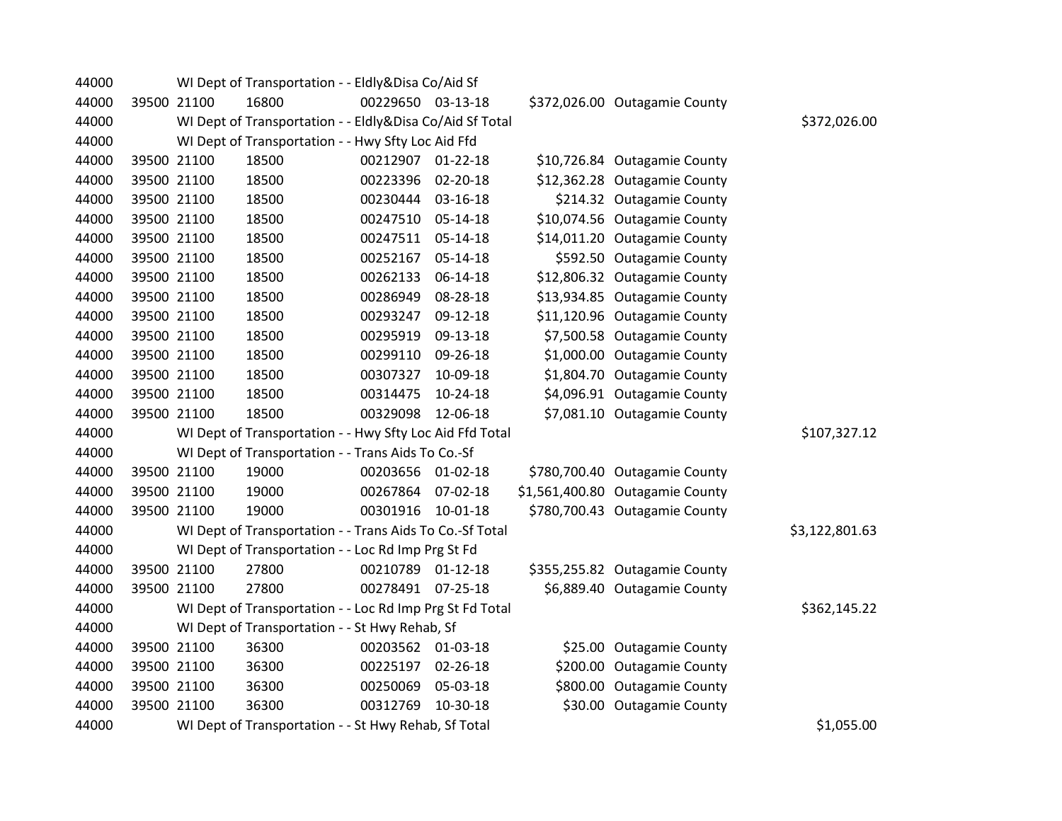| | | | | | | | | |
|---|---|---|---|---|---|---|---|---|
| 44000 | | WI Dept of Transportation - - Eldly&Disa Co/Aid Sf | | | | | | |
| 44000 | 39500 | 21100 | 16800 | 00229650 | 03-13-18 | $372,026.00 | Outagamie County | |
| 44000 | | WI Dept of Transportation - - Eldly&Disa Co/Aid Sf Total | | | | | | $372,026.00 |
| 44000 | | WI Dept of Transportation - - Hwy Sfty Loc Aid Ffd | | | | | | |
| 44000 | 39500 | 21100 | 18500 | 00212907 | 01-22-18 | $10,726.84 | Outagamie County | |
| 44000 | 39500 | 21100 | 18500 | 00223396 | 02-20-18 | $12,362.28 | Outagamie County | |
| 44000 | 39500 | 21100 | 18500 | 00230444 | 03-16-18 | $214.32 | Outagamie County | |
| 44000 | 39500 | 21100 | 18500 | 00247510 | 05-14-18 | $10,074.56 | Outagamie County | |
| 44000 | 39500 | 21100 | 18500 | 00247511 | 05-14-18 | $14,011.20 | Outagamie County | |
| 44000 | 39500 | 21100 | 18500 | 00252167 | 05-14-18 | $592.50 | Outagamie County | |
| 44000 | 39500 | 21100 | 18500 | 00262133 | 06-14-18 | $12,806.32 | Outagamie County | |
| 44000 | 39500 | 21100 | 18500 | 00286949 | 08-28-18 | $13,934.85 | Outagamie County | |
| 44000 | 39500 | 21100 | 18500 | 00293247 | 09-12-18 | $11,120.96 | Outagamie County | |
| 44000 | 39500 | 21100 | 18500 | 00295919 | 09-13-18 | $7,500.58 | Outagamie County | |
| 44000 | 39500 | 21100 | 18500 | 00299110 | 09-26-18 | $1,000.00 | Outagamie County | |
| 44000 | 39500 | 21100 | 18500 | 00307327 | 10-09-18 | $1,804.70 | Outagamie County | |
| 44000 | 39500 | 21100 | 18500 | 00314475 | 10-24-18 | $4,096.91 | Outagamie County | |
| 44000 | 39500 | 21100 | 18500 | 00329098 | 12-06-18 | $7,081.10 | Outagamie County | |
| 44000 | | WI Dept of Transportation - - Hwy Sfty Loc Aid Ffd Total | | | | | | $107,327.12 |
| 44000 | | WI Dept of Transportation - - Trans Aids To Co.-Sf | | | | | | |
| 44000 | 39500 | 21100 | 19000 | 00203656 | 01-02-18 | $780,700.40 | Outagamie County | |
| 44000 | 39500 | 21100 | 19000 | 00267864 | 07-02-18 | $1,561,400.80 | Outagamie County | |
| 44000 | 39500 | 21100 | 19000 | 00301916 | 10-01-18 | $780,700.43 | Outagamie County | |
| 44000 | | WI Dept of Transportation - - Trans Aids To Co.-Sf Total | | | | | | $3,122,801.63 |
| 44000 | | WI Dept of Transportation - - Loc Rd Imp Prg St Fd | | | | | | |
| 44000 | 39500 | 21100 | 27800 | 00210789 | 01-12-18 | $355,255.82 | Outagamie County | |
| 44000 | 39500 | 21100 | 27800 | 00278491 | 07-25-18 | $6,889.40 | Outagamie County | |
| 44000 | | WI Dept of Transportation - - Loc Rd Imp Prg St Fd Total | | | | | | $362,145.22 |
| 44000 | | WI Dept of Transportation - - St Hwy Rehab, Sf | | | | | | |
| 44000 | 39500 | 21100 | 36300 | 00203562 | 01-03-18 | $25.00 | Outagamie County | |
| 44000 | 39500 | 21100 | 36300 | 00225197 | 02-26-18 | $200.00 | Outagamie County | |
| 44000 | 39500 | 21100 | 36300 | 00250069 | 05-03-18 | $800.00 | Outagamie County | |
| 44000 | 39500 | 21100 | 36300 | 00312769 | 10-30-18 | $30.00 | Outagamie County | |
| 44000 | | WI Dept of Transportation - - St Hwy Rehab, Sf Total | | | | | | $1,055.00 |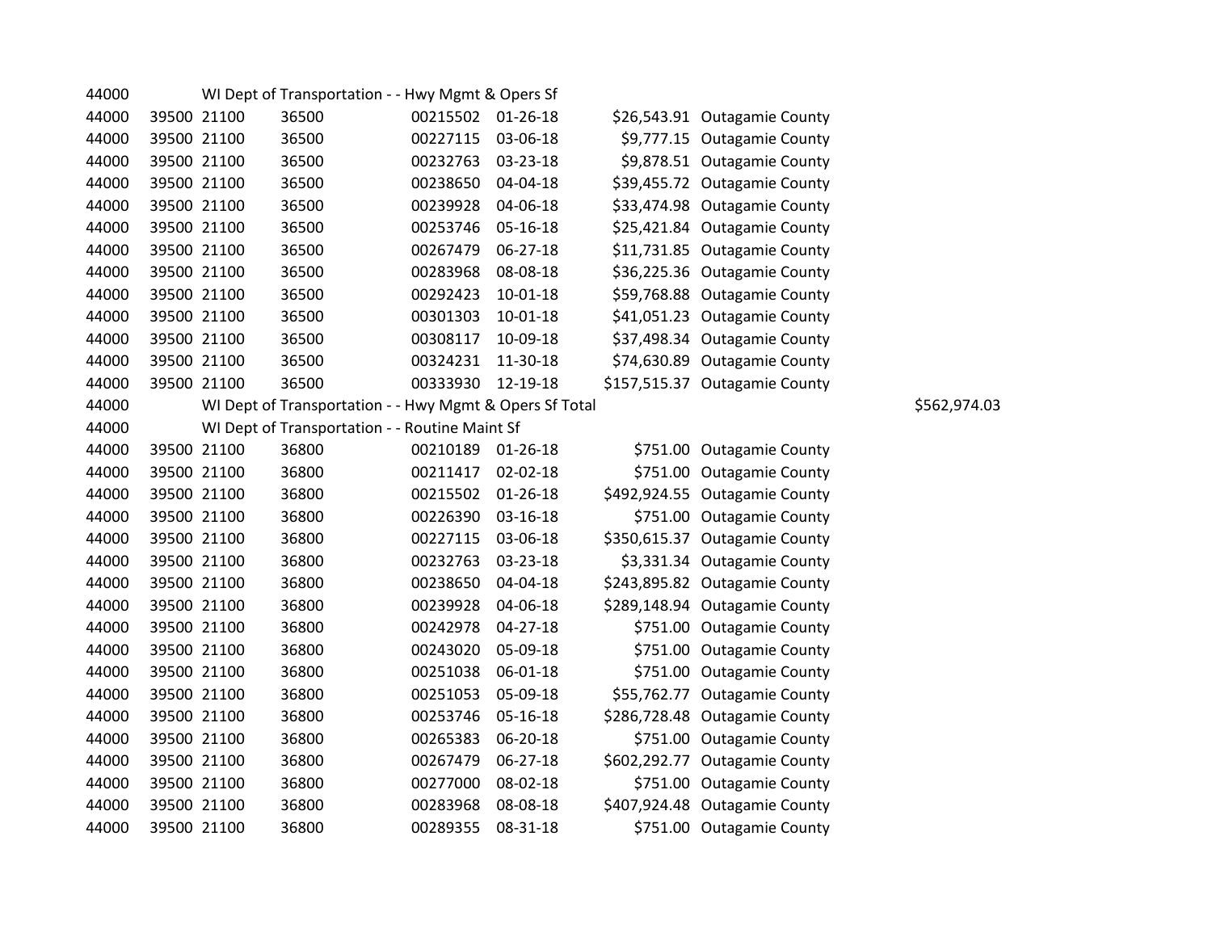| | | | | | | | | |
|---|---|---|---|---|---|---|---|---|
| 44000 | | WI Dept of Transportation - - Hwy Mgmt & Opers Sf | | | | | | |
| 44000 | 39500 | 21100 | 36500 | 00215502 | 01-26-18 | $26,543.91 | Outagamie County | |
| 44000 | 39500 | 21100 | 36500 | 00227115 | 03-06-18 | $9,777.15 | Outagamie County | |
| 44000 | 39500 | 21100 | 36500 | 00232763 | 03-23-18 | $9,878.51 | Outagamie County | |
| 44000 | 39500 | 21100 | 36500 | 00238650 | 04-04-18 | $39,455.72 | Outagamie County | |
| 44000 | 39500 | 21100 | 36500 | 00239928 | 04-06-18 | $33,474.98 | Outagamie County | |
| 44000 | 39500 | 21100 | 36500 | 00253746 | 05-16-18 | $25,421.84 | Outagamie County | |
| 44000 | 39500 | 21100 | 36500 | 00267479 | 06-27-18 | $11,731.85 | Outagamie County | |
| 44000 | 39500 | 21100 | 36500 | 00283968 | 08-08-18 | $36,225.36 | Outagamie County | |
| 44000 | 39500 | 21100 | 36500 | 00292423 | 10-01-18 | $59,768.88 | Outagamie County | |
| 44000 | 39500 | 21100 | 36500 | 00301303 | 10-01-18 | $41,051.23 | Outagamie County | |
| 44000 | 39500 | 21100 | 36500 | 00308117 | 10-09-18 | $37,498.34 | Outagamie County | |
| 44000 | 39500 | 21100 | 36500 | 00324231 | 11-30-18 | $74,630.89 | Outagamie County | |
| 44000 | 39500 | 21100 | 36500 | 00333930 | 12-19-18 | $157,515.37 | Outagamie County | |
| 44000 | | WI Dept of Transportation - - Hwy Mgmt & Opers Sf Total | | | | | | $562,974.03 |
| 44000 | | WI Dept of Transportation - - Routine Maint Sf | | | | | | |
| 44000 | 39500 | 21100 | 36800 | 00210189 | 01-26-18 | $751.00 | Outagamie County | |
| 44000 | 39500 | 21100 | 36800 | 00211417 | 02-02-18 | $751.00 | Outagamie County | |
| 44000 | 39500 | 21100 | 36800 | 00215502 | 01-26-18 | $492,924.55 | Outagamie County | |
| 44000 | 39500 | 21100 | 36800 | 00226390 | 03-16-18 | $751.00 | Outagamie County | |
| 44000 | 39500 | 21100 | 36800 | 00227115 | 03-06-18 | $350,615.37 | Outagamie County | |
| 44000 | 39500 | 21100 | 36800 | 00232763 | 03-23-18 | $3,331.34 | Outagamie County | |
| 44000 | 39500 | 21100 | 36800 | 00238650 | 04-04-18 | $243,895.82 | Outagamie County | |
| 44000 | 39500 | 21100 | 36800 | 00239928 | 04-06-18 | $289,148.94 | Outagamie County | |
| 44000 | 39500 | 21100 | 36800 | 00242978 | 04-27-18 | $751.00 | Outagamie County | |
| 44000 | 39500 | 21100 | 36800 | 00243020 | 05-09-18 | $751.00 | Outagamie County | |
| 44000 | 39500 | 21100 | 36800 | 00251038 | 06-01-18 | $751.00 | Outagamie County | |
| 44000 | 39500 | 21100 | 36800 | 00251053 | 05-09-18 | $55,762.77 | Outagamie County | |
| 44000 | 39500 | 21100 | 36800 | 00253746 | 05-16-18 | $286,728.48 | Outagamie County | |
| 44000 | 39500 | 21100 | 36800 | 00265383 | 06-20-18 | $751.00 | Outagamie County | |
| 44000 | 39500 | 21100 | 36800 | 00267479 | 06-27-18 | $602,292.77 | Outagamie County | |
| 44000 | 39500 | 21100 | 36800 | 00277000 | 08-02-18 | $751.00 | Outagamie County | |
| 44000 | 39500 | 21100 | 36800 | 00283968 | 08-08-18 | $407,924.48 | Outagamie County | |
| 44000 | 39500 | 21100 | 36800 | 00289355 | 08-31-18 | $751.00 | Outagamie County | |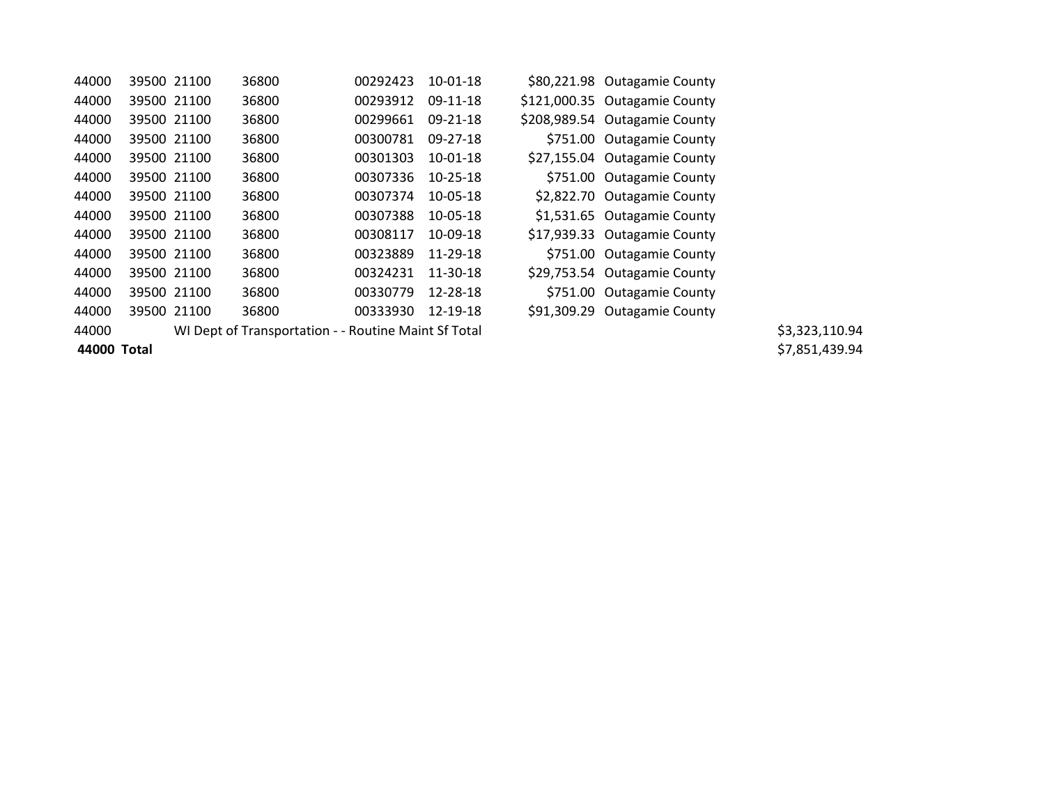| | | | | | | | | |
|---|---|---|---|---|---|---|---|---|
| 44000 | 39500 | 21100 | 36800 | 00292423 | 10-01-18 | $80,221.98 | Outagamie County | |
| 44000 | 39500 | 21100 | 36800 | 00293912 | 09-11-18 | $121,000.35 | Outagamie County | |
| 44000 | 39500 | 21100 | 36800 | 00299661 | 09-21-18 | $208,989.54 | Outagamie County | |
| 44000 | 39500 | 21100 | 36800 | 00300781 | 09-27-18 | $751.00 | Outagamie County | |
| 44000 | 39500 | 21100 | 36800 | 00301303 | 10-01-18 | $27,155.04 | Outagamie County | |
| 44000 | 39500 | 21100 | 36800 | 00307336 | 10-25-18 | $751.00 | Outagamie County | |
| 44000 | 39500 | 21100 | 36800 | 00307374 | 10-05-18 | $2,822.70 | Outagamie County | |
| 44000 | 39500 | 21100 | 36800 | 00307388 | 10-05-18 | $1,531.65 | Outagamie County | |
| 44000 | 39500 | 21100 | 36800 | 00308117 | 10-09-18 | $17,939.33 | Outagamie County | |
| 44000 | 39500 | 21100 | 36800 | 00323889 | 11-29-18 | $751.00 | Outagamie County | |
| 44000 | 39500 | 21100 | 36800 | 00324231 | 11-30-18 | $29,753.54 | Outagamie County | |
| 44000 | 39500 | 21100 | 36800 | 00330779 | 12-28-18 | $751.00 | Outagamie County | |
| 44000 | 39500 | 21100 | 36800 | 00333930 | 12-19-18 | $91,309.29 | Outagamie County | |
| 44000 | | WI Dept of Transportation - - Routine Maint Sf Total | | | | | | $3,323,110.94 |
| **44000** | **Total** | | | | | | | $7,851,439.94 |